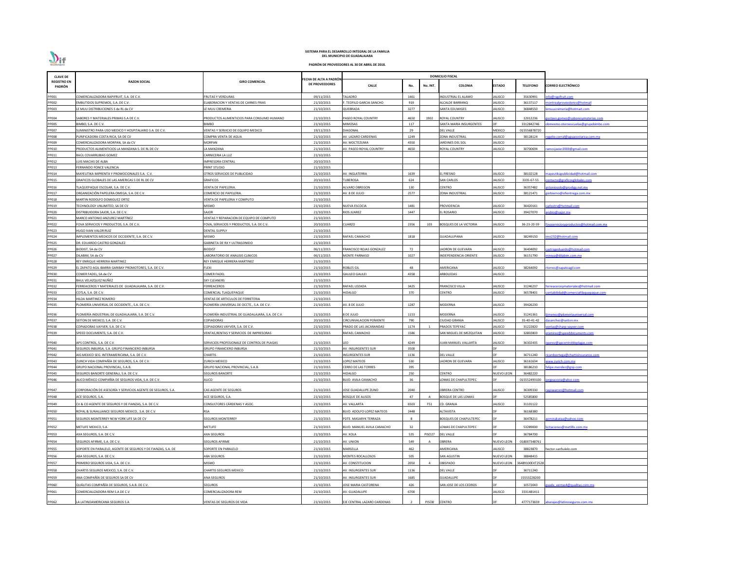**SISTEMA PARA EL DESARROLLO INTEGRAL DE LA FAMILIA**
**DEL MUNICIPIO DE GUADALAJARA**

**PADRÓN DE PROVEEDORES AL 30 DE ABRIL DE 2018.**

| CLAVE DE REGISTRO EN PADRÓN | RAZON SOCIAL | GIRO COMERCIAL | FECHA DE ALTA A PADRÓN DE PROVEEDORES | DOMICILIO FISCAL | | | | | | | |
|---|---|---|---|---|---|---|---|---|---|---|---|
| | | | | CALLE | No. | No. INT. | COLONIA | ESTADO | TELEFONO | CORREO ELECTRÓNICO |
| PP001 | COMERCIALIZADORA RAPIFRUIT, S.A. DE C.V. | FRUTAS Y VERDURAS | 09/11/2015 | TALADRO | 1461 | | INDUSTRIAL EL ALAMO | JALISCO | 35630991 | info@rapifruit.com |
| PP002 | EMBUTIDOS SUPREMOS, S.A. DE C.V. | ELABORACION Y VENTAS DE CARNES FRIAS | 21/10/2015 | F. TEOFILO GARCIA SANCHO | 919 | | ALCALDE BARRANQ | JALISCO | 36137117 | montrealproveedores@hotmail |
| PP003 | LE MUU DISTRIBUCIONES S de RL de CV | LE MUU CREMERIA | 21/10/2015 | QUEBRADA | 3277 | | SANTA EDUWIGES | JALISCO | 36848550 | lemuucremeria@hotmail.com |
| PP004 | SABORES Y MATERIALES PRIMAS S.A DE C.V. | PRODUCTOS ALIMENTICIOS PARA CONSUMO HUMANO | 21/10/2015 | PASEO ROYAL COUNTRY | 4650 | 1902 | ROYAL COUNTRY | JALISCO | 12012236 | gustavo.gomez@saboresymaterias.com |
| PP005 | BIMBO, S.A. DE C.V. | BIMBO | 21/10/2015 | MIMOSAS | 117 | | SANTA MARIA INSURGENTES | DF | 3312842746 | obmexmo.oteroescuelas@grupobimbo.com |
| PP007 | SUMINISTRO PARA USO MEDICO Y HOSPITALARIO S.A. DE C.V. | VENTAS Y SERVICIO DE EQUIPO MEDICO | 19/11/2015 | DIAGONAL | 29 | | DEL VALLE | MEXICO | 015556878720 | |
| PP008 | PURIFICADORA COSTA RICA, SA DE CV | COMPRA VENTA DE AGUA | 21/10/2015 | AV. LAZARO CARDENAS | 1249 | | ZONA INDUSTRIAL | JALISCO | 38128124 | rogelio.corral@aguacostarica.com.mx |
| PP009 | COMERCIALIZADORA MORPAN, SA de CV | MORPAN | 21/10/2015 | AV. MOCTEZUMA | 4350 | | JARDINES DEL SOL | JALISCO | | |
| PP010 | PRODUCTOS ALIMENTICIOS LA MANZANA S. DE RL DE CV | LA MANZANA | 21/10/2015 | AV. PASEO ROYAL COUNTRY | 4650 | | ROYAL COUNTRY | JALISCO | 30700694 | ramosjavier2000@gmail.com |
| PP011 | RAÚL COVARRUBIAS GOMEZ | CARNICERIA LA LUZ | 21/10/2015 | | | | | | | |
| PP012 | LUIS MACIAS DE ALBA | IMPRESORA CENTRAL | 20/10/2015 | | | | | | | |
| PP013 | FERNANDO PONCE VALENCIA | PRINT STUDIO | 21/10/2015 | | | | | | | |
| PP014 | MAYEUTIKA IMPRENTA Y PROMOCIONALES S.A. C.V. | OTROS SERVICIOS DE PUBLICIDAD | 21/10/2015 | AV. INGLATERRA | 1639 | | EL FRESNO | JALISCO | 38102128 | mayeutikapublicidad@hotmail.com |
| PP015 | GRAFICOS GLOBALES DE LAS AMERICAS S DE RL DE CV | GRAFICOS | 20/10/2015 | TUBEROSA | 624 | | SAN CARLOS | JALISCO | 3335-67-55 | contacto@graficosglobales.com |
| PP016 | TLAQUEPAQUE ESCOLAR, S.A. DE C.V. | VENTA DE PAPELERIA. | 21/10/2015 | ALVARO OBREGON | 130 | | CENTRO | JALISCO | 36357482 | antoniosolo@prodigy.net.mx |
| PP017 | ORGANIZACIÓN PAPELERA OMEGA, S.A. DE C.V. | COMERCIO DE PAPELERIA. | 21/10/2015 | AV. 8 DE JULIO | 2577 | | ZONA INDUSTRIAL | JALISCO | 38121471 | gorbierno@ofientrega.com.mx |
| PP018 | MARTIN RODOLFO DOMIGUEZ ORTIZ | VENTA DE PAPELERIA Y COMPUTO | 21/10/2015 | | | | | | | |
| PP019 | TECHNOLOGY UNLIMITED, SA DE CV | MISMO | 21/10/2015 | NUEVA ESCOCIA | 1481 | | PROVIDENCIA | JALISCO | 36420161 | carlostrv@hotmail.com |
| PP020 | DISTRIBUIDORA SAJOR, S.A. DE C.V. | SAJOR | 21/10/2015 | RIOS JUAREZ | 1447 | | EL ROSARIO | JALISCO | 39427070 | arubio@sajor.mx |
| PP021 | MARCO ANTONIO ANZUREZ MARTÍNEZ | VENTAS Y REPARACION DE EQUIPO DE COMPUTO | 21/10/2015 | | | | | | | |
| PP022 | FOVA SERVICIOS Y PRODUCTOS, S.A. DE C.V. | FOVA, SERVICIOS Y PRODUCTOS, S.A. DE C.V. | 20/10/2015 | CUARZO | 2356 | 103 | BOSQUES DE LA VICTORIA | JALISCO | 36-23-20-59 | fovaserviciosyproductos@hotmail.com.mx |
| PP023 | HUGO IVAN VALOR RUIZ | DENTAL SUPPLY | 21/10/2015 | | | | | | | |
| PP024 | IMPLEMENTOS MEDICOS DE OCCIDENTE, S.A. DE C.V. | MISMO | 21/10/2015 | RAFAEL CAMACHO | 1818 | | GUADALUPANA | JALISCO | 38249150 | imo232@hotmail.com |
| PP025 | DR. EDUARDO CASTRO GONZALEZ | GABINETA DE RX Y ULTRASONIDO | 21/10/2015 | | | | | | | |
| PP026 | BIODIST, SA de CV | BIODIST | 06/11/2015 | FRANCISCO ROJAS GONZALEZ | 72 | | LADRON DE GUEVARA | JALISCO | 36404092 | castrogeduardo@hotmail.com |
| PP027 | DILABIM, SA de CV | LABORATORIO DE ANALISIS CLINICOS | 06/11/2015 | MONTE PARNASO | 1027 | | INDEPENDENCIA ORIENTE | JALISCO | 36151790 | mireya@dilabim.com.mx |
| PP028 | REY ENRIQUE HERRERA MARTINEZ | REY ENRIQUE HERRERA MARTINEZ | 21/10/2015 | | | | | | | |
| PP029 | EL ZAPATO AGIL IBARRA GARIBAY PROMOTORES, S.A. DE C.V. | FLEXI | 21/10/2015 | ROBLES GIL | 48 | | AMERICANA | JALISCO | 38264092 | rtorres@zapatoagil.com |
| PP030 | COMER FADEL, SA de CV | COMER FADEL | 21/10/2015 | GALILEO GALILEI | 4358 | | ARBOLEDAS | JALISCO | | |
| PP031 | RAUL VELAZQUEZ NUÑEZ | SKY CLEANERS | 21/10/2015 | | | | | | | |
| PP032 | FERREACEROS Y MATERIALES DE GUADALAJARA, S.A. DE C.V. | FERREACEROS | 21/10/2015 | RAFAEL LOZADA | 3425 | | FRANCISCO VILLA | JALISCO | 31246237 | ferreacerosymateriales@hotmail.com |
| PP033 | COTLA, S.A. DE C.V. | COMERCIAL TLAQUEPAQUE | 21/10/2015 | HIDALGO | 370 | | CENTRO | JALISCO | 36578401 | contabilidad@comercialtlaquepaque.com |
| PP034 | HILDA MARTINEZ ROMERO | VENTAS DE ARTICULOS DE FERRETERIA | 21/10/2015 | | | | | | | |
| PP035 | PLOMERÍA UNIVERSAL DE OCCIDENTE., S.A. DE C.V. | PLOMERÍA UNIVERSAL DE OCCTE., S.A. DE C.V. | 21/10/2015 | AV. 8 DE JULIO | 1287 | | MODERNA | JALISCO | 39426230 | |
| PP036 | PLOMERÍA INDUSTRIAL DE GUADALAJARA, S.A. DE C.V. | PLOMERÍA INDUSTRIAL DE GUADALAJARA, S.A. DE C.V. | 21/10/2015 | 8 DE JULIO | 1153 | | MODERNA | JALISCO | 31241361 | ljimenez@plomeriauniversal.com |
| PP037 | SEITON DE MEXICO, S.A. DE C.V. | COPIADORAS | 20/10/2015 | CIRCUNVALACION PONIENTE | 790 | | CIUDAD GRANJA | JALISCO | 35-40-41-42 | dasanchez@seiton.mx |
| PP038 | COPIADORAS VAYVER, S.A. DE C.V. | COPIADORAS VAYVER, S.A. DE C.V. | 21/10/2015 | PRADO DE LAS JACARANDAS | 1174 | 1 | PRADOS TEPEYAC | JALISCO | 31222820 | ventas@sharp-vayver.com |
| PP039 | SPEED DOCUMENTS, S.A. DE C.V. | VENTAS,RENTAS Y SERVICIOS DE IMPRESORAS | 21/10/2015 | RAFAEL CAMACHO | 1586 | | SAN MIGUEL DE MEZQUITAN | JALISCO | 32802803 | eramirez@speeddocuments.com |
| PP040 | APS CONTROL, S.A. DE C.V. | SERVICIOS PROFESIONALE DE CONTROL DE PLAGAS | 21/10/2015 | LEO | 4249 | | JUAN MANUEL VALLARTA | JALISCO | 36302435 | operez@apcontroldeplagas.com |
| PP041 | SEGUROS INBURSA, S.A. GRUPO FINANCIERO INBURSA | GRUPO FINANCIERO INBURSA | 21/10/2015 | AV. INSURGENTES SUR | 3500 | | | DF | | |
| PP042 | AIG MEXICO SEG. INTERAMERICANA, S.A. DE C.V. | CHARTIS | 21/10/2015 | INSURGENTES SUR | 1136 | | DEL VALLE | DF | 36711240 | ricardoortega@chartisinsurance.com |
| PP043 | ZURICH VIDA COMPAÑÍA DE SEGUROS, S.A. DE C.V. | ZURICH MEXICO | 21/10/2015 | LOPEZ MATEOS | 530 | | LADRON DE GUEVARA | JALISCO | 36161634 | www.zurich.com.mx |
| PP044 | GRUPO NACIONAL PROVINCIAL, S.A.B. | GRUPO NACIONAL PROVINCIAL, S.A.B. | 21/10/2015 | CERRO DE LAS TORRES | 395 | | | DF | 38186210 | felipe.mendez@gnp.com |
| PP045 | SEGUROS BANORTE GENERALI, S.A. DE C.V. | SEGUROS BANORTE | 21/10/2015 | HIDALGO | 250 | | CENTRO | NUEVO LEON | 36482220 | |
| PP046 | ALICO MÉXICO COMPAÑÍA DE SEGUROS VIDA, S.A. DE C.V. | ALICO | 21/10/2015 | BLVD. AVILA CAMACHO | 36 | | LOMAS DE CHAPULTEPEC | DF | 015552493100 | jorgeacosta@alico.com |
| PP047 | CORPORACIÓN DE ASESORÍA Y SERVICIOS AGENTE DE SEGUROS, S.A. | CAS AGENTE DE SEGUROS | 21/10/2015 | JOSE GUADALUPE ZUNO | 2040 | | OBRERA CENTRO | JALISCO | 36309330 | rayowarren@hotmail.com |
| PP048 | ACE SEGUROS, S.A. | ACE SEGUROS, S.A. | 21/10/2015 | BOSQUE DE ALISOS | 47 | A | BOSQUE DE LAS LOMAS | DF | 52585800 | |
| PP049 | CV & CO AGENTE DE SEGUROS Y DE FIANZAS, S.A. DE C.V. | CONSULTORES CÁRDENAS Y ASOC. | 21/10/2015 | AV. VALLARTA | 6503 | F51 | CD. GRANJA | JALISCO | 31101122 | |
| PP050 | ROYAL & SUNALLIANCE SEGUROS MEXICO, .S.A. DE C.V. | RSA | 21/10/2015 | BLVD. ADOLFO LOPEZ MATEOS | 2448 | | ALTAVISTA | DF | 36168380 | |
| PP051 | SEGUROS MONTERREY NEW YORK LIFE SA DE CV | SEGUROS MONTERREY | 21/10/2015 | PDTE. MASARYK TERRAZA | 8 | | BOSQUES DE CHAPULTEPEC | DF | 36478211 | aeminakataa@yahoo.com |
| PP052 | METLIFE MEXICO, S.A. | METLIFE | 21/10/2015 | BLVD. MANUEL AVILA CAMACHO | 32 | | LOMAS DE CHAPULTEPEC | DF | 53289000 | licitaciones@metlife.com.mx |
| PP053 | AXA SEGUROS, S.A. DE C.V. | AXA SEGUROS | 21/10/2015 | AV. XOLA | 535 | PISO27 | DEL VALLE | DF | 36784700 | |
| PP054 | SEGUROS AFIRME, S.A. DE C.V. | SEGUROS AFIRME | 21/10/2015 | AV. UNION | 549 | A | OBRERA | NUEVO LEON | 018007348761 | |
| PP055 | SOPORTE EN PARALELO, AGENTE DE SEGUROS Y DE FIANZAS, S.A. DE | SOPORTE EN PARALELO | 21/10/2015 | MARSELLA | 462 | | AMERICANA | JALISCO | 38823870 | hector.sanhulelo.com |
| PP056 | ABA SEGUROS, S.A. DE C.V. | ABA SEGUROS | 21/10/2015 | MONTES ROCALLOSOS | 505 | | SAN AGUSTIN | NUEVO LEON | 38848415 | |
| PP057 | PRIMERO SEGUROS VIDA, S.A. DE C.V. | MISMO | 21/10/2015 | AV. CONSTITUCION | 2050 | 4 | OBISPADO | NUEVO LEON | 36489100EXT2528 | |
| PP058 | CHARTIS SEGUROS MEXICO, S.A. DE C.V. | CHARTIS SEGUROS MEXICO | 21/10/2015 | AV. INSURGENTES SUR | 1136 | | DEL VALLE | DF | 36711240 | |
| PP059 | ANA COMPAÑÍA DE SEGUROS SA DE CV | ANA SEGUROS | 21/10/2015 | AV. INSURGENTES SUR | 1685 | | GUADALUPE | DF | 15553228200 | |
| PP060 | QUÁLITAS COMPAÑÍA DE SEGUROS, S.A.B. DE C.V. | SEGUROS | 21/10/2015 | JOSE MARIA CASTORENA | 426 | | SAN JOSE DE LOS CEDROS | DF | 10572043 | guada_ventas4@qualitas.com.mx |
| PP061 | COMERCIALIZADORA REM S.A DE C.V | COMERCIALIZADORA REM | 21/10/2015 | AV. GUADALUPE | 6700 | | | JALISCO | 3331481411 | |
| PP062 | LA LATINOAMERICANA SEGUROS S.A | VENTAS DE SEGUROS DE VIDA | 21/10/2015 | EJE CENTRAL LAZARO CARDENAS | 2 | PISO8 | CENTRO | DF | 4777173659 | abarajas@latinoseguros.com.mx |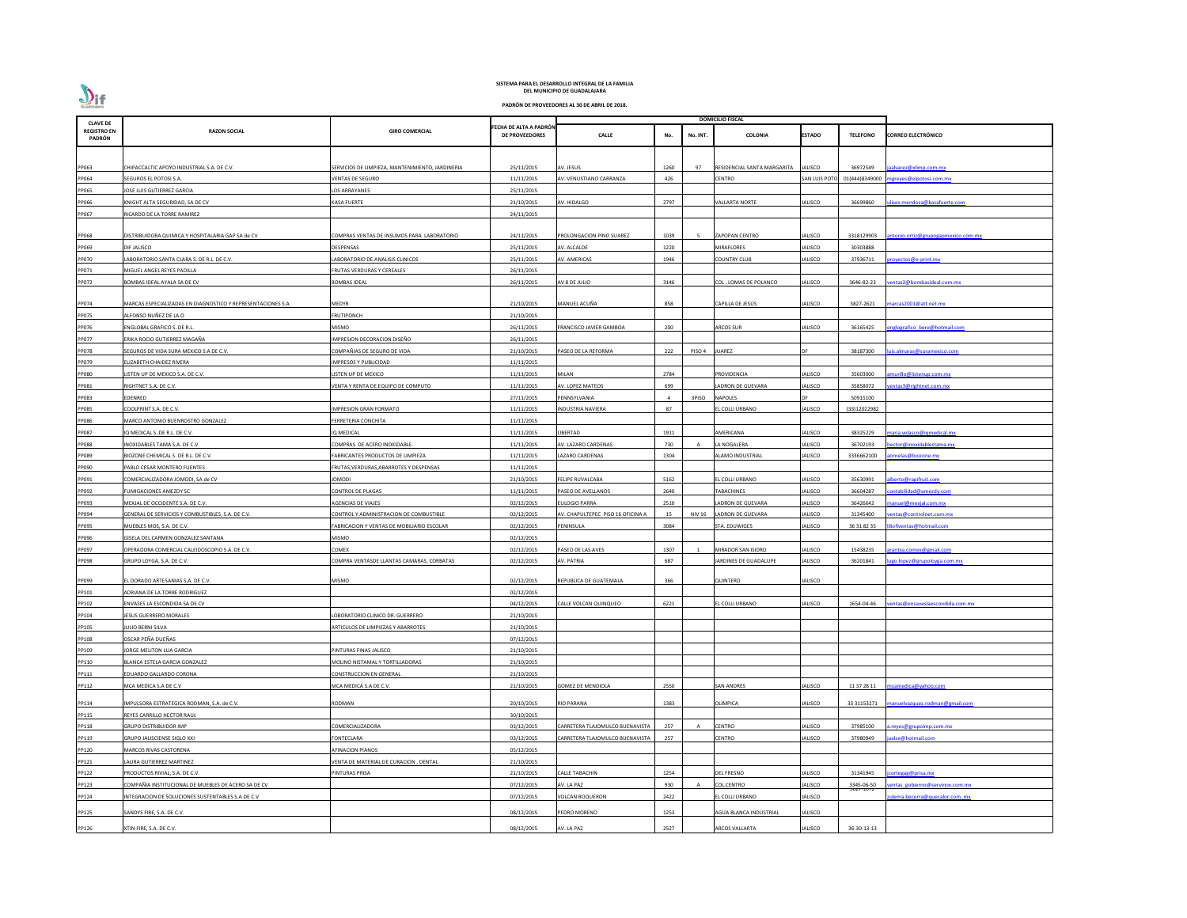**SISTEMA PARA EL DESARROLLO INTEGRAL DE LA FAMILIA DEL MUNICIPIO DE GUADALAJARA**

**PADRÓN DE PROVEEDORES AL 30 DE ABRIL DE 2018.**

| CLAVE DE REGISTRO EN PADRÓN | RAZON SOCIAL | GIRO COMERCIAL | FECHA DE ALTA A PADRÓN DE PROVEEDORES | DOMICILIO FISCAL | | | | | | CORREO ELECTRÓNICO |
|---|---|---|---|---|---|---|---|---|---|---|
| | | | | CALLE | No. | No. INT. | COLONIA | ESTADO | TELEFONO | |
| PP063 | CHIPACCALTIC APOYO INDUSTRIAL S.A. DE C.V. | SERVICIOS DE LIMPIEZA, MANTENIMIENTO, JARDINERIA | 25/11/2015 | AV. JESUS | 1260 | 97 | RESIDENCIAL SANTA MARGARITA | JALISCO | 36972549 | jaalvarez@xlimp.com.mx |
| PP064 | SEGUROS EL POTOSI S.A. | VENTAS DE SEGURO | 11/11/2015 | AV. VENUSTIANO CARRANZA | 426 | | CENTRO | SAN LUIS POTO | 01(444)8349000 | mgreyes@elpotosi.com.mx |
| PP065 | JOSE LUIS GUTIERREZ GARCIA | LOS ARRAYANES | 25/11/2015 | | | | | | | |
| PP066 | KNIGHT ALTA SEGURIDAD, SA DE CV | KASA FUERTE | 21/10/2015 | AV. HIDALGO | 2797 | | VALLARTA NORTE | JALISCO | 36699860 | ulises.mendoza@kasafuerte.com |
| PP067 | RICARDO DE LA TORRE RAMIREZ | | 24/11/2015 | | | | | | | |
| PP068 | DISTRIBUIDORA QUIMICA Y HOSPITALARIA GAP SA de CV | COMPRAS VENTAS DE INSUMOS PARA LABORATORIO | 24/11/2015 | PROLONGACION PINO SUAREZ | 1039 | 5 | ZAPOPAN CENTRO | JALISCO | 3318129903 | antonio.ortiz@grupogapmexico.com.mx |
| PP069 | DIF JALISCO | DESPENSAS | 25/11/2015 | AV. ALCALDE | 1220 | | MIRAFLORES | JALISCO | 30303888 | |
| PP070 | LABORATORIO SANTA CLARA S. DE R.L. DE C.V. | LABORATORIO DE ANALISIS CLINICOS | 25/11/2015 | AV. AMERICAS | 1946 | | COUNTRY CLUB | JALISCO | 37936711 | proyectos@e-print.mx |
| PP071 | MIGUEL ANGEL REYES PADILLA | FRUTAS VERDURAS Y CEREALES | 26/11/2015 | | | | | | | |
| PP072 | BOMBAS IDEAL AYALA SA DE CV | BOMBAS IDEAL | 26/11/2015 | AV 8 DE JULIO | 3146 | | COL . LOMAS DE POLANCO | JALISCO | 3646-82-23 | ventas2@bombasideal.com.mx |
| PP074 | MARCAS ESPECIALIZADAS EN DIAGNOSTICO Y REPRESENTACIONES S.A | MEDYR | 21/10/2015 | MANUEL ACUÑA | 858 | | CAPILLA DE JESÚS | JALISCO | 3827-2621 | marcas2001@att.net.mx |
| PP075 | ALFONSO NUÑEZ DE LA O | FRUTIPONCH | 21/10/2015 | | | | | | | |
| PP076 | ENGLOBAL GRAFICO S. DE R.L. | MISMO | 26/11/2015 | FRANCISCO JAVIER GAMBOA | 200 | | ARCOS SUR | JALISCO | 36165425 | englografico_bere@hotmail.com |
| PP077 | ERIKA ROCIO GUTIERREZ MAGAÑA | IMPRESION DECORACION DISEÑO | 26/11/2015 | | | | | | | |
| PP078 | SEGUROS DE VIDA SURA MEXICO S.A DE C.V. | COMPAÑIAS DE SEGURO DE VIDA | 21/10/2015 | PASEO DE LA REFORMA | 222 | PISO 4 | JUAREZ | DF | 38187300 | luis.almaras@suramexico.com |
| PP079 | ELIZABETH CHAIDEZ RIVERA | IMPRESOS Y PUBLICIDAD | 11/11/2015 | | | | | | | |
| PP080 | LISTEN UP DE MEXICO S.A. DE C.V. | LISTEN UP DE MEXICO | 11/11/2015 | MILAN | 2784 | | PROVIDENCIA | JALISCO | 35603000 | amurillo@listenup.com.mx |
| PP081 | RIGHTNET S.A. DE C.V. | VENTA Y RENTA DE EQUIPO DE COMPUTO | 11/11/2015 | AV. LOPEZ MATEOS | 699 | | LADRON DE GUEVARA | JALISCO | 35858072 | ventas3@rightnet.com.mx |
| PP083 | EDENRED | | 27/11/2015 | PENNSYLVANIA | 4 | 3PISO | NAPOLES | DF | 50915100 | |
| PP085 | COOLPRINT S.A. DE C.V. | IMPRESION GRAN FORMATO | 11/11/2015 | INDUSTRIA NAVIERA | 87 | | EL COLLI URBANO | JALISCO | (33)12022982 | |
| PP086 | MARCO ANTONIO BUENROSTRO GONZALEZ | FERRETERIA CONCHITA | 11/11/2015 | | | | | | | |
| PP087 | IQ MEDICAL S. DE R.L. DE C.V. | IQ MEDICAL | 11/11/2015 | LIBERTAD | 1911 | | AMERICANA | JALISCO | 38325229 | maria.velasco@iqmedical.mx |
| PP088 | INOXIDABLES TAMA S.A. DE C.V. | COMPRAS DE ACERO INOXIDABLE. | 11/11/2015 | AV. LAZARO CARDENAS | 730 | A | LA NOGALERA | JALISCO | 36702193 | hector@inoxidablestama.mx |
| PP089 | BIOZONE CHEMICAL S. DE R.L. DE C.V. | FABRICANTES PRODUCTOS DE LIMPIEZA | 11/11/2015 | LAZARO CARDENAS | 1304 | | ALAMO INDUSTRIAL | JALISCO | 3336662100 | aornelas@biozone.mx |
| PP090 | PABLO CESAR MONTERO FUENTES | FRUTAS,VERDURAS,ABARROTES Y DESPENSAS | 11/11/2015 | | | | | | | |
| PP091 | COMERCIALIZADORA JOMODI, SA de CV | JOMODI | 21/10/2015 | FELIPE RUVALCABA | 5162 | | EL COLLI URBANO | JALISCO | 35630991 | alberto@rapifruit.com |
| PP092 | FUMIGACIONES AMEZDY SC | CONTROL DE PLAGAS | 11/11/2015 | PASEO DE AVELLANOS | 2640 | | TABACHINES | JALISCO | 36604287 | contabilidad@amezdy.com |
| PP093 | MEXJAL DE OCCIDENTE S.A. DE C.V. | AGENCIAS DE VIAJES | 02/12/2015 | EULOGIO PARRA | 2510 | | LADRON DE GUEVARA | JALISCO | 36426642 | manuel@mexjal.com.mx |
| PP094 | GENERAL DE SERVICIOS Y COMBUSTIBLES, S.A. DE C.V. | CONTROL Y ADMINISTRACION DE COMBUSTIBLE | 02/12/2015 | AV. CHAPULTEPEC PISO 16 OFICINA A | 15 | NIV 16 | LADRON DE GUEVARA | JALISCO | 31345400 | ventas@controlnet.com.mx |
| PP095 | MUEBLES MOS, S.A. DE C.V. | FABRICACION Y VENTAS DE MOBILIARIO ESCOLAR | 02/12/2015 | PENINSULA | 3084 | | STA. EDUWIGES | JALISCO | 36 31 82 35 | liliofiventas@hotmail.com |
| PP096 | GISELA DEL CARMEN GONZALEZ SANTANA | MISMO | 02/12/2015 | | | | | | | |
| PP097 | OPERADORA COMERCIAL CALEIDOSCOPIO S.A. DE C.V. | COMEX | 02/12/2015 | PASEO DE LAS AVES | 1307 | 1 | MIRADOR SAN ISIDRO | JALISCO | 15438235 | arantxa.comex@gmail.com |
| PP098 | GRUPO LOYGA, S.A. DE C.V. | COMPRA VENTASDE LLANTAS CAMARAS, CORBATAS | 02/12/2015 | AV. PATRIA | 687 | | JARDINES DE GUADALUPE | JALISCO | 36201841 | lugo.lopez@grupoloyga.com.mx |
| PP099 | EL DORADO ARTESANIAS S.A. DE C.V. | MISMO | 02/12/2015 | REPUBLICA DE GUATEMALA | 366 | | QUINTERO | JALISCO | | |
| PP101 | ADRIANA DE LA TORRE RODRIGUEZ | | 02/12/2015 | | | | | | | |
| PP102 | ENVASES LA ESCONDIDA SA DE CV | | 04/12/2015 | CALLE VOLCAN QUINQUEO | 6221 | | EL COLLI URBANO | JALISCO | 1654-04-46 | ventas@ensaveslaescondida.com.mx |
| PP104 | JESUS GUERRERO MORALES | LOBORATORIO CLINICO DR. GUERRERO | 21/10/2015 | | | | | | | |
| PP105 | JULIO BERNI SILVA | ARTICULOS DE LIMPIEZAS Y ABARROTES | 21/10/2015 | | | | | | | |
| PP108 | OSCAR PEÑA DUEÑAS | | 07/12/2015 | | | | | | | |
| PP109 | JORGE MELITON LUA GARCIA | PINTURAS FINAS JALISCO | 21/10/2015 | | | | | | | |
| PP110 | BLANCA ESTELA GARCIA GONZALEZ | MOLINO NISTAMAL Y TORTILLADORAS | 21/10/2015 | | | | | | | |
| PP111 | EDUARDO GALLARDO CORONA | CONSTRUCCION EN GENERAL | 21/10/2015 | | | | | | | |
| PP112 | MCA MEDICA S.A DE C.V | MCA MEDICA S.A DE C.V. | 21/10/2015 | GOMEZ DE MENDIOLA | 2550 | | SAN ANDRES | JALISCO | 11 37 28 11 | mcamedica@yahoo.com |
| PP114 | IMPULSORA ESTRATEGICA RODMAN, S.A. de C.V. | RODMAN | 20/10/2015 | RIO PARANA | 1383 | | OLIMPICA | JALISCO | 33 31153271 | manuelvazquez.rodman@gmail.com |
| PP115 | REYES CARRILLO HECTOR RAUL | | 30/10/2015 | | | | | | | |
| PP118 | GRUPO DISTRIBUIDOR IMP | COMERCIALIZADORA | 03/12/2015 | CARRETERA TLAJOMULCO BUENAVISTA | 257 | A | CENTRO | JALISCO | 37985100 | a.reyes@grupoimp.com.mx |
| PP119 | GRUPO JALISCIENSE SIGLO XXI | FONTECLARA | 03/12/2015 | CARRETERA TLAJOMULCO BUENAVISTA | 257 | | CENTRO | JALISCO | 37980949 | jaalze@hotmail.com |
| PP120 | MARCOS RIVAS CASTORENA | AFINACION PIANOS | 05/12/2015 | | | | | | | |
| PP121 | LAURA GUTIERREZ MARTINEZ | VENTA DE MATERIAL DE CURACION , DENTAL | 21/10/2015 | | | | | | | |
| PP122 | PRODUCTOS RIVIAL, S.A. DE C.V. | PINTURAS PRISA | 21/10/2015 | CALLE TABACHIN | 1254 | | DEL FRESNO | JALISCO | 31341945 | jcortegag@prisa.mx |
| PP123 | COMPAÑIA INSTITUCIONAL DE MUEBLES DE ACERO SA DE CV | | 07/12/2015 | AV. LA PAZ | 930 | A | COL.CENTRO | JALISCO | 3345-06-50 | ventas_gobierno@servinox.com.mx |
| PP124 | INTEGRACION DE SOLUCIONES SUSTENTABLES S.A DE C.V | | 07/12/2015 | VOLCAN BOQUERON | 2422 | | EL COLLI URBANO | JALISCO | 3627-2072 | zulema.becerra@quecalor.com .mx |
| PP125 | SANDYS FIRE, S.A. DE C.V. | | 08/12/2015 | PEDRO MORENO | 1253 | | AGUA BLANCA INDUSTRIAL | JALISCO | | |
| PP126 | XTIN FIRE, S.A. DE C.V. | | 08/12/2015 | AV. LA PAZ | 2527 | | ARCOS VALLARTA | JALISCO | 36-30-13-13 | |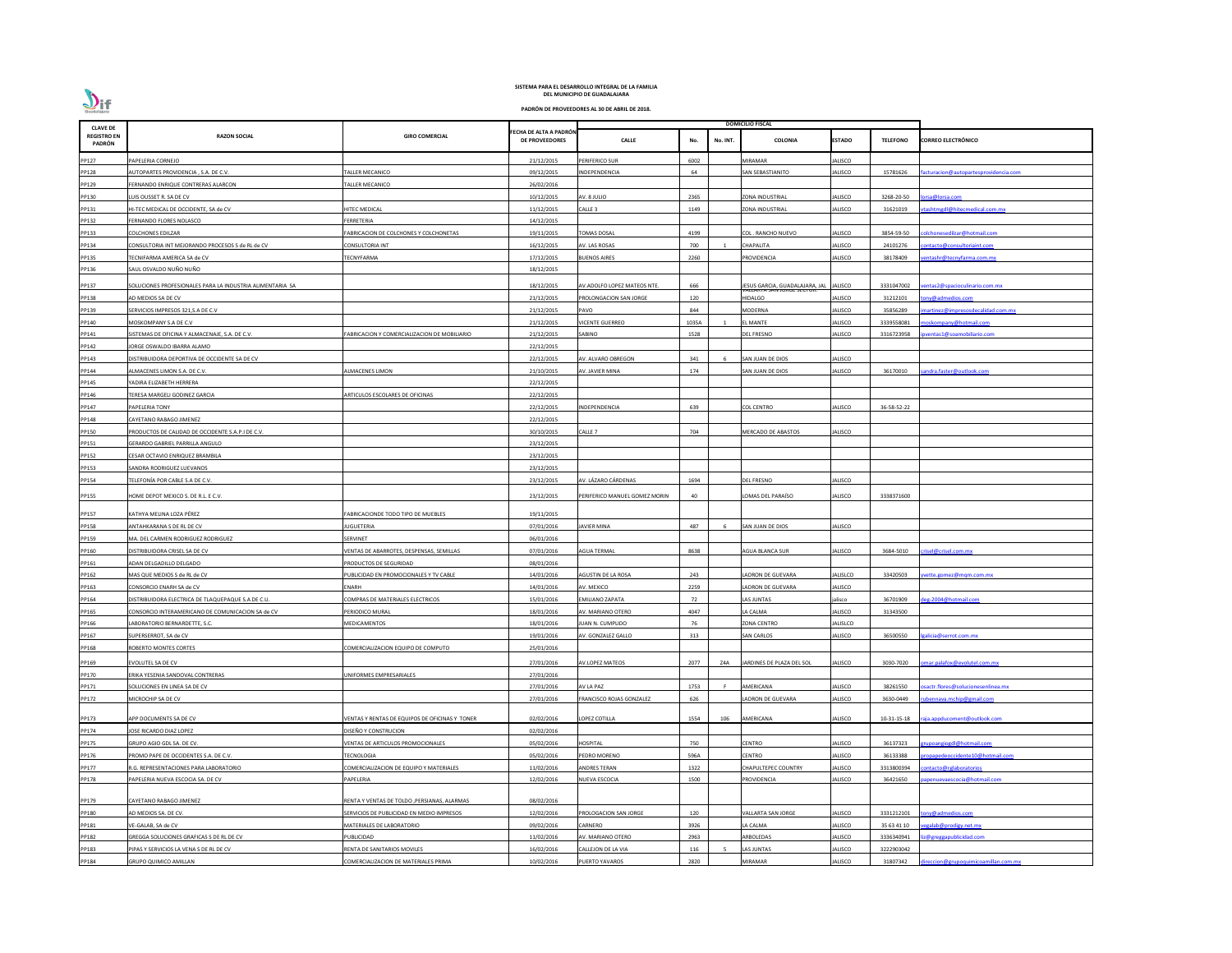# SISTEMA PARA EL DESARROLLO INTEGRAL DE LA FAMILIA
# DEL MUNICIPIO DE GUADALAJARA

## PADRÓN DE PROVEEDORES AL 30 DE ABRIL DE 2018.

| CLAVE DE REGISTRO EN PADRÓN | RAZON SOCIAL | GIRO COMERCIAL | FECHA DE ALTA A PADRÓN DE PROVEEDORES | DOMICILIO FISCAL | | | | | | | |
|---|---|---|---|---|---|---|---|---|---|---|---|
| | | | | CALLE | No. | No. INT. | COLONIA | ESTADO | TELEFONO | CORREO ELECTRÓNICO |
| PP127 | PAPELERIA CORNEJO | | 21/12/2015 | PERIFERICO SUR | 6002 | | MIRAMAR | JALISCO | | |
| PP128 | AUTOPARTES PROVIDENCIA , S.A. DE C.V. | TALLER MECANICO | 09/12/2015 | INDEPENDENCIA | 64 | | SAN SEBASTIANITO | JALISCO | 15781626 | facturacion@autopartesprovidencia.com |
| PP129 | FERNANDO ENRIQUE CONTRERAS ALARCON | TALLER MECANICO | 26/02/2016 | | | | | | | |
| PP130 | LUIS OUSSET R. SA DE CV | | 10/12/2015 | AV. 8 JULIO | 2365 | | ZONA INDUSTRIAL | JALISCO | 3268-20-50 | lorsa@lorsa.com |
| PP131 | HI-TEC MEDICAL DE OCCIDENTE, SA de CV | HITEC MEDICAL | 11/12/2015 | CALLE 3 | 1149 | | ZONA INDUSTRIAL | JALISCO | 31621019 | vtashtmgdl@hitecmedical.com.mx |
| PP132 | FERNANDO FLORES NOLASCO | FERRETERIA | 14/12/2015 | | | | | | | |
| PP133 | COLCHONES EDILZAR | FABRICACION DE COLCHONES Y COLCHONETAS | 19/11/2015 | TOMAS DOSAL | 4199 | | COL . RANCHO NUEVO | JALISCO | 3854-59-50 | colchonesedilzar@hotmail.com |
| PP134 | CONSULTORIA INT MEJORANDO PROCESOS S de RL de CV | CONSULTORIA INT | 16/12/2015 | AV. LAS ROSAS | 700 | 1 | CHAPALITA | JALISCO | 24101276 | contacto@consultoriaint.com |
| PP135 | TECNIFARMA AMERICA SA de CV | TECNYFARMA | 17/12/2015 | BUENOS AIRES | 2260 | | PROVIDENCIA | JALISCO | 38178409 | ventashr@tecnyfarma.com.mx |
| PP136 | SAUL OSVALDO NUÑO NUÑO | | 18/12/2015 | | | | | | | |
| PP137 | SOLUCIONES PROFESIONALES PARA LA INDUSTRIA ALIMENTARIA SA | | 18/12/2015 | AV.ADOLFO LOPEZ MATEOS NTE. | 666 | | JESUS GARCIA, GUADALAJARA, JAL | JALISCO | 3331047002 | ventas2@spacioculinario.com.mx |
| PP138 | AD MEDIOS SA DE CV | | 21/12/2015 | PROLONGACION SAN JORGE | 120 | | VALLARTA SAN JORGE SECTOR HIDALGO | JALISCO | 31212101 | tony@admedios.com |
| PP139 | SERVICIOS IMPRESOS 321,S.A DE C.V | | 21/12/2015 | PAVO | 844 | | MODERNA | JALISCO | 35856289 | jmartinez@impresosdecalidad.com.mx |
| PP140 | MOSKOMPANY S.A DE C.V | | 21/12/2015 | VICENTE GUERRERO | 1035A | 1 | EL MANTE | JALISCO | 3339558081 | moskompany@hotmail.com |
| PP141 | SISTEMAS DE OFICINA Y ALMACENAJE, S.A. DE C.V. | FABRICACION Y COMERCIALIZACION DE MOBILIARIO | 21/12/2015 | SABINO | 1528 | | DEL FRESNO | JALISCO | 3316723958 | ipventas1@soamobiliario.com |
| PP142 | JORGE OSWALDO IBARRA ALAMO | | 22/12/2015 | | | | | | | |
| PP143 | DISTRIBUIDORA DEPORTIVA DE OCCIDENTE SA DE CV | | 22/12/2015 | AV. ALVARO OBREGON | 341 | 6 | SAN JUAN DE DIOS | JALISCO | | |
| PP144 | ALMACENES LIMON S.A. DE C.V. | ALMACENES LIMON | 21/10/2015 | AV. JAVIER MINA | 174 | | SAN JUAN DE DIOS | JALISCO | 36170010 | sandra.faster@outlook.com |
| PP145 | YADIRA ELIZABETH HERRERA | | 22/12/2015 | | | | | | | |
| PP146 | TERESA MARGELI GODINEZ GARCIA | ARTICULOS ESCOLARES DE OFICINAS | 22/12/2015 | | | | | | | |
| PP147 | PAPELERIA TONY | | 22/12/2015 | INDEPENDENCIA | 639 | | COL CENTRO | JALISCO | 36-58-52-22 | |
| PP148 | CAYETANO RABAGO JIMENEZ | | 22/12/2015 | | | | | | | |
| PP150 | PRODUCTOS DE CALIDAD DE OCCIDENTE S.A.P.I DE C.V. | | 30/10/2015 | CALLE 7 | 704 | | MERCADO DE ABASTOS | JALISCO | | |
| PP151 | GERARDO GABRIEL PARRILLA ANGULO | | 23/12/2015 | | | | | | | |
| PP152 | CESAR OCTAVIO ENRIQUEZ BRAMBILA | | 23/12/2015 | | | | | | | |
| PP153 | SANDRA RODRIGUEZ LUEVANOS | | 23/12/2015 | | | | | | | |
| PP154 | TELEFONÍA POR CABLE S.A DE C.V. | | 23/12/2015 | AV. LÁZARO CÁRDENAS | 1694 | | DEL FRESNO | JALISCO | | |
| PP155 | HOME DEPOT MEXICO S. DE R.L. E C.V. | | 23/12/2015 | PERIFERICO MANUEL GOMEZ MORIN | 40 | | LOMAS DEL PARAÍSO | JALISCO | 3338371600 | |
| PP157 | KATHYA MELINA LOZA PÉREZ | FABRICACIONDE TODO TIPO DE MUEBLES | 19/11/2015 | | | | | | | |
| PP158 | ANTAHKARANA S DE RL DE CV | JUGUETERIA | 07/01/2016 | JAVIER MINA | 487 | 6 | SAN JUAN DE DIOS | JALISCO | | |
| PP159 | MA. DEL CARMEN RODRIGUEZ RODRIGUEZ | SERVINET | 06/01/2016 | | | | | | | |
| PP160 | DISTRIBUIDORA CRISEL SA DE CV | VENTAS DE ABARROTES, DESPENSAS, SEMILLAS | 07/01/2016 | AGUA TERMAL | 8638 | | AGUA BLANCA SUR | JALISCO | 3684-5010 | crisel@crisel.com.mx |
| PP161 | ADAN DELGADILLO DELGADO | PRODUCTOS DE SEGURIDAD | 08/01/2016 | | | | | | | |
| PP162 | MAS QUE MEDIOS S de RL de CV | PUBLICIDAD EN PROMOCIONALES Y TV CABLE | 14/01/2016 | AGUSTIN DE LA ROSA | 243 | | LADRON DE GUEVARA | JALISLCO | 33420503 | yvette.gomez@mqm.com.mx |
| PP163 | CONSORCIO ENARH SA de CV | ENARH | 14/01/2016 | AV. MEXICO | 2259 | | LADRON DE GUEVARA | JALISCO | | |
| PP164 | DISTRIBUIDORA ELECTRICA DE TLAQUEPAQUE S.A DE C.U. | COMPRAS DE MATERIALES ELECTRICOS | 15/01/2016 | EMILIANO ZAPATA | 72 | | LAS JUNTAS | jalisco | 36701909 | deg-2004@hotmail.com |
| PP165 | CONSORCIO INTERAMERICANO DE COMUNICACION SA de CV | PERIODICO MURAL | 18/01/2016 | AV. MARIANO OTERO | 4047 | | LA CALMA | JALISCO | 31343500 | |
| PP166 | LABORATORIO BERNARDETTE, S.C. | MEDICAMENTOS | 18/01/2016 | JUAN N. CUMPLIDO | 76 | | ZONA CENTRO | JALISLCO | | |
| PP167 | SUPERSERROT, SA de CV | | 19/01/2016 | AV. GONZALEZ GALLO | 313 | | SAN CARLOS | JALISCO | 36500550 | lgalicia@serrot.com.mx |
| PP168 | ROBERTO MONTES CORTES | COMERCIALIZACION EQUIPO DE COMPUTO | 25/01/2016 | | | | | | | |
| PP169 | EVOLUTEL SA DE CV | | 27/01/2016 | AV.LOPEZ MATEOS | 2077 | Z4A | JARDINES DE PLAZA DEL SOL | JALISCO | 3030-7020 | omar.palafox@evolutel.com.mx |
| PP170 | ERIKA YESENIA SANDOVAL CONTRERAS | UNIFORMES EMPRESARIALES | 27/01/2016 | | | | | | | |
| PP171 | SOLUCIONES EN LINEA SA DE CV | | 27/01/2016 | AV LA PAZ | 1753 | F | AMERICANA | JALISCO | 38261550 | osactr.flores@solucionesenlinea.mx |
| PP172 | MICROCHIP SA DE CV | | 27/01/2016 | FRANCISCO ROJAS GONZALEZ | 626 | | LADRON DE GUEVARA | JALISCO | 3630-0449 | rubennava.mchip@gmail.com |
| PP173 | APP DOCUMENTS SA DE CV | VENTAS Y RENTAS DE EQUIPOS DE OFICINAS Y TONER | 02/02/2016 | LOPEZ COTILLA | 1554 | 106 | AMERICANA | JALISCO | 10-31-15-18 | raja.appducoment@outlook.com |
| PP174 | JOSE RICARDO DIAZ LOPEZ | DISEÑO Y CONSTRUCION | 02/02/2016 | | | | | | | |
| PP175 | GRUPO AGIO GDL SA. DE CV. | VENTAS DE ARTICULOS PROMOCIONALES | 05/02/2016 | HOSPITAL | 750 | | CENTRO | JALISCO | 36137323 | grupoangiogdl@hotmail.com |
| PP176 | PROMO PAPE DE OCCIDENTES S.A. DE C.V. | TECNOLOGIA | 05/02/2016 | PEDRO MORENO | 596A | | CENTRO | JALISCO | 36133388 | propapedeoccidente10@hotmail.com |
| PP177 | R.G. REPRESENTACIONES PARA LABORATORIO | COMERCIALIZACION DE EQUIPO Y MATERIALES | 11/02/2016 | ANDRES TERAN | 1322 | | CHAPULTEPEC COUNTRY | JALISCO | 3313800394 | contacto@rglaboratorios |
| PP178 | PAPELERIA NUEVA ESCOCIA SA. DE CV | PAPELERIA | 12/02/2016 | NUEVA ESCOCIA | 1500 | | PROVIDENCIA | JALISCO | 36421650 | papenuevaescocia@hotmail.com |
| PP179 | CAYETANO RABAGO JIMENEZ | RENTA Y VENTAS DE TOLDO ,PERSIANAS, ALARMAS | 08/02/2016 | | | | | | | |
| PP180 | AD MEDIOS SA. DE CV. | SERVICIOS DE PUBLICIDAD EN MEDIO IMPRESOS | 12/02/2016 | PROLOGACION SAN JORGE | 120 | | VALLARTA SAN JORGE | JALISCO | 3331212101 | tony@admedios.com |
| PP181 | VE-GALAB, SA de CV | MATERIALES DE LABORATORIO | 09/02/2016 | CARNERO | 3926 | | LA CALMA | JALISCO | 35 63 41 10 | vegalab@prodigy.net.mx |
| PP182 | GREGGA SOLUCIONES GRAFICAS S DE RL DE CV | PUBLICIDAD | 11/02/2016 | AV. MARIANO OTERO | 2963 | | ARBOLEDAS | JALISCO | 3336340941 | liz@greggapublicidad.com |
| PP183 | PIPAS Y SERVICIOS LA VENA S DE RL DE CV | RENTA DE SANITARIOS MOVILES | 16/02/2016 | CALLEJON DE LA VIA | 116 | 5 | LAS JUNTAS | JALISCO | 3222903042 | |
| PP184 | GRUPO QUIMICO AMILLAN | COMERCIALIZACION DE MATERIALES PRIMA | 10/02/2016 | PUERTO YAVAROS | 2820 | | MIRAMAR | JALISCO | 31807342 | direccion@grupoquimicoamillan.com.mx |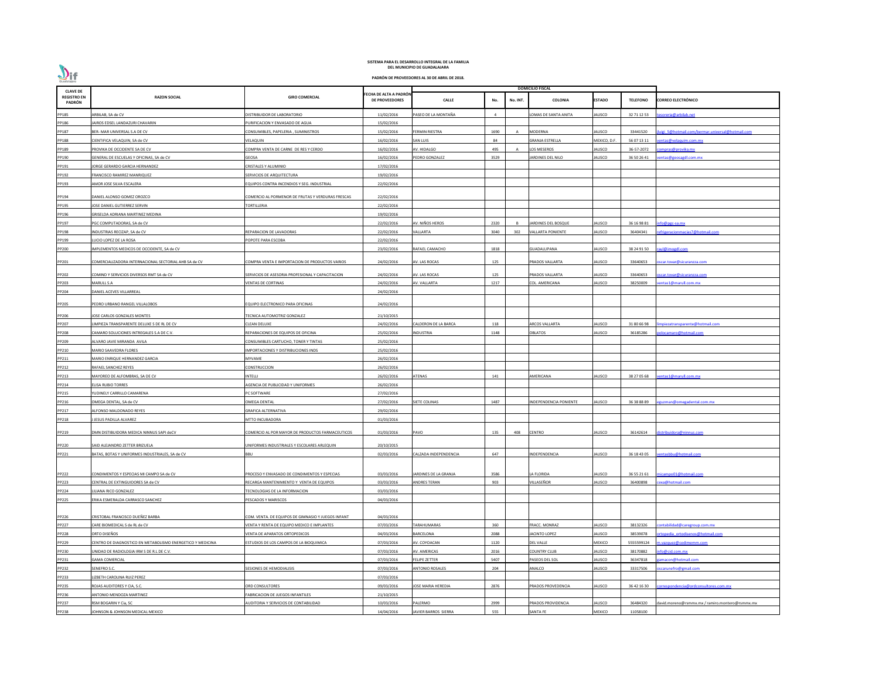**SISTEMA PARA EL DESARROLLO INTEGRAL DE LA FAMILIA DEL MUNICIPIO DE GUADALAJARA**

**PADRÓN DE PROVEEDORES AL 30 DE ABRIL DE 2018.**

| CLAVE DE REGISTRO EN PADRÓN | RAZON SOCIAL | GIRO COMERCIAL | FECHA DE ALTA A PADRÓN DE PROVEEDORES | DOMICILIO FISCAL | | | | | | | |
|---|---|---|---|---|---|---|---|---|---|---|---|
| | | | | CALLE | No. | No. INT. | COLONIA | ESTADO | TELEFONO | CORREO ELECTRÓNICO |
| PP185 | ARBILAB, SA de CV | DISTRIBUIDOR DE LABORATORIO | 11/02/2016 | PASEO DE LA MONTAÑA | 4 | | LOMAS DE SANTA ANITA | JALISCO | 32 71 12 53 | tesoreria@arbilab.net |
| PP186 | JAIROS EDSEL LANDAZURI CHAVARIN | PURIFICACION Y ENVASADO DE AGUA | 15/02/2016 | | | | | | | |
| PP187 | BER- MAR UNIVERSAL S.A DE CV | CONSUMIBLES, PAPELERIA , SUMINISTROS | 15/02/2016 | FERMIN RIESTRA | 1690 | A | MODERNA | JALISCO | 33441520 | luigi_5@hotmail.com/bermar.universal@hotmail.com |
| PP188 | CIENTIFICA VELAQUIN, SA de CV | VELAQUIN | 16/02/2016 | SAN LUIS | 84 | | GRANJA ESTRELLA | MEXICO, D.F. | 56 07 13 11 | ventas@velaquim.com.mx |
| PP189 | PROVIKA DE OCCIDENTE SA DE CV | COMPRA VENTA DE CARNE DE RES Y CERDO | 16/02/2016 | AV. HIDALGO | 495 | A | LOS MESEROS | JALISCO | 36-57-2072 | compras@provika.mx |
| PP190 | GENERAL DE ESCUELAS Y OFICINAS, SA de CV | GEOSA | 16/02/2016 | PEDRO GONZALEZ | 3529 | | JARDINES DEL NILO | JALISCO | 36 50 26 41 | ventas@geosagdl.com.mx |
| PP191 | JORGE GERARDO GARCIA HERNANDEZ | CRISTALES Y ALUMINIO | 17/02/2016 | | | | | | | |
| PP192 | FRANCISCO RAMIREZ MANRIQUEZ | SERVICIOS DE ARQUITECTURA | 19/02/2016 | | | | | | | |
| PP193 | AMOR JOSE SILVA ESCALERA | EQUIPOS CONTRA INCENDIOS Y SEG. INDUSTRIAL | 22/02/2016 | | | | | | | |
| PP194 | DANIEL ALONSO GOMEZ OROZCO | COMERCIO AL PORMENOR DE FRUTAS Y VERDURAS FRESCAS | 22/02/2016 | | | | | | | |
| PP195 | JOSE DANIEL GUTIERREZ SERVIN | TORTILLERIA | 22/02/2016 | | | | | | | |
| PP196 | GRISELDA ADRIANA MARTINEZ MEDINA | | 19/02/2016 | | | | | | | |
| PP197 | PGC COMPUTADORAS, SA de CV | | 22/02/2016 | AV. NIÑOS HEROS | 2320 | B | JARDINES DEL BOSQUE | JALISCO | 36 16 98 81 | info@pgc-sa.mx |
| PP198 | INDUSTRIAS RECIZAP, SA de CV | REPARACION DE LAVADORAS | 22/02/2016 | VALLARTA | 3040 | 302 | VALLARTA PONIENTE | JALISCO | 36404341 | refrigeracionmacias7@hotmail.com |
| PP199 | LUCIO LOPEZ DE LA ROSA | POPOTE PARA ESCOBA | 22/02/2016 | | | | | | | |
| PP200 | IMPLEMENTOS MEDICOS DE OCCIDENTE, SA de CV | | 23/02/2016 | RAFAEL CAMACHO | 1818 | | GUADALUPANA | JALISCO | 38 24 91 50 | raul@imogdl.com |
| PP201 | COMERCIALIZADORA INTERNACIONAL SECTORIAL AHB SA de CV | COMPRA VENTA E IMPORTACION DE PRODUCTOS VARIOS | 24/02/2016 | AV. LAS ROCAS | 125 | | PRADOS VALLARTA | JALISCO | 33640653 | oscar.tovar@sicuranzza.com |
| PP202 | COMIND Y SERVICIOS DIVERSOS RMT SA de CV | SERVICIOS DE ASESORIA PROFESIONAL Y CAPACITACION | 24/02/2016 | AV. LAS ROCAS | 125 | | PRADOS VALLARTA | JALISCO | 33640653 | oscar.tovar@sicuranzza.com |
| PP203 | MARULL S.A | VENTAS DE CORTINAS | 24/02/2016 | AV. VALLARTA | 1217 | | COL. AMERICANA | JALISCO | 38250009 | ventas1@marull.com.mx |
| PP204 | DANIEL ACEVES VILLARREAL | | 24/02/2016 | | | | | | | |
| PP205 | PEDRO URBANO RANGEL VILLALOBOS | EQUIPO ELECTRONICO PARA OFICINAS | 24/02/2016 | | | | | | | |
| PP206 | JOSE CARLOS GONZALES MONTES | TECNICA AUTOMOTRIZ GONZALEZ | 21/10/2015 | | | | | | | |
| PP207 | LIMPIEZA TRANSPARENTE DELUXE S DE RL DE CV | CLEAN DELUXE | 24/02/2016 | CALDERON DE LA BARCA | 118 | | ARCOS VALLARTA | JALISCO | 31 80 66 98 | limpiezatransparente@hotmail.com |
| PP208 | CAMARO SOLUCIONES INTREGALES S.A DE C.V. | REPARACIONES DE EQUIPOS DE OFICINA | 25/02/2016 | INDUSTRIA | 1148 | | OBLATOS | JALISCO | 36185286 | polocamaro@hotmail.com |
| PP209 | ALVARO JAVIE MIRANDA AVILA | CONSUMIBLES CARTUCHO, TONER Y TINTAS | 25/02/2016 | | | | | | | |
| PP210 | MARIO SAAVEDRA FLORES | IMPORTACIONES Y DISTRIBUCIONES INDS | 25/02/2016 | | | | | | | |
| PP211 | MARIO ENRIQUE HERNANDEZ GARCIA | MYVAME | 26/02/2016 | | | | | | | |
| PP212 | RAFAEL SANCHEZ REYES | CONSTRUCCION | 26/02/2016 | | | | | | | |
| PP213 | MAYOREO DE ALFOMBRAS, SA DE CV | INTELLI | 26/02/2016 | ATENAS | 141 | | AMERICANA | JALISCO | 38 27 05 68 | ventas1@marull.com.mx |
| PP214 | ELISA RUBIO TORRES | AGENCIA DE PUBLICIDAD Y UNIFORMES | 26/02/2016 | | | | | | | |
| PP215 | YUDINELY CARRILLO CAMARENA | PC SOFTWARE | 27/02/2016 | | | | | | | |
| PP216 | OMEGA DENTAL, SA de CV | OMEGA DENTAL | 27/02/2016 | SIETE COLINAS | 1487 | | INDEPENDENCIA PONIENTE | JALISCO | 36 38 88 89 | eguzman@omegadental.com.mx |
| PP217 | ALFONSO MALDONADO REYES | GRAFICA ALTERNATIVA | 29/02/2016 | | | | | | | |
| PP218 | J.JESUS PADILLA ALVAREZ | MTTO INCUBADORA | 01/03/2016 | | | | | | | |
| PP219 | DMN DISTIBUIDORA MEDICA NINNUS SAPI deCV | COMERCIO AL POR MAYOR DE PRODUCTOS FARMACEUTICOS | 01/03/2016 | PAVO | 135 | 408 | CENTRO | JALISCO | 36142614 | distribuidora@ninnus.com |
| PP220 | SAID ALEJANDRO ZETTER BRIZUELA | UNIFORMES INDUSTRIALES Y ESCOLARES ARLEQUIN | 20/10/2015 | | | | | | | |
| PP221 | BATAS, BOTAS Y UNIFORMES INDUSTRIALES, SA de CV | BBU | 02/03/2016 | CALZADA INDEPENDENCIA | 647 | | INDEPENDENCIA | JALISCO | 36 18 43 05 | ventasbbu@hotmail.com |
| PP222 | CONDIMENTOS Y ESPECIAS MI CAMPO SA de CV | PROCESO Y ENVASADO DE CONDIMENTOS Y ESPECIAS | 03/03/2016 | JARDINES DE LA GRANJA | 3586 | | LA FLORIDA | JALISCO | 36 55 21 61 | micampo01@hotmail.com |
| PP223 | CENTRAL DE EXTINGUIDORES SA de CV | RECARGA MANTENIMIENTO Y VENTA DE EQUIPOS | 03/03/2016 | ANDRES TERAN | 903 | | VILLASEÑOR | JALISCO | 36400898 | cexa@hotmail.com |
| PP224 | LILIANA RICO GONZALEZ | TECNOLOGIAS DE LA INFORMACION | 03/03/2016 | | | | | | | |
| PP225 | ERIKA ESMERALDA CARRASCO SANCHEZ | PESCADOS Y MARISCOS | 04/03/2016 | | | | | | | |
| PP226 | CRISTOBAL FRANCISCO DUEÑEZ BARBA | COM. VENTA. DE EQUIPOS DE GIMNASIO Y JUEGOS INFANT | 04/03/2016 | | | | | | | |
| PP227 | CARE BIOMEDICAL S de RL de CV | VENTA Y RENTA DE EQUIPO MEDICO E IMPLANTES | 07/03/2016 | TARAHUMARAS | 360 | | FRACC. MONRAZ | JALISCO | 38132326 | contabilidad@caregroup.com.mx |
| PP228 | ORTO DISEÑOS | VENTA DE APARATOS ORTOPEDICOS | 04/03/2016 | BARCELONA | 2088 | | JACINTO LOPEZ | JALISCO | 38539078 | ortopedia_ortodisenos@hotmail.com |
| PP229 | CENTRO DE DIAGNOSTICO EN METABOLISMO ENERGETICO Y MEDICINA | ESTUDIOS DE LOS CAMPOS DE LA BIOQUIMICA | 07/03/2016 | AV. COYOACAN | 1120 | | DEL VALLE | MEXICO | 5555599124 | m.vazquez@cedimemm.com |
| PP230 | UNIDAD DE RADIOLOGIA IRM S DE R.L DE C.V. | | 07/03/2016 | AV. AMERICAS | 2016 | | COUNTRY CLUB | JALISCO | 38170882 | info@cid.com.mx |
| PP231 | GAMA COMERCIAL | | 07/03/2016 | FELIPE ZETTER | 5407 | | PASEOS DEL SOL | JALISCO | 36347818 | gamacon@hotmail.com |
| PP232 | SENEFRO S.C. | SESIONES DE HEMODIALISIS | 07/03/2016 | ANTONIO ROSALES | 204 | | ANALCO | JALISCO | 33317506 | oscarunefro@gmail.com |
| PP233 | LIZBETH CAROLINA RUIZ PEREZ | | 07/03/2016 | | | | | | | |
| PP235 | ROJAS AUDITORES Y CIA, S.C. | ORD CONSULTORES | 09/03/2016 | JOSE MARIA HEREDIA | 2876 | | PRADOS PROVEDENCIA | JALISCO | 36 42 16 30 | correspondencia@ordconsultores.com.mx |
| PP236 | ANTONIO MENDOZA MARTINEZ | FABRICACION DE JUEGOS INFANTILES | 21/10/2015 | | | | | | | |
| PP237 | RSM BOGARIN Y Cia, SC | AUDITORIA Y SERVICIOS DE CONTABILIDAD | 10/03/2016 | PALERMO | 2999 | | PRADOS PROVIDENCIA | JALISCO | 36484320 | david.moreno@rsmmx.mx / ramiro.montero@rsmmx.mx |
| PP238 | JOHNSON & JOHNSON MEDICAL MEXICO | | 14/04/2016 | JAVIER BARROS SIERRA | 555 | | SANTA FE | MEXICO | 11058100 | |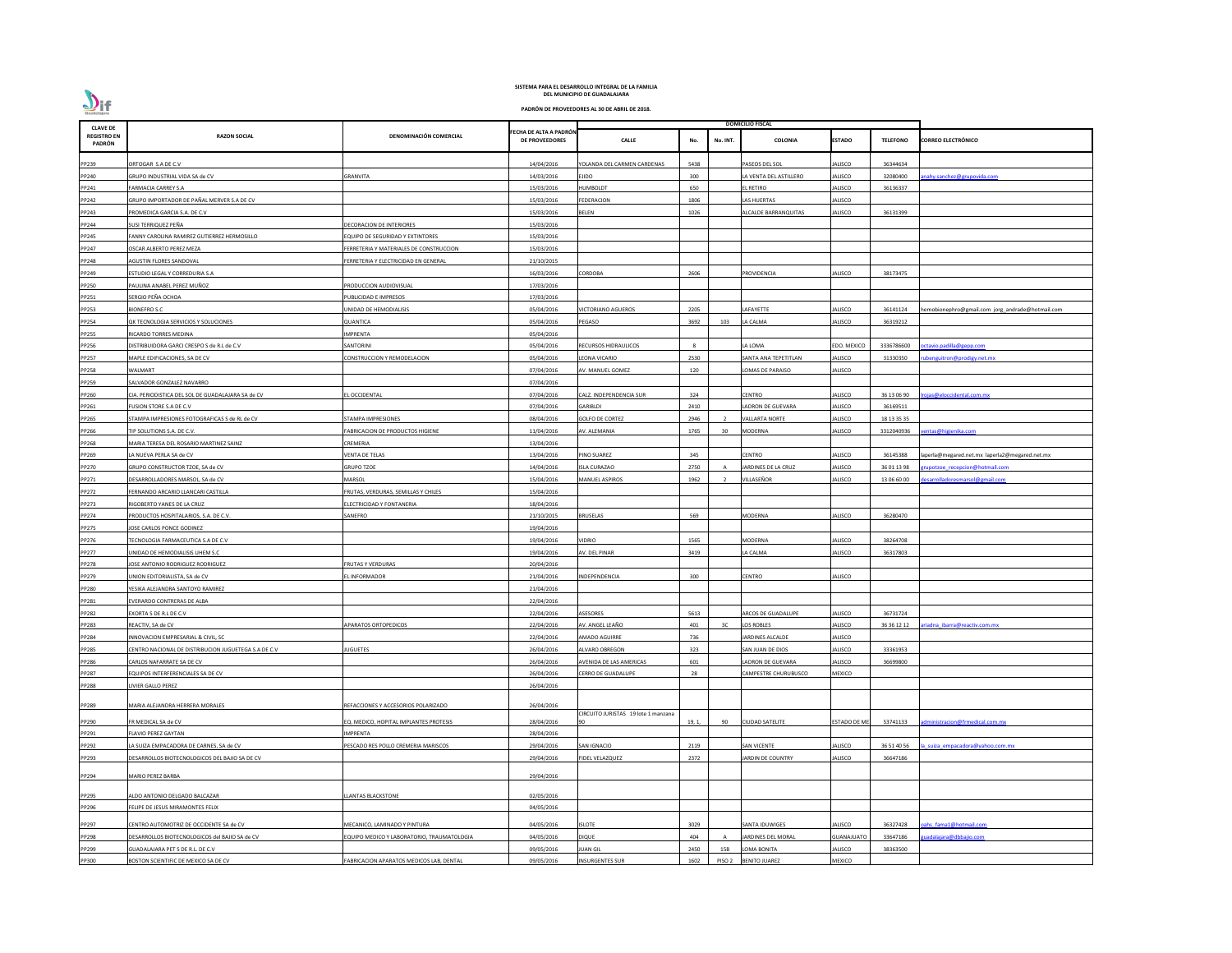**SISTEMA PARA EL DESARROLLO INTEGRAL DE LA FAMILIA DEL MUNICIPIO DE GUADALAJARA**

**PADRÓN DE PROVEEDORES AL 30 DE ABRIL DE 2018.**

| CLAVE DE REGISTRO EN PADRÓN | RAZON SOCIAL | DENOMINACIÓN COMERCIAL | FECHA DE ALTA A PADRÓN DE PROVEEDORES | DOMICILIO FISCAL | | | | | | | |
|---|---|---|---|---|---|---|---|---|---|---|---|
| | | | | CALLE | No. | No. INT. | COLONIA | ESTADO | TELEFONO | CORREO ELECTRÓNICO |
| PP239 | ORTOGAR S.A DE C.V | | 14/04/2016 | YOLANDA DEL CARMEN CARDENAS | 5438 | | PASEOS DEL SOL | JALISCO | 36344634 | |
| PP240 | GRUPO INDUSTRIAL VIDA SA de CV | GRANVITA | 14/03/2016 | EJIDO | 300 | | LA VENTA DEL ASTILLERO | JALISCO | 32080400 | anahy.sanchez@grupovida.com |
| PP241 | FARMACIA CARREY S.A | | 15/03/2016 | HUMBOLDT | 650 | | EL RETIRO | JALISCO | 36136337 | |
| PP242 | GRUPO IMPORTADOR DE PAÑAL MERVER S.A DE CV | | 15/03/2016 | FEDERACION | 1806 | | LAS HUERTAS | JALISCO | | |
| PP243 | PROMEDICA GARCIA S.A. DE C.V | | 15/03/2016 | BELEN | 1026 | | ALCALDE BARRANQUITAS | JALISCO | 36131399 | |
| PP244 | SUSI TERRIQUEZ PEÑA | DECORACION DE INTERIORES | 15/03/2016 | | | | | | | |
| PP245 | FANNY CAROLINA RAMIREZ GUTIERREZ HERMOSILLO | EQUIPO DE SEGURIDAD Y EXTINTORES | 15/03/2016 | | | | | | | |
| PP247 | OSCAR ALBERTO PEREZ MEZA | FERRETERIA Y MATERIALES DE CONSTRUCCION | 15/03/2016 | | | | | | | |
| PP248 | AGUSTIN FLORES SANDOVAL | FERRETERIA Y ELECTRICIDAD EN GENERAL | 21/10/2015 | | | | | | | |
| PP249 | ESTUDIO LEGAL Y CORREDURIA S.A | | 16/03/2016 | CORDOBA | 2606 | | PROVIDENCIA | JALISCO | 38173475 | |
| PP250 | PAULINA ANABEL PEREZ MUÑOZ | PRODUCCION AUDIOVISUAL | 17/03/2016 | | | | | | | |
| PP251 | SERGIO PEÑA OCHOA | PUBLICIDAD E IMPRESOS | 17/03/2016 | | | | | | | |
| PP253 | BIONEFRO S.C | UNIDAD DE HEMODIALISIS | 05/04/2016 | VICTORIANO AGUEROS | 2205 | | LAFAYETTE | JALISCO | 36141124 | hemobionephro@gmail.com jorg_andrade@hotmail.com |
| PP254 | QK TECNOLOGIA SERVICIOS Y SOLUCIONES | QUANTICA | 05/04/2016 | PEGASO | 3692 | 103 | LA CALMA | JALISCO | 36319212 | |
| PP255 | RICARDO TORRES MEDINA | IMPRENTA | 05/04/2016 | | | | | | | |
| PP256 | DISTRIBUIDORA GARCI CRESPO S de R.L de C.V | SANTORINI | 05/04/2016 | RECURSOS HIDRAULICOS | 8 | | LA LOMA | EDO. MEXICO | 3336786600 | octavio.padilla@gepp.com |
| PP257 | MAPLE EDIFICACIONES, SA DE CV | CONSTRUCCION Y REMODELACION | 05/04/2016 | LEONA VICARIO | 2530 | | SANTA ANA TEPETITLAN | JALISCO | 31330350 | rubenguitron@prodigy.net.mx |
| PP258 | WALMART | | 07/04/2016 | AV. MANUEL GOMEZ | 120 | | LOMAS DE PARAISO | JALISCO | | |
| PP259 | SALVADOR GONZALEZ NAVARRO | | 07/04/2016 | | | | | | | |
| PP260 | CIA. PERIODISTICA DEL SOL DE GUADALAJARA SA de CV | EL OCCIDENTAL | 07/04/2016 | CALZ. INDEPENDENCIA SUR | 324 | | CENTRO | JALISCO | 36 13 06 90 | lrojas@eloccidental.com.mx |
| PP261 | FUSION STORE S.A DE C.V | | 07/04/2016 | GARIBLDI | 2410 | | LADRON DE GUEVARA | JALISCO | 36169511 | |
| PP265 | STAMPA IMPRESIONES FOTOGRAFICAS S de RL de CV | STAMPA IMPRESIONES | 08/04/2016 | GOLFO DE CORTEZ | 2946 | 2 | VALLARTA NORTE | JALISCO | 18 13 35 35 | |
| PP266 | TIP SOLUTIONS S.A. DE C.V. | FABRICACION DE PRODUCTOS HIGIENE | 11/04/2016 | AV. ALEMANIA | 1765 | 30 | MODERNA | JALISCO | 3312040936 | ventas@higienika.com |
| PP268 | MARIA TERESA DEL ROSARIO MARTINEZ SAINZ | CREMERIA | 13/04/2016 | | | | | | | |
| PP269 | LA NUEVA PERLA SA de CV | VENTA DE TELAS | 13/04/2016 | PINO SUAREZ | 345 | | CENTRO | JALISCO | 36145388 | laperla@megared.net.mx laperla2@megared.net.mx |
| PP270 | GRUPO CONSTRUCTOR TZOE, SA de CV | GRUPO TZOE | 14/04/2016 | ISLA CURAZAO | 2750 | A | JARDINES DE LA CRUZ | JALISCO | 36 01 13 98 | grupotzoe_recepcion@hotmail.com |
| PP271 | DESARROLLADORES MARSOL, SA de CV | MARSOL | 15/04/2016 | MANUEL ASPIROS | 1962 | 2 | VILLASEÑOR | JALISCO | 13 06 60 00 | desarrolladoresmarsol@gmail.com |
| PP272 | FERNANDO ARCARIO LLANCARI CASTILLA | FRUTAS, VERDURAS, SEMILLAS Y CHILES | 15/04/2016 | | | | | | | |
| PP273 | RIGOBERTO YANES DE LA CRUZ | ELECTRICIDAD Y FONTANERIA | 18/04/2016 | | | | | | | |
| PP274 | PRODUCTOS HOSPITALARIOS, S.A. DE C.V. | SANEFRO | 21/10/2015 | BRUSELAS | 569 | | MODERNA | JALISCO | 36280470 | |
| PP275 | JOSE CARLOS PONCE GODINEZ | | 19/04/2016 | | | | | | | |
| PP276 | TECNOLOGIA FARMACEUTICA S.A DE C.V | | 19/04/2016 | VIDRIO | 1565 | | MODERNA | JALISCO | 38264708 | |
| PP277 | UNIDAD DE HEMODIALISIS UHEM S.C | | 19/04/2016 | AV. DEL PINAR | 3419 | | LA CALMA | JALISCO | 36317803 | |
| PP278 | JOSE ANTONIO RODRIGUEZ RODRIGUEZ | FRUTAS Y VERDURAS | 20/04/2016 | | | | | | | |
| PP279 | UNION EDITORIALISTA, SA de CV | EL INFORMADOR | 21/04/2016 | INDEPENDENCIA | 300 | | CENTRO | JALISCO | | |
| PP280 | YESIKA ALEJANDRA SANTOYO RAMIREZ | | 21/04/2016 | | | | | | | |
| PP281 | EVERARDO CONTRERAS DE ALBA | | 22/04/2016 | | | | | | | |
| PP282 | EXORTA S DE R.L DE C.V | | 22/04/2016 | ASESORES | 5613 | | ARCOS DE GUADALUPE | JALISCO | 36731724 | |
| PP283 | REACTIV, SA de CV | APARATOS ORTOPEDICOS | 22/04/2016 | AV. ANGEL LEAÑO | 401 | 3C | LOS ROBLES | JALISCO | 36 36 12 12 | ariadna_ibarra@reactiv.com.mx |
| PP284 | INNOVACION EMPRESARIAL & CIVIL, SC | | 22/04/2016 | AMADO AGUIRRE | 736 | | JARDINES ALCALDE | JALISCO | | |
| PP285 | CENTRO NACIONAL DE DISTRIBUCION JUGUETEGA S.A DE C.V | JUGUETES | 26/04/2016 | ALVARO OBREGON | 323 | | SAN JUAN DE DIOS | JALISCO | 33361953 | |
| PP286 | CARLOS NAFARRATE SA DE CV | | 26/04/2016 | AVENIDA DE LAS AMERICAS | 601 | | LADRON DE GUEVARA | JALISCO | 36699800 | |
| PP287 | EQUIPOS INTERFERENCIALES SA DE CV | | 26/04/2016 | CERRO DE GUADALUPE | 28 | | CAMPESTRE CHURUBUSCO | MEXICO | | |
| PP288 | LIVIER GALLO PEREZ | | 26/04/2016 | | | | | | | |
| PP289 | MARIA ALEJANDRA HERRERA MORALES | REFACCIONES Y ACCESORIOS POLARIZADO | 26/04/2016 | | | | | | | |
| PP290 | FR MEDICAL SA de CV | EQ. MEDICO, HOPITAL IMPLANTES PROTESIS | 28/04/2016 | CIRCUITO JURISTAS 19 lote 1 manzana 90 | 19, 1, | 90 | CIUDAD SATELITE | ESTADO DE ME | 53741133 | administracion@frmedical.com.mx |
| PP291 | FLAVIO PEREZ GAYTAN | IMPRENTA | 28/04/2016 | | | | | | | |
| PP292 | LA SUIZA EMPACADORA DE CARNES, SA de CV | PESCADO RES POLLO CREMERIA MARISCOS | 29/04/2016 | SAN IGNACIO | 2119 | | SAN VICENTE | JALISCO | 36 51 40 56 | la_suiza_empacadora@yahoo.com.mx |
| PP293 | DESARROLLOS BIOTECNOLOGICOS DEL BAJIO SA DE CV | | 29/04/2016 | FIDEL VELAZQUEZ | 2372 | | JARDIN DE COUNTRY | JALISCO | 36647186 | |
| PP294 | MARIO PEREZ BARBA | | 29/04/2016 | | | | | | | |
| PP295 | ALDO ANTONIO DELGADO BALCAZAR | LLANTAS BLACKSTONE | 02/05/2016 | | | | | | | |
| PP296 | FELIPE DE JESUS MIRAMONTES FELIX | | 04/05/2016 | | | | | | | |
| PP297 | CENTRO AUTOMOTRIZ DE OCCIDENTE SA de CV | MECANICO, LAMINADO Y PINTURA | 04/05/2016 | ISLOTE | 3029 | | SANTA IDUWIGES | JALISCO | 36327428 | oahs_fama1@hotmail.com |
| PP298 | DESARROLLOS BIOTECNOLOGICOS del BAJIO SA de CV | EQUIPO MEDICO Y LABORATORIO, TRAUMATOLOGIA | 04/05/2016 | DIQUE | 404 | A | JARDINES DEL MORAL | GUANAJUATO | 33647186 | guadalajara@dbbajio.com |
| PP299 | GUADALAJARA PET S DE R.L. DE C.V | | 09/05/2016 | JUAN GIL | 2450 | 15B | LOMA BONITA | JALISCO | 38363500 | |
| PP300 | BOSTON SCIENTIFIC DE MEXICO SA DE CV | FABRICACION APARATOS MEDICOS LAB, DENTAL | 09/05/2016 | INSURGENTES SUR | 1602 | PISO 2 | BENITO JUAREZ | MEXICO | | |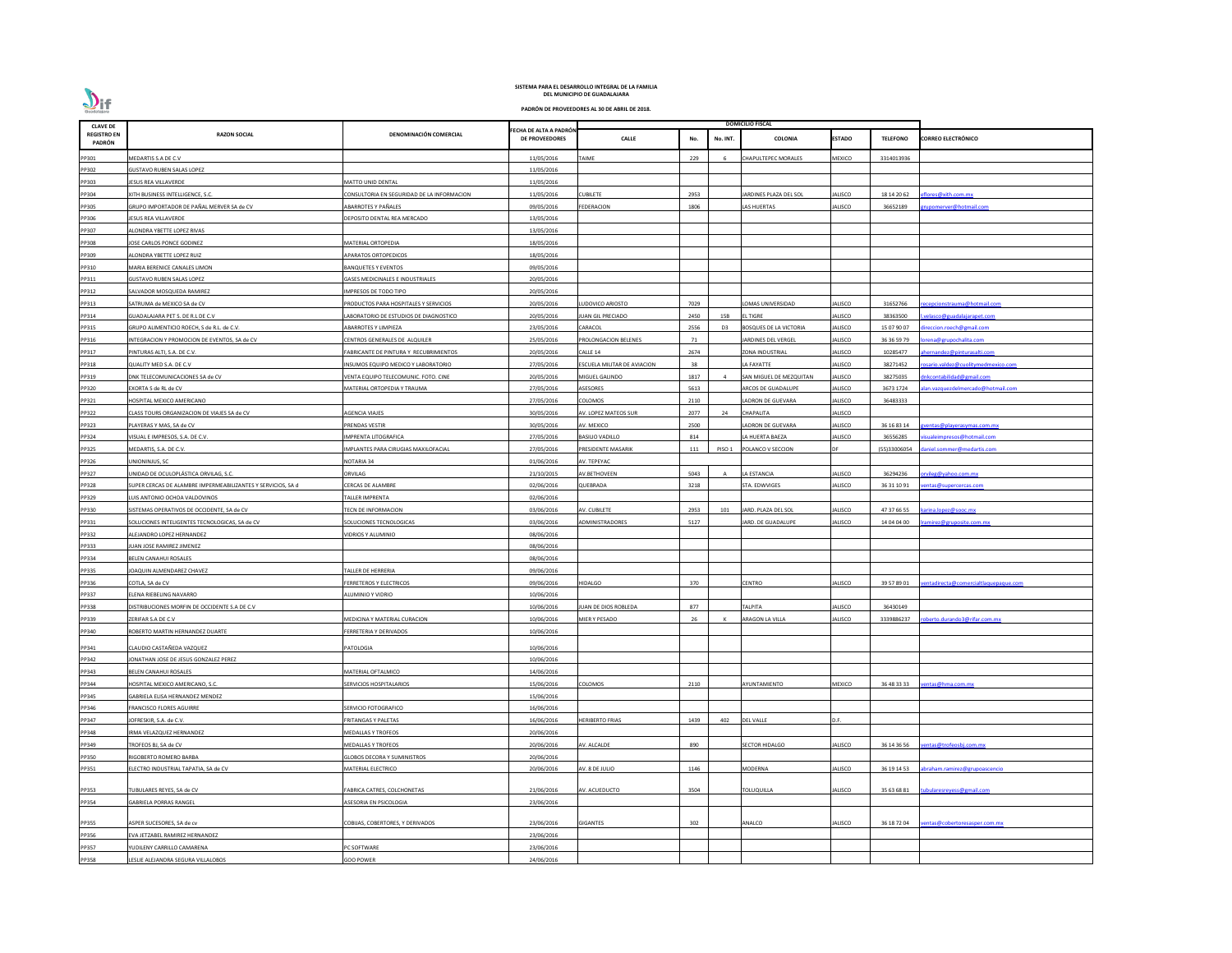**SISTEMA PARA EL DESARROLLO INTEGRAL DE LA FAMILIA**
**DEL MUNICIPIO DE GUADALAJARA**

**PADRÓN DE PROVEEDORES AL 30 DE ABRIL DE 2018.**

| CLAVE DE REGISTRO EN PADRÓN | RAZON SOCIAL | DENOMINACIÓN COMERCIAL | FECHA DE ALTA A PADRÓN DE PROVEEDORES | DOMICILIO FISCAL | | | | | | | |
|---|---|---|---|---|---|---|---|---|---|---|---|
| | | | | CALLE | No. | No. INT. | COLONIA | ESTADO | TELEFONO | CORREO ELECTRÓNICO |
| PP301 | MEDARTIS S.A DE C.V | | 11/05/2016 | TAIME | 229 | 6 | CHAPULTEPEC MORALES | MEXICO | 3314013936 | |
| PP302 | GUSTAVO RUBEN SALAS LOPEZ | | 11/05/2016 | | | | | | | |
| PP303 | JESUS REA VILLAVERDE | MATTO UNID DENTAL | 11/05/2016 | | | | | | | |
| PP304 | XITH BUSINESS INTELLIGENCE, S.C. | CONSULTORIA EN SEGURIDAD DE LA INFORMACION | 11/05/2016 | CUBILETE | 2953 | | JARDINES PLAZA DEL SOL | JALISCO | 18 14 20 62 | eflores@xith.com.mx |
| PP305 | GRUPO IMPORTADOR DE PAÑAL MERVER SA de CV | ABARROTES Y PAÑALES | 09/05/2016 | FEDERACION | 1806 | | LAS HUERTAS | JALISCO | 36652189 | grupomerver@hotmail.com |
| PP306 | JESUS REA VILLAVERDE | DEPOSITO DENTAL REA MERCADO | 13/05/2016 | | | | | | | |
| PP307 | ALONDRA YBETTE LOPEZ RIVAS | | 13/05/2016 | | | | | | | |
| PP308 | JOSE CARLOS PONCE GODINEZ | MATERIAL ORTOPEDIA | 18/05/2016 | | | | | | | |
| PP309 | ALONDRA YBETTE LOPEZ RUIZ | APARATOS ORTOPEDICOS | 18/05/2016 | | | | | | | |
| PP310 | MARIA BERENICE CANALES LIMON | BANQUETES Y EVENTOS | 09/05/2016 | | | | | | | |
| PP311 | GUSTAVO RUBEN SALAS LOPEZ | GASES MEDICINALES E INDUSTRIALES | 20/05/2016 | | | | | | | |
| PP312 | SALVADOR MOSQUEDA RAMIREZ | IMPRESOS DE TODO TIPO | 20/05/2016 | | | | | | | |
| PP313 | SATRUMA de MEXICO SA de CV | PRODUCTOS PARA HOSPITALES Y SERVICIOS | 20/05/2016 | LUDOVICO ARIOSTO | 7029 | | LOMAS UNIVERSIDAD | JALISCO | 31652766 | recepcionstrauma@hotmail.com |
| PP314 | GUADALAJARA PET S. DE R.L DE C.V | LABORATORIO DE ESTUDIOS DE DIAGNOSTICO | 20/05/2016 | JUAN GIL PRECIADO | 2450 | 15B | EL TIGRE | JALISCO | 38363500 | l.velasco@guadalajarapet.com |
| PP315 | GRUPO ALIMENTICIO ROECH, S de R.L. de C.V. | ABARROTES Y LIMPIEZA | 23/05/2016 | CARACOL | 2556 | D3 | BOSQUES DE LA VICTORIA | JALISCO | 15 07 90 07 | direccion.roech@gmail.com |
| PP316 | INTEGRACION Y PROMOCION DE EVENTOS, SA de CV | CENTROS GENERALES DE ALQUILER | 25/05/2016 | PROLONGACION BELENES | 71 | | JARDINES DEL VERGEL | JALISCO | 36 36 59 79 | lorena@grupochalita.com |
| PP317 | PINTURAS ALTI, S.A. DE C.V. | FABRICANTE DE PINTURA Y RECUBRIMIENTOS | 20/05/2016 | CALLE 14 | 2674 | | ZONA INDUSTRIAL | JALISCO | 10285477 | ahernandez@pinturasalti.com |
| PP318 | QUALITY MED S.A. DE C.V | INSUMOS EQUIPO MEDICO Y LABORATORIO | 27/05/2016 | ESCUELA MILITAR DE AVIACION | 38 | | LA FAYATTE | JALISCO | 38271452 | rosario.valdez@cualitymedmexico.com |
| PP319 | DNK TELECOMUNICACIONES SA de CV | VENTA EQUIPO TELECOMUNIC. FOTO. CINE | 20/05/2016 | MIGUEL GALINDO | 1817 | 4 | SAN MIGUEL DE MEZQUITAN | JALISCO | 38275035 | dnkcontabilidad@gmail.com |
| PP320 | EXORTA S de RL de CV | MATERIAL ORTOPEDIA Y TRAUMA | 27/05/2016 | ASESORES | 5613 | | ARCOS DE GUADALUPE | JALISCO | 3673 1724 | alan.vazquezdelmercado@hotmail.com |
| PP321 | HOSPITAL MEXICO AMERICANO | | 27/05/2016 | COLOMOS | 2110 | | LADRON DE GUEVARA | JALISCO | 36483333 | |
| PP322 | CLASS TOURS ORGANIZACION DE VIAJES SA de CV | AGENCIA VIAJES | 30/05/2016 | AV. LOPEZ MATEOS SUR | 2077 | 24 | CHAPALITA | JALISCO | | |
| PP323 | PLAYERAS Y MAS, SA de CV | PRENDAS VESTIR | 30/05/2016 | AV. MEXICO | 2500 | | LADRON DE GUEVARA | JALISCO | 36 16 83 14 | gventas@playerasymas.com.mx |
| PP324 | VISUAL E IMPRESOS, S.A. DE C.V. | IMPRENTA LITOGRAFICA | 27/05/2016 | BASILIO VADILLO | 814 | | LA HUERTA BAEZA | JALISCO | 36556285 | visualeimpresos@hotmail.com |
| PP325 | MEDARTIS, S.A. DE C.V. | IMPLANTES PARA CIRUGIAS MAXILOFACIAL | 27/05/2016 | PRESIDENTE MASARIK | 111 | PISO 1 | POLANCO V SECCION | DF | (55)33006054 | daniel.sommer@medartis.com |
| PP326 | UNIONINJUS, SC | NOTARIA 34 | 01/06/2016 | AV. TEPEYAC | | | | | | |
| PP327 | UNIDAD DE OCULOPLÁSTICA ORVILAG, S.C. | ORVILAG | 21/10/2015 | AV.BETHOVEEN | 5043 | A | LA ESTANCIA | JALISCO | 36294236 | orvileg@yahoo.com.mx |
| PP328 | SUPER CERCAS DE ALAMBRE IMPERMEABILIZANTES Y SERVICIOS, SA d | CERCAS DE ALAMBRE | 02/06/2016 | QUEBRADA | 3218 | | STA. EDWVIGES | JALISCO | 36 31 10 91 | ventas@supercercas.com |
| PP329 | LUIS ANTONIO OCHOA VALDOVINOS | TALLER IMPRENTA | 02/06/2016 | | | | | | | |
| PP330 | SISTEMAS OPERATIVOS DE OCCIDENTE, SA de CV | TECN DE INFORMACION | 03/06/2016 | AV. CUBILETE | 2953 | 101 | JARD. PLAZA DEL SOL | JALISCO | 47 37 66 55 | karina.lopez@sooc.mx |
| PP331 | SOLUCIONES INTELIGENTES TECNOLOGICAS, SA de CV | SOLUCIONES TECNOLOGICAS | 03/06/2016 | ADMINISTRADORES | 5127 | | JARD. DE GUADALUPE | JALISCO | 14 04 04 00 | lramirez@groupsite.com.mx |
| PP332 | ALEJANDRO LOPEZ HERNANDEZ | VIDRIOS Y ALUMINIO | 08/06/2016 | | | | | | | |
| PP333 | JUAN JOSE RAMIREZ JIMENEZ | | 08/06/2016 | | | | | | | |
| PP334 | BELEN CANAHUI ROSALES | | 08/06/2016 | | | | | | | |
| PP335 | JOAQUIN ALMENDAREZ CHAVEZ | TALLER DE HERRERIA | 09/06/2016 | | | | | | | |
| PP336 | COTLA, SA de CV | FERRETEROS Y ELECTRICOS | 09/06/2016 | HIDALGO | 370 | | CENTRO | JALISCO | 39 57 89 01 | ventadirecta@comercialtlaquepaque.com |
| PP337 | ELENA RIEBELING NAVARRO | ALUMINIO Y VIDRIO | 10/06/2016 | | | | | | | |
| PP338 | DISTRIBUCIONES MORFIN DE OCCIDENTE S.A DE C.V | | 10/06/2016 | JUAN DE DIOS ROBLEDA | 877 | | TALPITA | JALISCO | 36430149 | |
| PP339 | ZERIFAR S.A DE C.V | MEDICINA Y MATERIAL CURACION | 10/06/2016 | MIER Y PESADO | 26 | K | ARAGON LA VILLA | JALISCO | 3339886237 | roberto.durando3@rifar.com.mx |
| PP340 | ROBERTO MARTIN HERNANDEZ DUARTE | FERRETERIA Y DERIVADOS | 10/06/2016 | | | | | | | |
| PP341 | CLAUDIO CASTAÑEDA VAZQUEZ | PATOLOGIA | 10/06/2016 | | | | | | | |
| PP342 | JONATHAN JOSE DE JESUS GONZALEZ PEREZ | | 10/06/2016 | | | | | | | |
| PP343 | BELEN CANAHUI ROSALES | MATERIAL OFTALMICO | 14/06/2016 | | | | | | | |
| PP344 | HOSPITAL MEXICO AMERICANO, S.C. | SERVICIOS HOSPITALARIOS | 15/06/2016 | COLOMOS | 2110 | | AYUNTAMIENTO | MEXICO | 36 48 33 33 | ventas@hma.com.mx |
| PP345 | GABRIELA ELISA HERNANDEZ MENDEZ | | 15/06/2016 | | | | | | | |
| PP346 | FRANCISCO FLORES AGUIRRE | SERVICIO FOTOGRAFICO | 16/06/2016 | | | | | | | |
| PP347 | JOFRESKIR, S.A. de C.V. | FRITANGAS Y PALETAS | 16/06/2016 | HERIBERTO FRIAS | 1439 | 402 | DEL VALLE | D.F. | | |
| PP348 | IRMA VELAZQUEZ HERNANDEZ | MEDALLAS Y TROFEOS | 20/06/2016 | | | | | | | |
| PP349 | TROFEOS BJ, SA de CV | MEDALLAS Y TROFEOS | 20/06/2016 | AV. ALCALDE | 890 | | SECTOR HIDALGO | JALISCO | 36 14 36 56 | ventas@trofeosbj.com.mx |
| PP350 | RIGOBERTO ROMERO BARBA | GLOBOS DECORA Y SUMINISTROS | 20/06/2016 | | | | | | | |
| PP351 | ELECTRO INDUSTRIAL TAPATIA, SA de CV | MATERIAL ELECTRICO | 20/06/2016 | AV. 8 DE JULIO | 1146 | | MODERNA | JALISCO | 36 19 14 53 | abraham.ramirez@grupoascencio |
| PP353 | TUBULARES REYES, SA de CV | FABRICA CATRES, COLCHONETAS | 21/06/2016 | AV. ACUEDUCTO | 3504 | | TOLUQUILLA | JALISCO | 35 63 68 81 | tubularesreyess@gmail.com |
| PP354 | GABRIELA PORRAS RANGEL | ASESORIA EN PSICOLOGIA | 23/06/2016 | | | | | | | |
| PP355 | ASPER SUCESORES, SA de cv | COBIJAS, COBERTORES, Y DERIVADOS | 23/06/2016 | GIGANTES | 302 | | ANALCO | JALISCO | 36 18 72 04 | ventas@cobertoresasper.com.mx |
| PP356 | EVA JETZABEL RAMIREZ HERNANDEZ | | 23/06/2016 | | | | | | | |
| PP357 | YUDILENY CARRILLO CAMARENA | PC SOFTWARE | 23/06/2016 | | | | | | | |
| PP358 | LESLIE ALEJANDRA SEGURA VILLALOBOS | GOO POWER | 24/06/2016 | | | | | | | |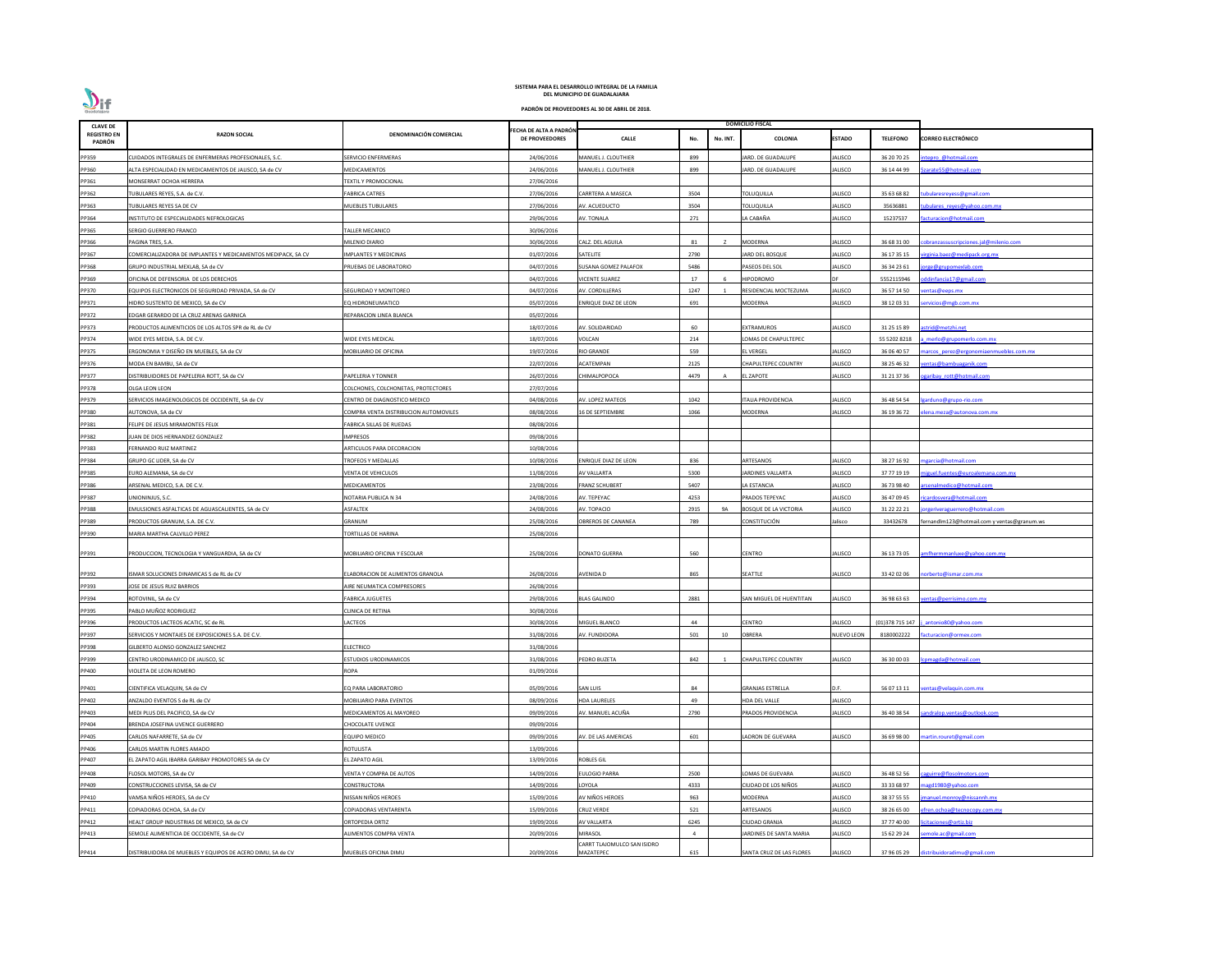**SISTEMA PARA EL DESARROLLO INTEGRAL DE LA FAMILIA DEL MUNICIPIO DE GUADALAJARA**

**PADRÓN DE PROVEEDORES AL 30 DE ABRIL DE 2018.**

| CLAVE DE REGISTRO EN PADRÓN | RAZON SOCIAL | DENOMINACIÓN COMERCIAL | FECHA DE ALTA A PADRÓN DE PROVEEDORES | DOMICILIO FISCAL | | | | | | CORREO ELECTRÓNICO |
|---|---|---|---|---|---|---|---|---|---|---|
| | | | | CALLE | No. | No. INT. | COLONIA | ESTADO | TELEFONO | |
| PP359 | CUIDADOS INTEGRALES DE ENFERMERAS PROFESIONALES, S.C. | SERVICIO ENFERMERAS | 24/06/2016 | MANUEL J. CLOUTHIER | 899 | | JARD. DE GUADALUPE | JALISCO | 36 20 70 25 | intepro_@hotmail.com |
| PP360 | ALTA ESPECIALIDAD EN MEDICAMENTOS DE JALISCO, SA de CV | MEDICAMENTOS | 24/06/2016 | MANUEL J. CLOUTHIER | 899 | | JARD. DE GUADALUPE | JALISCO | 36 14 44 99 | 5zarate55@hotmail.com |
| PP361 | MONSERRAT OCHOA HERRERA | TEXTIL Y PROMOCIONAL | 27/06/2016 | | | | | | | |
| PP362 | TUBULARES REYES, S.A. de C.V. | FABRICA CATRES | 27/06/2016 | CARRTERA A MASECA | 3504 | | TOLUQUILLA | JALISCO | 35 63 68 82 | tubularesreyess@gmail.com |
| PP363 | TUBULARES REYES SA DE CV | MUEBLES TUBULARES | 27/06/2016 | AV. ACUEDUCTO | 3504 | | TOLUQUILLA | JALISCO | 35636881 | tubulares_reyes@yahoo.com.mx |
| PP364 | INSTITUTO DE ESPECIALIDADES NEFROLOGICAS | | 29/06/2016 | AV. TONALA | 271 | | LA CABAÑA | JALISCO | 15237537 | facturacion@hotmail.com |
| PP365 | SERGIO GUERRERO FRANCO | TALLER MECANICO | 30/06/2016 | | | | | | | |
| PP366 | PAGINA TRES, S.A. | MILENIO DIARIO | 30/06/2016 | CALZ. DEL AGUILA | 81 | 2 | MODERNA | JALISCO | 36 68 31 00 | cobranzassuscripciones.jal@milenio.com |
| PP367 | COMERCIALIZADORA DE IMPLANTES Y MEDICAMENTOS MEDIPACK, SA CV | IMPLANTES Y MEDICINAS | 01/07/2016 | SATELITE | 2790 | | JARD DEL BOSQUE | JALISCO | 36 17 35 15 | virginia.baez@medipack.org.mx |
| PP368 | GRUPO INDUSTRIAL MEXLAB, SA de CV | PRUEBAS DE LABORATORIO | 04/07/2016 | SUSANA GOMEZ PALAFOX | 5486 | | PASEOS DEL SOL | JALISCO | 36 34 23 61 | jorge@grupomexlab.com |
| PP369 | OFICINA DE DEFENSORIA DE LOS DERECHOS | | 04/07/2016 | VICENTE SUAREZ | 17 | 6 | HIPODROMO | DF | 5552115946 | oddinfancia17@gmail.com |
| PP370 | EQUIPOS ELECTRONICOS DE SEGURIDAD PRIVADA, SA de CV | SEGURIDAD Y MONITOREO | 04/07/2016 | AV. CORDILLERAS | 1247 | 1 | RESIDENCIAL MOCTEZUMA | JALISCO | 36 57 14 50 | ventas@eeps.mx |
| PP371 | HIDRO SUSTENTO DE MEXICO, SA de CV | EQ HIDRONEUMATICO | 05/07/2016 | ENRIQUE DIAZ DE LEON | 691 | | MODERNA | JALISCO | 38 12 03 31 | servicios@mgb.com.mx |
| PP372 | EDGAR GERARDO DE LA CRUZ ARENAS GARNICA | REPARACION LINEA BLANCA | 05/07/2016 | | | | | | | |
| PP373 | PRODUCTOS ALIMENTICIOS DE LOS ALTOS SPR de RL de CV | | 18/07/2016 | AV. SOLIDARIDAD | 60 | | EXTRAMUROS | JALISCO | 31 25 15 89 | astrid@metzhi.net |
| PP374 | WIDE EYES MEDIA, S.A. DE C.V. | WIDE EYES MEDICAL | 18/07/2016 | VOLCAN | 214 | | LOMAS DE CHAPULTEPEC | | 55 5202 8218 | a_merlo@grupomerlo.com.mx |
| PP375 | ERGONOMIA Y DISEÑO EN MUEBLES, SA de CV | MOBILIARIO DE OFICINA | 19/07/2016 | RIO GRANDE | 559 | | EL VERGEL | JALISCO | 36 06 40 57 | marcos_perez@ergonomiaenmuebles.com.mx |
| PP376 | MODA EN BAMBU, SA de CV | | 22/07/2016 | ACATEMPAN | 2125 | | CHAPULTEPEC COUNTRY | JALISCO | 38 25 46 32 | ventas@bambuaganik.com |
| PP377 | DISTRIBUIDORES DE PAPELERIA ROTT, SA de CV | PAPELERIA Y TONNER | 26/07/2016 | CHIMALPOPOCA | 4479 | A | EL ZAPOTE | JALISCO | 31 21 37 36 | ogaribay_rott@hotmail.com |
| PP378 | OLGA LEON LEON | COLCHONES, COLCHONETAS, PROTECTORES | 27/07/2016 | | | | | | | |
| PP379 | SERVICIOS IMAGENOLOGICOS DE OCCIDENTE, SA de CV | CENTRO DE DIAGNOSTICO MEDICO | 04/08/2016 | AV. LOPEZ MATEOS | 1042 | | ITALIA PROVIDENCIA | JALISCO | 36 48 54 54 | lgarduno@grupo-rio.com |
| PP380 | AUTONOVA, SA de CV | COMPRA VENTA DISTRIBUCION AUTOMOVILES | 08/08/2016 | 16 DE SEPTIEMBRE | 1066 | | MODERNA | JALISCO | 36 19 36 72 | elena.meza@autonova.com.mx |
| PP381 | FELIPE DE JESUS MIRAMONTES FELIX | FABRICA SILLAS DE RUEDAS | 08/08/2016 | | | | | | | |
| PP382 | JUAN DE DIOS HERNANDEZ GONZALEZ | IMPRESOS | 09/08/2016 | | | | | | | |
| PP383 | FERNANDO RUIZ MARTINEZ | ARTICULOS PARA DECORACION | 10/08/2016 | | | | | | | |
| PP384 | GRUPO GC LIDER, SA de CV | TROFEOS Y MEDALLAS | 10/08/2016 | ENRIQUE DIAZ DE LEON | 836 | | ARTESANOS | JALISCO | 38 27 16 92 | mgarcia@hotmail.com |
| PP385 | EURO ALEMANA, SA de CV | VENTA DE VEHICULOS | 11/08/2016 | AV VALLARTA | 5300 | | JARDINES VALLARTA | JALISCO | 37 77 19 19 | miguel.fuentes@euroalemana.com.mx |
| PP386 | ARSENAL MEDICO, S.A. DE C.V. | MEDICAMENTOS | 23/08/2016 | FRANZ SCHUBERT | 5407 | | LA ESTANCIA | JALISCO | 36 73 98 40 | arsenalmedico@hotmail.com |
| PP387 | UNIONINJUS, S.C. | NOTARIA PUBLICA N 34 | 24/08/2016 | AV. TEPEYAC | 4253 | | PRADOS TEPEYAC | JALISCO | 36 47 09 45 | ricardosvera@hotmail.com |
| PP388 | EMULSIONES ASFALTICAS DE AGUASCALIENTES, SA de CV | ASFALTEK | 24/08/2016 | AV. TOPACIO | 2915 | 9A | BOSQUE DE LA VICTORIA | JALISCO | 31 22 22 21 | jorgeriveraguerrero@hotmail.com |
| PP389 | PRODUCTOS GRANUM, S.A. DE C.V. | GRANUM | 25/08/2016 | OBREROS DE CANANEA | 789 | | CONSTITUCIÓN | Jalisco | 33432678 | fernandlm123@hotmail.com y ventas@granum.ws |
| PP390 | MARIA MARTHA CALVILLO PEREZ | TORTILLAS DE HARINA | 25/08/2016 | | | | | | | |
| PP391 | PRODUCCION, TECNOLOGIA Y VANGUARDIA, SA de CV | MOBILIARIO OFICINA Y ESCOLAR | 25/08/2016 | DONATO GUERRA | 560 | | CENTRO | JALISCO | 36 13 73 05 | amfhermmanluxe@yahoo.com.mx |
| PP392 | ISMAR SOLUCIONES DINAMICAS S de RL de CV | ELABORACION DE ALIMENTOS GRANOLA | 26/08/2016 | AVENIDA D | 865 | | SEATTLE | JALISCO | 33 42 02 06 | norberto@ismar.com.mx |
| PP393 | JOSE DE JESUS RUIZ BARRIOS | AIRE NEUMATICA COMPRESORES | 26/08/2016 | | | | | | | |
| PP394 | ROTOVINIL, SA de CV | FABRICA JUGUETES | 29/08/2016 | BLAS GALINDO | 2881 | | SAN MIGUEL DE HUENTITAN | JALISCO | 36 98 63 63 | ventas@perrisimo.com.mx |
| PP395 | PABLO MUÑOZ RODRIGUEZ | CLINICA DE RETINA | 30/08/2016 | | | | | | | |
| PP396 | PRODUCTOS LACTEOS ACATIC, SC de RL | LACTEOS | 30/08/2016 | MIGUEL BLANCO | 44 | | CENTRO | JALISCO | (01)378 715 147 | j_antonio80@yahoo.com |
| PP397 | SERVICIOS Y MONTAJES DE EXPOSICIONES S.A. DE C.V. | | 31/08/2016 | AV. FUNDIDORA | 501 | 10 | OBRERA | NUEVO LEON | 8180002222 | facturacion@ormex.com |
| PP398 | GILBERTO ALONSO GONZALEZ SANCHEZ | ELECTRICO | 31/08/2016 | | | | | | | |
| PP399 | CENTRO URODINAMICO DE JALISCO, SC | ESTUDIOS URODINAMICOS | 31/08/2016 | PEDRO BUZETA | 842 | 1 | CHAPULTEPEC COUNTRY | JALISCO | 36 30 00 03 | lcpmagda@hotmail.com |
| PP400 | VIOLETA DE LEON ROMERO | ROPA | 01/09/2016 | | | | | | | |
| PP401 | CIENTIFICA VELAQUIN, SA de CV | EQ PARA LABORATORIO | 05/09/2016 | SAN LUIS | 84 | | GRANJAS ESTRELLA | D.F. | 56 07 13 11 | ventas@velaquin.com.mx |
| PP402 | ANZALDO EVENTOS S de RL de CV | MOBILIARIO PARA EVENTOS | 08/09/2016 | HDA LAURELES | 49 | | HDA DEL VALLE | JALISCO | | |
| PP403 | MEDI PLUS DEL PACIFICO, SA de CV | MEDICAMENTOS AL MAYOREO | 09/09/2016 | AV. MANUEL ACUÑA | 2790 | | PRADOS PROVIDENCIA | JALISCO | 36 40 38 54 | sandralop.ventas@outlook.com |
| PP404 | BRENDA JOSEFINA UVENCE GUERRERO | CHOCOLATE UVENCE | 09/09/2016 | | | | | | | |
| PP405 | CARLOS NAFARRETE, SA de CV | EQUIPO MEDICO | 09/09/2016 | AV. DE LAS AMERICAS | 601 | | LADRON DE GUEVARA | JALISCO | 36 69 98 00 | martin.rouret@gmail.com |
| PP406 | CARLOS MARTIN FLORES AMADO | ROTULISTA | 13/09/2016 | | | | | | | |
| PP407 | EL ZAPATO AGIL IBARRA GARIBAY PROMOTORES SA de CV | EL ZAPATO AGIL | 13/09/2016 | ROBLES GIL | | | | | | |
| PP408 | FLOSOL MOTORS, SA de CV | VENTA Y COMPRA DE AUTOS | 14/09/2016 | EULOGIO PARRA | 2500 | | LOMAS DE GUEVARA | JALISCO | 36 48 52 56 | caguirre@flosolmotors.com |
| PP409 | CONSTRUCCIONES LEVISA, SA de CV | CONSTRUCTORA | 14/09/2016 | LOYOLA | 4333 | | CIUDAD DE LOS NIÑOS | JALISCO | 33 33 68 97 | magd1980@yahoo.com |
| PP410 | VAMSA NIÑOS HEROES, SA de CV | NISSAN NIÑOS HEROES | 15/09/2016 | AV NIÑOS HEROES | 963 | | MODERNA | JALISCO | 38 37 55 55 | jmanuel.monroy@nissannh.mx |
| PP411 | COPIADORAS OCHOA, SA de CV | COPIADORAS VENTARENTA | 15/09/2016 | CRUZ VERDE | 521 | | ARTESANOS | JALISCO | 38 26 65 00 | efren.ochoa@tecnocopy.com.mx |
| PP412 | HEALT GROUP INDUSTRIAS DE MEXICO, SA de CV | ORTOPEDIA ORTIZ | 19/09/2016 | AV VALLARTA | 6245 | | CIUDAD GRANJA | JALISCO | 37 77 40 00 | licitaciones@ortiz.biz |
| PP413 | SEMOLE ALIMENTICIA DE OCCIDENTE, SA de CV | ALIMENTOS COMPRA VENTA | 20/09/2016 | MIRASOL | 4 | | JARDINES DE SANTA MARIA | JALISCO | 15 62 29 24 | semole.ac@gmail.com |
| PP414 | DISTRIBUIDORA DE MUEBLES Y EQUIPOS DE ACERO DIMU, SA de CV | MUEBLES OFICINA DIMU | 20/09/2016 | CARRT TLAJOMULCO SAN ISIDRO MAZATEPEC | 615 | | SANTA CRUZ DE LAS FLORES | JALISCO | 37 96 05 29 | distribuidoradimu@gmail.com |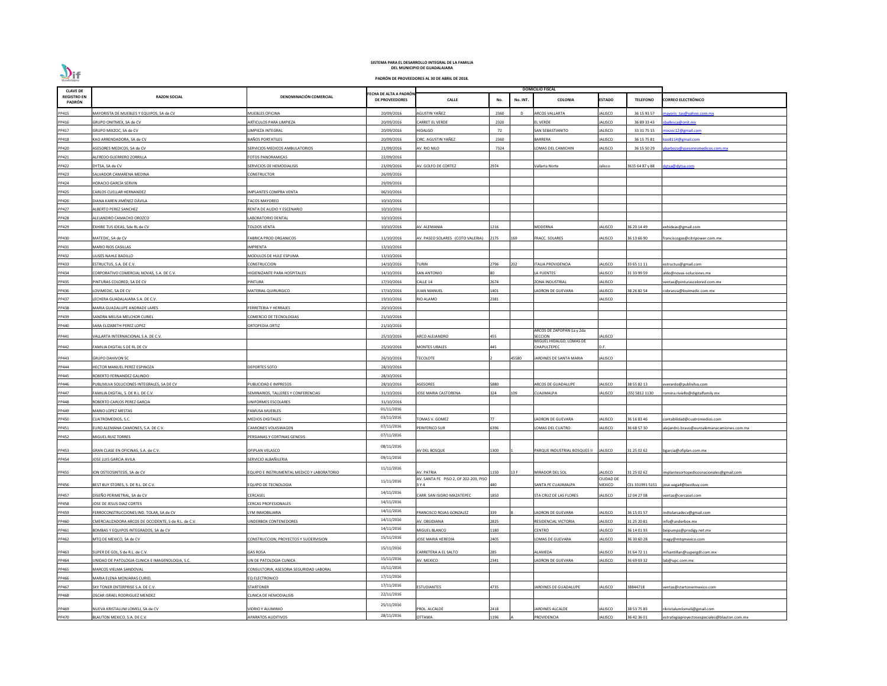**SISTEMA PARA EL DESARROLLO INTEGRAL DE LA FAMILIA DEL MUNICIPIO DE GUADALAJARA**

**PADRÓN DE PROVEEDORES AL 30 DE ABRIL DE 2018.**

| CLAVE DE REGISTRO EN PADRÓN | RAZON SOCIAL | DENOMINACIÓN COMERCIAL | FECHA DE ALTA A PADRÓN DE PROVEEDORES | DOMICILIO FISCAL | | | | | | |
|---|---|---|---|---|---|---|---|---|---|---|
| | | | | CALLE | No. | No. INT. | COLONIA | ESTADO | TELEFONO | CORREO ELECTRÓNICO |
| PP415 | MAYORISTA DE MUEBLES Y EQUIPOS, SA de CV | MUEBLES OFICINA | 20/09/2016 | AGUSTIN YAÑEZ | 2360 | D | ARCOS VALLARTA | JALISCO | 36 15 93 57 | mayoris_tas@yahoo.com.mx |
| PP416 | GRUPO ONITMEX, SA de CV | ARTICULOS PARA LIMPIEZA | 20/09/2016 | CARRET EL VERDE | 2320 | | EL VERDE | JALISCO | 36 89 33 43 | sballesca@onit.mx |
| PP417 | GRUPO MIXZOC, SA de CV | LIMPIEZA INTEGRAL | 20/09/2016 | HIDALGO | 72 | | SAN SEBASTIANITO | JALISCO | 33 31 75 15 | mixzoc12@gmail.com |
| PP418 | KAO ARRENDADORA, SA de CV | BAÑOS PORTATILES | 20/09/2016 | CIRC. AGUSTIN YAÑEZ | 2360 | | BARRERA | JALISCO | 36 15 75 81 | kao8114@gmail.com |
| PP420 | ASESORES MEDICOS, SA de CV | SERVICIOS MEDICOS AMBULATORIOS | 21/09/2016 | AV. RIO NILO | 7324 | | LOMAS DEL CAMICHIN | JALISCO | 36 15 50 29 | ybarboza@asesoresmedicos.com.mx |
| PP421 | ALFREDO GUERRERO ZORRILLA | FOTOS PANORAMICAS | 22/09/2016 | | | | | | | |
| PP422 | DYTSA, SA de CV | SERVICIOS DE HEMODIALISIS | 23/09/2016 | AV. GOLFO DE CORTEZ | 2974 | | Vallarta Norte | Jalisco | 3615 64 87 y 88 | dytsa@dytsa.com |
| PP423 | SALVADOR CAMARENA MEDINA | CONSTRUCTOR | 26/09/2016 | | | | | | | |
| PP424 | HORACIO GARCÍA SERVIN | | 29/09/2016 | | | | | | | |
| PP425 | CARLOS CUELLAR HERNANDEZ | IMPLANTES COMPRA VENTA | 06/10/2016 | | | | | | | |
| PP426 | DIANA KAREN JIMÉNEZ DÁVILA | TACOS MAYOREO | 10/10/2016 | | | | | | | |
| PP427 | ALBERTO PEREZ SANCHEZ | RENTA DE AUDIO Y ESCENARIO | 10/10/2016 | | | | | | | |
| PP428 | ALEJANDRO CAMACHO OROZCO | LABORATORIO DENTAL | 10/10/2016 | | | | | | | |
| PP429 | EXHIBE TUS IDEAS, Sde RL de CV | TOLDOS VENTA | 10/10/2016 | AV. ALEMANIA | 1216 | | MODERNA | JALISCO | 36 20 14 49 | exhideas@gmail.com |
| PP430 | MATEDIC, SA de CV | FABRICA PROD ORGANICOS | 11/10/2016 | AV. PASEO SOLARES (COTO VALERIA) | 2175 | 169 | FRACC. SOLARES | JALISCO | 36 13 66 90 | franciscogas@citripower.com.mx |
| PP431 | MARIO RIOS CASILLAS | IMPRENTA | 13/10/2016 | | | | | | | |
| PP432 | ULISES NAHLE BADILLO | MODULOS DE HULE ESPUMA | 13/10/2016 | | | | | | | |
| PP433 | ESTRUCTUS, S.A. DE C.V. | CONSTRUCCION | 14/10/2016 | TURIN | 2796 | 202 | ITALIA PROVIDENCIA | JALISCO | 33 65 11 11 | estructus@gmail.com |
| PP434 | CORPORATIVO COMERCIAL NOVAS, S.A. DE C.V. | HIGIENIZANTE PARA HOSPITALES | 14/10/2016 | SAN ANTONIO | 80 | | LA FUENTES | JALISCO | 31 33 99 59 | aldo@novas-soluciones.mx |
| PP435 | PINTURAS COLORED, SA DE CV | PINTURA | 17/10/2016 | CALLE 14 | 2674 | | ZONA INDUSTRIAL | JALISCO | | ventas@pinturascolored.com.mx |
| PP436 | LOVIMEDIC, SA DE CV | MATERIAL QUIRURGICO | 17/10/2016 | JUAN MANUEL | 1401 | | LADRON DE GUEVARA | JALISCO | 38 26 82 54 | cobranza@lovimedic.com.mx |
| PP437 | LECHERA GUADALAJARA S.A. DE C.V. | | 19/10/2016 | RIO ALAMO | 2381 | | | JALISCO | | |
| PP438 | MARIA GUADALUPE ANDRADE LARES | FERRETERIA Y HERRAJES | 20/10/2016 | | | | | | | |
| PP439 | SANDRA MELISA MELCHOR CURIEL | COMERCIO DE TECNOLOGIAS | 21/10/2016 | | | | | | | |
| PP440 | SARA ELIZABETH PEREZ LOPEZ | ORTOPEDIA ORTIZ | 21/10/2016 | | | | | | | |
| PP441 | VALLARTA INTERNACIONAL S.A. DE C.V. | | 25/10/2016 | ARCO ALEJANDRO | 455 | | ARCOS DE ZAPOPAN 1a y 2da SECCION | JALISCO | | |
| PP442 | FAMILIA DIGITAL S DE RL DE CV | | 25/10/2016 | MONTES URALES | 445 | | MIGUEL HIDALGO, LOMAS DE CHAPULTEPEC | D.F. | | |
| PP443 | GRUPO DAHIVON SC | | 26/10/2016 | TECOLOTE | 2 | 45580 | JARDINES DE SANTA MARIA | JALISCO | | |
| PP444 | HECTOR MANUEL PEREZ ESPINOZA | DEPORTES SOTO | 28/10/2016 | | | | | | | |
| PP445 | ROBERTO FERNANDEZ GALINDO | | 28/10/2016 | | | | | | | |
| PP446 | PUBLIVILVA SOLUCIONES INTEGRALES, SA DE CV | PUBLICIDAD E IMPRESOS | 28/10/2016 | ASESORES | 5880 | | ARCOS DE GUADALUPE | JALISCO | 38 55 82 13 | everardo@publivilva.com |
| PP447 | FAMILIA DIGITAL, S. DE R.L. DE C.V. | SEMINARIOS, TALLERES Y CONFERENCIAS | 31/10/2016 | JOSE MARIA CASTORENA | 324 | 109 | CUAJIMALPA | JALISCO | (55) 5812 1130 | romina.riviello@digitalfamily.mx |
| PP448 | ROBERTO CARLOS PEREZ GARCIA | UNIFORMES ESCOLARES | 31/10/2016 | | | | | | | |
| PP449 | MARIO LOPEZ MESTAS | FAMUSA MUEBLES | 01/11/2016 | | | | | | | |
| PP450 | CUATROMEDIOS, S.C. | MEDIOS DIGITALES | 03/11/2016 | TOMAS V. GOMEZ | 77 | | LADRON DE GUEVARA | JALISCO | 36 16 83 46 | contabilidad@cuatromedios.com |
| PP451 | EURO ALEMANA CAMIONES, S.A. DE C.V. | CAMIONES VOLKSWAGEN | 07/11/2016 | PERIFERICO SUR | 6396 | | LOMAS DEL CUATRO | JALISCO | 36 68 57 30 | alejandro.bravo@euroalemanacamiones.com.mx |
| PP452 | MIGUEL RUIZ TORRES | PERSIANAS Y CORTINAS GENESIS | 07/11/2016 | | | | | | | |
| PP453 | GRAN CLASE EN OFICINAS, S.A. de C.V. | OFIPLAN VELASCO | 08/11/2016 | AV DEL BOSQUE | 1300 | 1 | PARQUE INDUSTRIAL BOSQUES II | JALISCO | 31 25 02 62 | bgarcia@ofiplan.com.mx |
| PP454 | JOSE LUIS GARCIA AVILA | SERVICIO ALBAÑILERIA | 09/11/2016 | | | | | | | |
| PP455 | ION OSTEOSINTESIS, SA de CV | EQUIPO E INSTRUMENTAL MEDICO Y LABORATORIO | 11/11/2016 | AV. PATRIA | 1150 | 13 F | MIRADOR DEL SOL | JALISCO | 31 25 02 62 | implantesortopedicosnacionales@gmail.com |
| PP456 | BEST BUY STORES, S. DE R.L. DE C.V. | EQUIPO DE TECNOLOGIA | 11/11/2016 | AV. SANTA FE PISO 2, OF 202-203, PISO 3 Y 4 | 440 | | SANTA FE CUAJIMALPA | CIUDAD DE MEXICO | CEL 331991 5151 | jose.vega4@bestbuy.com |
| PP457 | DISEÑO PERIMETRAL, SA de CV | CERCASEL | 14/11/2016 | CARR. SAN ISIDRO MAZATEPEC | 1850 | | STA CRUZ DE LAS FLORES | JALISCO | 12 04 27 08 | ventas@cercasel.com |
| PP458 | JOSE DE JESUS DIAZ CORTES | CERCAS PROFESIONALES | 14/11/2016 | | | | | | | |
| PP459 | FERROCONSTRUCCIONES IND. TOLAR, SA de CV | LYM INMOBILIARIA | 14/11/2016 | FRANCISCO ROJAS GONZALEZ | 339 | B | LADRON DE GUEVARA | JALISCO | 36 15 01 57 | indtolarsadecv@gmail.com |
| PP460 | CMERCIALIZADORA ARCOS DE OCCIDENTE, S de R.L. de C.V. | UNDERBOX CONTENEDORES | 14/11/2016 | AV. OBSIDIANA | 2825 | | RESIDENCIAL VICTORIA | JALISCO | 31 25 20 81 | info@underbox.mx |
| PP461 | BOMBAS Y EQUIPOS INTEGRADOS, SA de CV | | 14/11/2016 | MIGUEL BLANCO | 1180 | | CENTRO | JALISCO | 36 14 01 93 | beipumps@prodigy.net.mx |
| PP462 | MTQ DE MEXICO, SA de CV | CONSTRUCCION, PROYECTOS Y SUOERVISION | 15/11/2016 | JOSE MARIA HEREDIA | 2405 | | LOMAS DE GUEVARA | JALISCO | 36 30 60 28 | magy@mtqmexico.com |
| PP463 | SUPER DE GDL, S de R.L. de C.V. | GAS ROSA | 15/11/2016 | CARRETERA A EL SALTO | 285 | | ALAMEDA | JALISCO | 31 64 72 11 | mfsantillan@supergdl.com.mx |
| PP464 | UNIDAD DE PATOLOGIA CLINICA E IMAGENOLOGIA, S.C. | UN DE PATOLOGIA CLINICA | 15/11/2016 | AV. MEXICO | 2341 | | LADRON DE GUEVARA | JALISCO | 36 69 03 32 | lab@upc.com.mx |
| PP465 | MARCOS VIELMA SANDOVAL | CONSULTORIA, ASESORIA SEGURIDAD LABORAL | 15/11/2016 | | | | | | | |
| PP466 | MARIA ELENA MONJARAS CURIEL | EQ ELECTRONICO | 17/11/2016 | | | | | | | |
| PP467 | SKY TONER ENTERPRISE S.A. DE C.V. | STARTONER | 17/11/2016 | ESTUDIANTES | 4735 | | JARDINES DE GUADALUPE | JALISCO | 38844718 | ventas@startonermexico.com |
| PP468 | OSCAR ISRAEL RODRIGUEZ MENDEZ | CLINICA DE HEMODIALISIS | 22/11/2016 | | | | | | | |
| PP469 | NUEVA KRISTALUM LOMELI, SA de CV | VIDRIO Y ALUMINIO | 25/11/2016 | PROL. ALCALDE | 2418 | | JARDINES ALCALDE | JALISCO | 38 53 75 83 | nkristalumlomeli@gmail.com |
| PP470 | BLAUTON MEXICO, S.A. DE C.V. | APARATOS AUDITIVOS | 28/11/2016 | OTTAWA | 1196 | A | PROVIDENCIA | JALISCO | 36 42 36 01 | estrategiaproyectosespeciales@blauton.com.mx |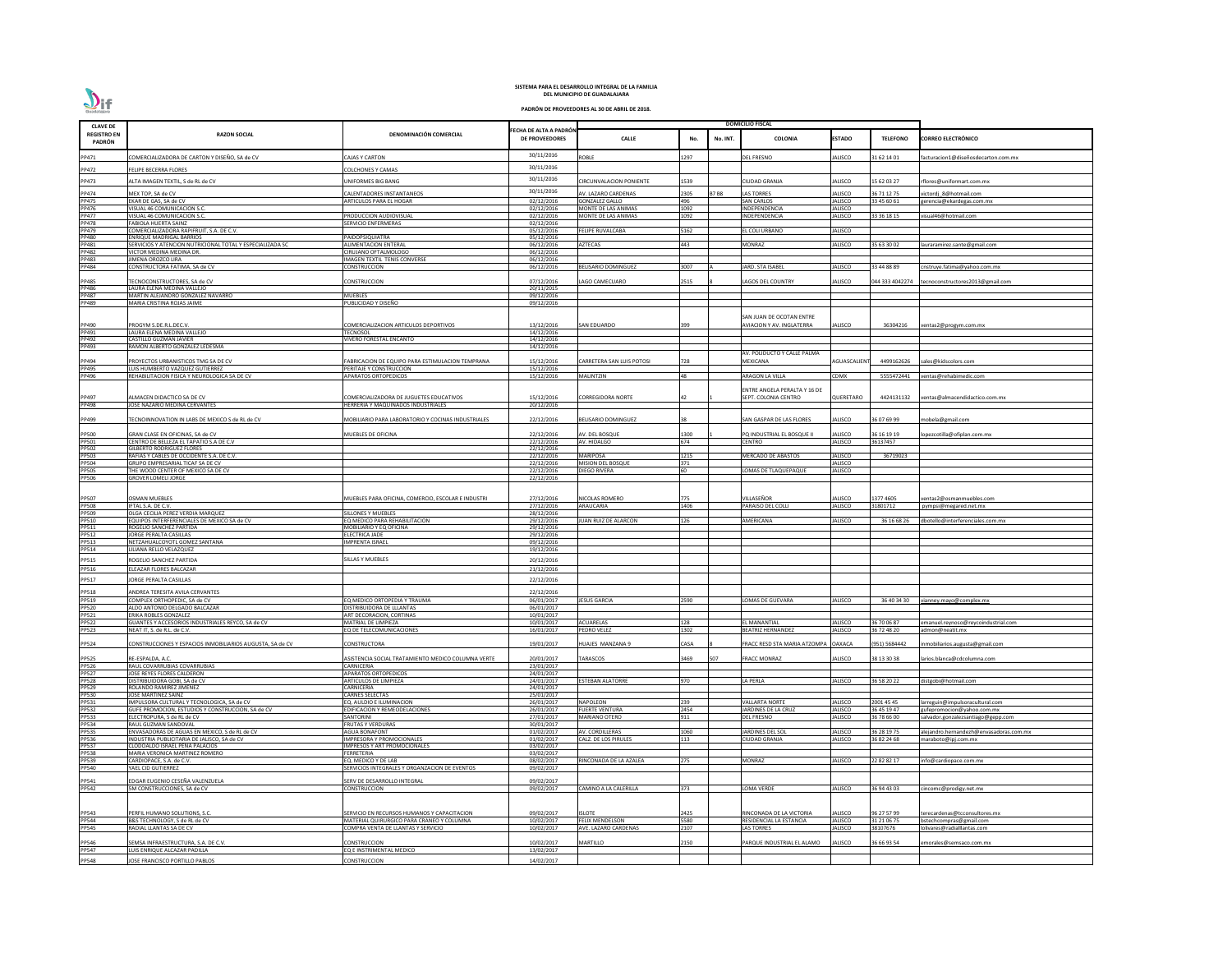**SISTEMA PARA EL DESARROLLO INTEGRAL DE LA FAMILIA DEL MUNICIPIO DE GUADALAJARA**

**PADRÓN DE PROVEEDORES AL 30 DE ABRIL DE 2018.**

| CLAVE DE REGISTRO EN PADRÓN | RAZON SOCIAL | DENOMINACIÓN COMERCIAL | FECHA DE ALTA A PADRÓN DE PROVEEDORES | DOMICILIO FISCAL | | | | | | |
|---|---|---|---|---|---|---|---|---|---|---|
| | | | | CALLE | No. | No. INT. | COLONIA | ESTADO | TELEFONO | CORREO ELECTRÓNICO |
| PP471 | COMERCIALIZADORA DE CARTON Y DISEÑO, SA de CV | CAJAS Y CARTON | 30/11/2016 | ROBLE | 1297 | | DEL FRESNO | JALISCO | 31 62 14 01 | facturacion1@diseñosdecarton.com.mx |
| PP472 | FELIPE BECERRA FLORES | COLCHONES Y CAMAS | 30/11/2016 | | | | | | | |
| PP473 | ALTA IMAGEN TEXTIL, S de RL de CV | UNIFORMES BIG BANG | 30/11/2016 | CIRCUNVALACION PONIENTE | 1539 | | CIUDAD GRANJA | JALISCO | 15 62 03 27 | rflores@uniformart.com.mx |
| PP474 | MEX TOP, SA de CV | CALENTADORES INSTANTANEOS | 30/11/2016 | AV. LAZARO CARDENAS | 2305 | B7 B8 | LAS TORRES | JALISCO | 36 71 12 75 | victordj_8@hotmail.com |
| PP475 | EKAR DE GAS, SA de CV | ARTICULOS PARA EL HOGAR | 02/12/2016 | GONZALEZ GALLO | 496 | | SAN CARLOS | JALISCO | 33 45 60 61 | gerencia@ekardegas.com.mx |
| PP476 | VISUAL 46 COMUNICACION S.C. | | 02/12/2016 | MONTE DE LAS ANIMAS | 1092 | | INDEPENDENCIA | JALISCO | | |
| PP477 | VISUAL 46 COMUNICACION S.C. | PRODUCCION AUDIOVISUAL | 02/12/2016 | MONTE DE LAS ANIMAS | 1092 | | INDEPENDENCIA | JALISCO | 33 36 18 15 | visual46@hotmail.com |
| PP478 | FABIOLA HUERTA SAINZ | SERVICIO ENFERMERAS | 02/12/2016 | | | | | | | |
| PP479 | COMERCIALIZADORA RAPIFRUIT, S.A. DE C.V. | | 05/12/2016 | FELIPE RUVALCABA | 5162 | | EL COLI URBANO | JALISCO | | |
| PP480 | ENRIQUE MADRIGAL BARRIOS | PAIDOPSIQUIATRA | 05/12/2016 | | | | | | | |
| PP481 | SERVICIOS Y ATENCION NUTRICIONAL TOTAL Y ESPECIALIZADA SC | ALIMENTACION ENTERAL | 06/12/2016 | AZTECAS | 443 | | MONRAZ | JALISCO | 35 63 30 02 | lauraramirez.sante@gmail.com |
| PP482 | VICTOR MEDINA MEDINA DR. | CIRUJANO OFTALMOLOGO | 06/12/2016 | | | | | | | |
| PP483 | JIMENA OROZCO LIRA | IMAGEN TEXTIL TENIS CONVERSE | 06/12/2016 | | | | | | | |
| PP484 | CONSTRUCTORA FATIMA, SA de CV | CONSTRUCCION | 06/12/2016 | BELISARIO DOMINGUEZ | 3007 | A | JARD. STA ISABEL | JALISCO | 33 44 88 89 | cnstruye.fatima@yahoo.com.mx |
| PP485 | TECNOCONSTRUCTORES, SA de CV | CONSTRUCCION | 07/12/2016 | LAGO CAMECUARO | 2515 | 8 | LAGOS DEL COUNTRY | JALISCO | 044 333 4042274 | tecnoconstructores2013@gmail.com |
| PP486 | LAURA ELENA MEDINA VALLEJO | | 20/11/2015 | | | | | | | |
| PP487 | MARTIN ALEJANDRO GONZALEZ NAVARRO | MUEBLES | 09/12/2016 | | | | | | | |
| PP489 | MARIA CRISTINA ROJAS JAIME | PUBLICIDAD Y DISEÑO | 09/12/2016 | | | | | | | |
| PP490 | PROGYM S.DE.R.L.DEC.V. | COMERCIALIZACION ARTICULOS DEPORTIVOS | 13/12/2016 | SAN EDUARDO | 399 | | SAN JUAN DE OCOTAN ENTRE AVIACION Y AV. INGLATERRA | JALISCO | 36304216 | ventas2@progym.com.mx |
| PP491 | LAURA ELENA MEDINA VALLEJO | TECNOSOL | 14/12/2016 | | | | | | | |
| PP492 | CASTILLO GUZMAN JAVIER | VIVERO FORESTAL ENCANTO | 14/12/2016 | | | | | | | |
| PP493 | RAMON ALBERTO GONZALEZ LEDESMA | | 14/12/2016 | | | | | | | |
| PP494 | PROYECTOS URBANISTICOS TMG SA DE CV | FABRICACION DE EQUIPO PARA ESTIMULACION TEMPRANA | 15/12/2016 | CARRETERA SAN LUIS POTOSI | 728 | | AV. POLIDUCTO Y CALLE PALMA MEXICANA | AGUASCALIENT | 4499162626 | sales@kidscolors.com |
| PP495 | LUIS HUMBERTO VAZQUEZ GUTIERREZ | PERITAJE Y CONSTRUCCION | 15/12/2016 | | | | | | | |
| PP496 | REHABILITACION FISICA Y NEUROLOGICA SA DE CV | APARATOS ORTOPEDICOS | 15/12/2016 | MALINTZIN | 48 | | ARAGON LA VILLA | CDMX | 5555472441 | ventas@rehabimedic.com |
| PP497 | ALMACEN DIDACTICO SA DE CV | COMERCIALIZADORA DE JUGUETES EDUCATIVOS | 15/12/2016 | CORREGIDORA NORTE | 42 | 1 | ENTRE ANGELA PERALTA Y 16 DE SEPT. COLONIA CENTRO | QUERETARO | 4424131132 | ventas@almacendidactico.com.mx |
| PP498 | JOSE NAZARIO MEDINA CERVANTES | HERRERIA Y MAQUINADOS INDUSTRIALES | 20/12/2016 | | | | | | | |
| PP499 | TECNOINNOVATION IN LABS DE MEXICO S de RL de CV | MOBILIARIO PARA LABORATORIO Y COCINAS INDUSTRIALES | 22/12/2016 | BELISARIO DOMINGUEZ | 38 | | SAN GASPAR DE LAS FLORES | JALISCO | 36 07 69 99 | mobela@gmail.com |
| PP500 | GRAN CLASE EN OFICINAS, SA de CV | MUEBLES DE OFICINA | 22/12/2016 | AV. DEL BOSQUE | 1300 | 1 | PQ INDUSTRIAL EL BOSQUE II | JALISCO | 36 16 19 19 | lopezcotilla@ofiplan.com.mx |
| PP501 | CENTRO DE BELLEZA EL TAPATIO S.A DE C.V | | 22/12/2016 | AV. HIDALGO | 674 | | CENTRO | JALISCO | 36137457 | |
| PP502 | GILBERTO RODRIGUEZ FLORES | | 22/12/2016 | | | | | | | |
| PP503 | RAFIAS Y CABLES DE OCCIDENTE S.A. DE C.V. | | 22/12/2016 | MARIPOSA | 1215 | | MERCADO DE ABASTOS | JALISCO | 36719023 | |
| PP504 | GRUPO EMPRESARIAL TICAF SA DE CV | | 22/12/2016 | MISION DEL BOSQUE | 371 | | | JALISCO | | |
| PP505 | THE WOOD CENTER OF MEXICO SA DE CV | | 22/12/2016 | DIEGO RIVERA | 60 | | LOMAS DE TLAQUEPAQUE | JALISCO | | |
| PP506 | GROVER LOMELI JORGE | | 22/12/2016 | | | | | | | |
| PP507 | OSMAN MUEBLES | MUEBLES PARA OFICINA, COMERCIO, ESCOLAR E INDUSTRI | 27/12/2016 | NICOLAS ROMERO | 775 | | VILLASEÑOR | JALISCO | 1377 4605 | ventas2@osmanmuebles.com |
| PP508 | IFTAL S.A. DE C.V. | | 27/12/2016 | ARAUCARIA | 1406 | | PARAISO DEL COLLI | JALISCO | 31801712 | pympsi@megared.net.mx |
| PP509 | OLGA CECILIA PEREZ VERDIA MARQUEZ | SILLONES Y MUEBLES | 28/12/2016 | | | | | | | |
| PP510 | EQUIPOS INTERFERENCIALES DE MEXICO SA de CV | EQ MEDICO PARA REHABILITACION | 29/12/2016 | JUAN RUIZ DE ALARCON | 126 | | AMERICANA | JALISCO | 36 16 68 26 | dbotello@interferenciales.com.mx |
| PP511 | ROGELIO SANCHEZ PARTIDA | MOBILIARIO Y EQ OFICINA | 29/12/2016 | | | | | | | |
| PP512 | JORGE PERALTA CASILLAS | ELECTRICA JADE | 29/12/2016 | | | | | | | |
| PP513 | NETZAHUALCOYOTL GOMEZ SANTANA | IMPRENTA ISRAEL | 09/12/2016 | | | | | | | |
| PP514 | LILIANA RELLO VELAZQUEZ | | 19/12/2016 | | | | | | | |
| PP515 | ROGELIO SANCHEZ PARTIDA | SILLAS Y MUEBLES | 20/12/2016 | | | | | | | |
| PP516 | ELEAZAR FLORES BALCAZAR | | 21/12/2016 | | | | | | | |
| PP517 | JORGE PERALTA CASILLAS | | 22/12/2016 | | | | | | | |
| PP518 | ANDREA TERESITA AVILA CERVANTES | | 22/12/2016 | | | | | | | |
| PP519 | COMPLEX ORTHOPEDIC, SA de CV | EQ MEDICO ORTOPEDIA Y TRAUMA | 06/01/2017 | JESUS GARCIA | 2590 | | LOMAS DE GUEVARA | JALISCO | 36 40 34 30 | vianney.mayo@complex.mx |
| PP520 | ALDO ANTONIO DELGADO BALCAZAR | DISTRIBUIDORA DE LLANTAS | 06/01/2017 | | | | | | | |
| PP521 | ERIKA ROBLES GONZALEZ | ART DECORACION, CORTINAS | 10/01/2017 | | | | | | | |
| PP522 | GUANTES Y ACCESORIOS INDUSTRIALES REYCO, SA de CV | MATRIAL DE LIMPIEZA | 10/01/2017 | ACUARELAS | 128 | | EL MANANTIAL | JALISCO | 36 70 06 87 | emanuel.reynoso@reycoindustrial.com |
| PP523 | NEAT IT, S. de R.L. de C.V. | EQ DE TELECOMUNICACIONES | 16/01/2017 | PEDRO VELEZ | 1302 | | BEATRIZ HERNANDEZ | JALISCO | 36 72 48 20 | admon@neatit.mx |
| PP524 | CONSTRUCCIONES Y ESPACIOS INMOBILIARIOS AUGUSTA, SA de CV | CONSTRUCTORA | 19/01/2017 | HUAJES MANZANA 9 | CASA | 8 | FRACC RESD STA MARIA ATZOMPA | OAXACA | (951) 5684442 | inmobiliarios.augusta@gmail.com |
| PP525 | RE-ESPALDA, A.C. | ASISTENCIA SOCIAL TRATAMIENTO MEDICO COLUMNA VERTE | 20/01/2017 | TARASCOS | 3469 | 507 | FRACC MONRAZ | JALISCO | 38 13 30 38 | larios.blanca@cdcolumna.com |
| PP526 | RAUL COVARRUBIAS COVARRUBIAS | CARNICERIA | 23/01/2017 | | | | | | | |
| PP527 | JOSE REYES FLORES CALDERON | APARATOS ORTOPEDICOS | 24/01/2017 | | | | | | | |
| PP528 | DISTRIBUIDORA GOBI, SA de CV | ARTICULOS DE LIMPIEZA | 24/01/2017 | ESTEBAN ALATORRE | 970 | | LA PERLA | JALISCO | 36 58 20 22 | distgobi@hotmail.com |
| PP529 | ROLANDO RAMIREZ JIMENEZ | CARNICERIA | 24/01/2017 | | | | | | | |
| PP530 | JOSE MARTINEZ SAINZ | CARNES SELECTAS | 25/01/2017 | | | | | | | |
| PP531 | IMPULSORA CULTURAL Y TECNOLOGICA, SA de CV | EQ. AULDIO E ILUMINACION | 26/01/2017 | NAPOLEON | 239 | | VALLARTA NORTE | JALISCO | 2001 45 45 | larreguin@impulsoracultural.com |
| PP532 | GUFE PROMOCION, ESTUDIOS Y CONSTRUCCION, SA de CV | EDIFICACION Y REMEODELACIONES | 26/01/2017 | FUERTE VENTURA | 2454 | | JARDINES DE LA CRUZ | JALISCO | 36 45 19 47 | gufepromocion@yahoo.com.mx |
| PP533 | ELECTROPURA, S de RL de CV | SANTORINI | 27/01/2017 | MARIANO OTERO | 911 | | DEL FRESNO | JALISCO | 36 78 66 00 | salvador.gonzalezsantiago@gepp.com |
| PP534 | RAUL GUZMAN SANDOVAL | FRUTAS Y VERDURAS | 30/01/2017 | | | | | | | |
| PP535 | ENVASADORAS DE AGUAS EN MEXICO, S de RL de CV | AGUA BONAFONT | 01/02/2017 | AV. CORDILLERAS | 1060 | | JARDINES DEL SOL | JALISCO | 36 28 19 75 | alejandro.hernandezh@envasadoras.com.mx |
| PP536 | INDUSTRIA PUBLICITARIA DE JALISCO, SA de CV | IMPRESORA Y PROMOCIONALES | 01/02/2017 | CALZ. DE LOS PIRULES | 113 | | CIUDAD GRANJA | JALISCO | 36 82 24 68 | maraboto@ipj.com.mx |
| PP537 | CLODOALDO ISRAEL PEÑA PALACIOS | IMPRESOS Y ART PROMOCIONALES | 03/02/2017 | | | | | | | |
| PP538 | MARIA VERONICA MARTINEZ ROMERO | FERRETERIA | 03/02/2017 | | | | | | | |
| PP539 | CARDIOPACE, S.A. de C.V. | EQ. MEDICO Y DE LAB | 08/02/2017 | RINCONADA DE LA AZALEA | 275 | | MONRAZ | JALISCO | 22 82 82 17 | info@cardiopace.com.mx |
| PP540 | YAEL CID GUTIERREZ | SERVICIOS INTEGRALES Y ORGANZACION DE EVENTOS | 09/02/2017 | | | | | | | |
| PP541 | EDGAR EUGENIO CESEÑA VALENZUELA | SERV DE DESARROLLO INTEGRAL | 09/02/2017 | | | | | | | |
| PP542 | SM CONSTRUCCIONES, SA de CV | CONSTRUCCION | 09/02/2017 | CAMINO A LA CALERILLA | 373 | | LOMA VERDE | JALISCO | 36 94 43 03 | cincomc@prodigy.net.mx |
| PP543 | PERFIL HUMANO SOLUTIONS, S.C. | SERVICIO EN RECURSOS HUMANOS Y CAPACITACION | 09/02/2017 | ISLOTE | 2425 | | RINCONADA DE LA VICTORIA | JALISCO | 96 27 57 99 | terecardenas@tcconsultores.mx |
| PP544 | B&S TECHNOLOGY, S de RL de CV | MATERIAL QUIRURGICO PARA CRANEO Y COLUMNA | 10/02/2017 | FELIX MENDELSON | 5580 | | RESIDENCIAL LA ESTANCIA | JALISCO | 31 21 06 75 | bstechcompras@gmail.com |
| PP545 | RADIAL LLANTAS SA DE CV | COMPRA VENTA DE LLANTAS Y SERVICIO | 10/02/2017 | AVE. LAZARO CARDENAS | 2107 | | LAS TORRES | JALISCO | 38107676 | lolivares@radialllantas.com |
| PP546 | SEMSA INFRAESTRUCTURA, S.A. DE C.V. | CONSTRUCCION | 10/02/2017 | MARTILLO | 2150 | | PARQUE INDUSTRIAL EL ALAMO | JALISCO | 36 66 93 54 | emorales@semsaco.com.mx |
| PP547 | LUIS ENRIQUE ALCAZAR PADILLA | EQ E INSTRIMENTAL MEDICO | 13/02/2017 | | | | | | | |
| PP548 | JOSE FRANCISCO PORTILLO PABLOS | CONSTRUCCION | 14/02/2017 | | | | | | | |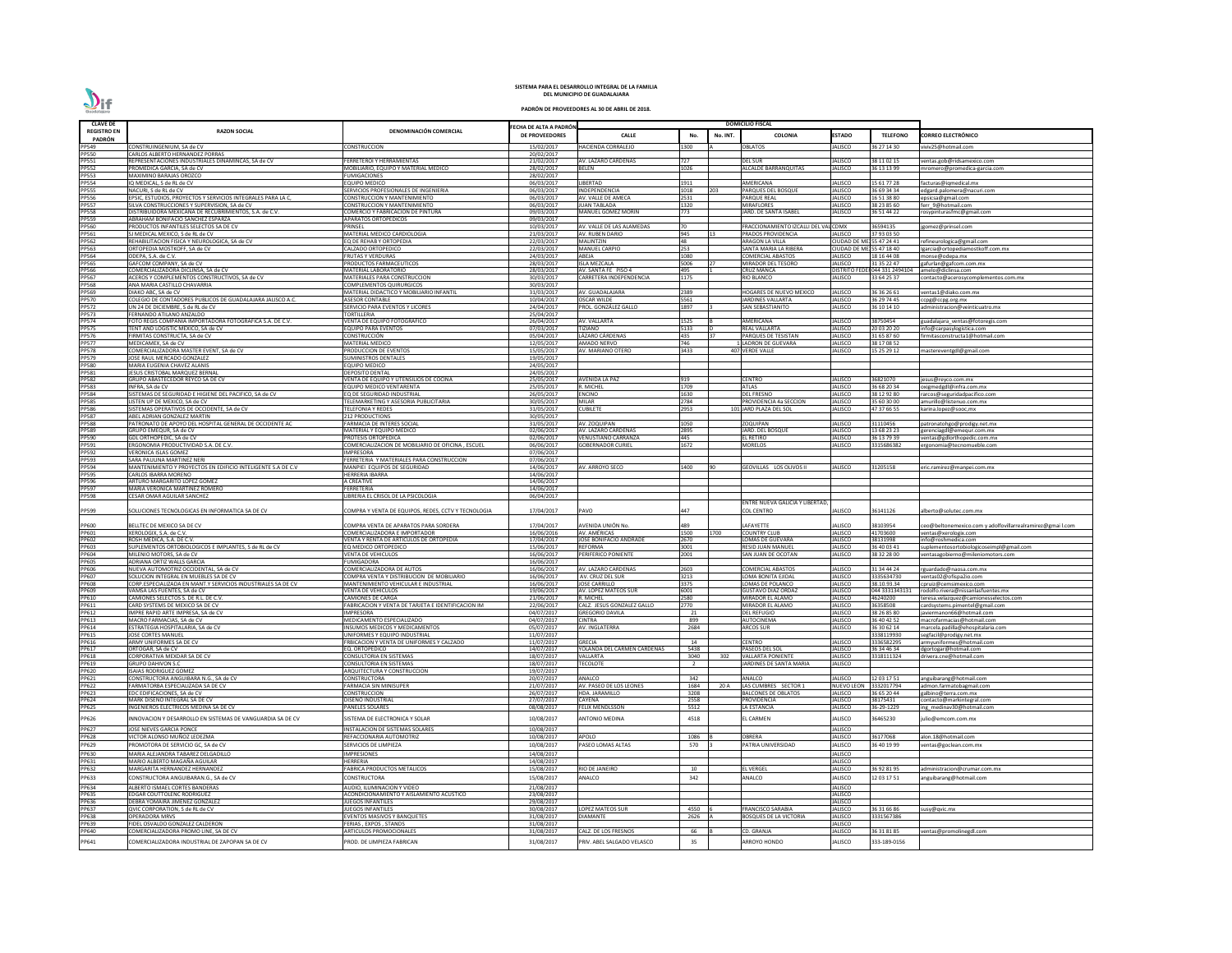**SISTEMA PARA EL DESARROLLO INTEGRAL DE LA FAMILIA**
**DEL MUNICIPIO DE GUADALAJARA**

**PADRÓN DE PROVEEDORES AL 30 DE ABRIL DE 2018.**

| CLAVE DE REGISTRO EN PADRÓN | RAZON SOCIAL | DENOMINACIÓN COMERCIAL | FECHA DE ALTA A PADRÓN DE PROVEEDORES | DOMICILIO FISCAL | | | | | | CORREO ELECTRÓNICO |
|---|---|---|---|---|---|---|---|---|---|---|
| | | | | CALLE | No. | No. INT. | COLONIA | ESTADO | TELEFONO | |
| PP549 | CONSTRUINGENIUM, SA de CV | CONSTRUCCION | 15/02/2017 | HACIENDA CORRALEJO | 1300 | A | OBLATOS | JALISCO | 36 27 14 30 | viviv25@hotmail.com |
| PP550 | CARLOS ALBERTO HERNANDEZ PORRAS | | 20/02/2017 | | | | | | | |
| PP551 | REPRESENTACIONES INDUSTRIALES DINAMINCAS, SA de CV | FERRETERIOY HERRAMIENTAS | 21/02/2017 | AV. LAZARO CARDENAS | 727 | | DEL SUR | JALISCO | 38 11 02 15 | ventas.gob@ridsamexico.com |
| PP552 | PROMEDICA GARCIA, SA de CV | MOBILIARIO, EQUIPO Y MATERIAL MEDICO | 28/02/2017 | BELEN | 1026 | | ALCALDE BARRANQUITAS | JALISCO | 36 13 13 99 | mromero@promedica-garcia.com |
| PP553 | MAXIMINO BARAJAS OROZCO | FUMIGACIONES | 28/02/2017 | | | | | | | |
| PP554 | IQ MEDICAL, S de RL de CV | EQUIPO MEDICO | 06/03/2017 | LIBERTAD | 1911 | | AMERICANA | JALISCO | 15 61 77 28 | facturas@iqmedical.mx |
| PP555 | NACURI, S de RL de CV | SERVICIOS PROFESIONALES DE INGENIERIA | 06/03/2017 | INDEPENDENCIA | 1018 | 203 | PARQUES DEL BOSQUE | JALISCO | 36 69 34 34 | edgard.palomera@nacuri.com |
| PP556 | EPSIC, ESTUDIOS, PROYECTOS Y SERVICIOS INTEGRALES PARA LA C, | CONSTRUCCION Y MANTENIMIENTO | 06/03/2017 | AV. VALLE DE AMECA | 2531 | | PARQUE REAL | JALISCO | 16 51 38 80 | epsicsa@gmail.com |
| PP557 | SILVA CONSTRUCCIONES Y SUPERVISION, SA de CV | CONSTRUCCION Y MANTENIMIENTO | 06/03/2017 | JUAN TABLADA | 1320 | | MIRAFLORES | JALISCO | 38 23 85 60 | ferr_9@hotmail.com |
| PP558 | DISTRIBUIDORA MEXICANA DE RECUBRIMIENTOS, S.A. de C.V. | COMERCIO Y FABRICACION DE PINTURA | 09/03/2017 | MANUEL GOMEZ MORIN | 773 | | JARD. DE SANTA ISABEL | JALISCO | 36 51 44 22 | rosypinturasfmc@gmail.com |
| PP559 | ABRAHAM BONIFACIO SANCHEZ ESPARZA | APARATOS ORTOPEDICOS | 09/03/2017 | | | | | | | |
| PP560 | PRODUCTOS INFANTILES SELECTOS SA DE CV | PRINSEL | 10/03/2017 | AV. VALLE DE LAS ALAMEDAS | 70 | | FRACCIONAMIENTO IZCALLI DEL VALLE | CDMX | 36594135 | jgomez@prinsel.com |
| PP561 | SJ MEDICAL MEXICO, S de RL de CV | MATERIAL MEDICO CARDIOLOGIA | 21/03/2017 | AV. RUBEN DARIO | 945 | 13 | PRADOS PROVIDENCIA | JALISCO | 37 93 03 50 | |
| PP562 | REHABILITACION FISICA Y NEUROLOGICA, SA de CV | EQ DE REHAB Y ORTOPEDIA | 22/03/2017 | MALINTZIN | 48 | | ARAGON LA VILLA | CIUDAD DE MEXICO | 55 47 24 41 | refineurologica@gmail.com |
| PP563 | ORTOPEDIA MOSTKOFF, SA de CV | CALZADO ORTOPEDICO | 22/03/2017 | MANUEL CARPIO | 253 | | SANTA MARIA LA RIBERA | CIUDAD DE MEXICO | 55 47 18 40 | lgarcia@ortopediamostkoff.com.mx |
| PP564 | ODEPA, S.A. de C.V. | FRUTAS Y VERDURAS | 24/03/2017 | ABEJA | 1080 | | COMERCIAL ABASTOS | JALISCO | 18 16 44 08 | monse@odepa.mx |
| PP565 | GAFCOM COMPANY, SA de CV | PRODUCTOS FARMACEUTICOS | 28/03/2017 | ISLA MEZCALA | 5006 | 27 | MIRADOR DEL TESORO | JALISCO | 31 35 22 47 | gafurlan@gafcom.com.mx |
| PP566 | COMERCIALIZADORA DICLINSA, SA de CV | MATERIAL LABORATORIO | 28/03/2017 | AV. SANTA FE PISO 4 | 495 | 1 | CRUZ MANCA | DISTRITO FEDERAL | 044 331 2494104 | amelo@diclinsa.com |
| PP567 | ACEROS Y COMPLEMENTOS CONSTRUCTIVOS, SA de CV | MATERIALES PARA CONSTRUCCION | 30/03/2017 | CARRETERA INDEPENDENCIA | 1175 | | RIO BLANCO | JALISCO | 33 64 25 37 | contacto@acerosycomplementos.com.mx |
| PP568 | ANA MARIA CASTILLO CHAVARRIA | COMPLEMENTOS QUIRURGICOS | 30/03/2017 | | | | | | | |
| PP569 | DIAKO ABC, SA de CV | MATERIAL DIDACTICO Y MOBILIARIO INFANTIL | 31/03/2017 | AV. GUADALAJARA | 2389 | | HOGARES DE NUEVO MEXICO | JALISCO | 36 36 26 61 | ventas1@diako.com.mx |
| PP570 | COLEGIO DE CONTADORES PUBLICOS DE GUADALAJARA JALISCO A.C. | ASESOR CONTABLE | 10/04/2017 | OSCAR WILDE | 5561 | | JARDINES VALLARTA | JALISCO | 36 29 74 45 | ccpg@ccpg.org.mx |
| PP572 | UN 24 DE DICIEMBRE, S de RL de CV | SERVICIO PARA EVENTOS Y LICORES | 24/04/2017 | PROL. GONZALEZ GALLO | 1897 | 3 | SAN SEBASTIANITO | JALISCO | 36 10 14 10 | administracion@veinticuatro.mx |
| PP573 | FERNANDO ATILANO ANZALDO | TORTILLERIA | 25/04/2017 | | | | | | | |
| PP574 | FOTO REGIS COMPAÑIA IMPORTADORA FOTOGRAFICA S.A. DE C.V. | VENTA DE EQUIPO FOTOGRAFICO | 26/04/2017 | AV. VALLARTA | 1525 | B | AMERICANA | JALISCO | 38750454 | guadalajara_ventas@fotoregis.com |
| PP575 | TENT AND LOGISTIC MEXICO, SA de CV | EQUIPO PARA EVENTOS | 07/03/2017 | TIZIANO | 5133 | D | REAL VALLARTA | JALISCO | 20 03 20 20 | info@carpasylogistica.com |
| PP576 | FIRMITAS CONSTRUCTA, SA de CV | CONSTRUCCIÓN | 05/04/2017 | LAZARO CARDENAS | 435 | 37 | PARQUES DE TESISTAN | JALISCO | 31 65 87 60 | firmitasconstructa1@hotmail.com |
| PP577 | MEDICAMEX, SA de CV | MATERIAL MEDICO | 12/05/2017 | AMADO NERVO | 746 | | LADRON DE GUEVARA | JALISCO | 38 17 08 52 | |
| PP578 | COMERCIALIZADORA MASTER EVENT, SA de CV | PRODUCCION DE EVENTOS | 15/05/2017 | AV. MARIANO OTERO | 3433 | 407 | VERDE VALLE | JALISCO | 15 25 29 12 | mastereventgdl@gmail.com |
| PP579 | JOSE RAUL MERCADO GONZALEZ | SUMINISTROS DENTALES | 19/05/2017 | | | | | | | |
| PP580 | MARIA EUGENIA CHAVEZ ALANIS | EQUIPO MEDICO | 24/05/2017 | | | | | | | |
| PP581 | JESUS CRISTOBAL MARQUEZ BERNAL | DEPOSITO DENTAL | 24/05/2017 | | | | | | | |
| PP582 | GRUPO ABASTECEDOR REYCO SA DE CV | VENTA DE EQUIPO Y UTENSILIOS DE COCINA | 25/05/2017 | AVENIDA LA PAZ | 919 | | CENTRO | JALISCO | 36821070 | jesus@reyco.com.mx |
| PP583 | INFRA, SA de CV | EQUIPO MEDICO VENTARENTA | 25/05/2017 | R. MICHEL | 1709 | | ATLAS | JALISCO | 36 68 20 34 | oxigmedgdl@infra.com.mx |
| PP584 | SISTEMAS DE SEGURIDAD E HIGIENE DEL PACIFICO, SA de CV | EQ DE SEGURIDAD INDUSTRIAL | 26/05/2017 | ENCINO | 1630 | | DEL FRESNO | JALISCO | 38 12 92 80 | rarcos@seguridadpacifico.com |
| PP585 | LISTEN UP DE MEXICO, SA de CV | TELEMARKETING Y ASESORIA PUBLICITARIA | 30/05/2017 | MILAR | 2784 | | PROVIDENCIA 4a SECCION | JALISCO | 35 60 30 00 | amurillo@listenup.com.mx |
| PP586 | SISTEMAS OPERATIVOS DE OCCIDENTE, SA de CV | TELEFONIA Y REDES | 31/05/2017 | CUBILETE | 2953 | 101 | JARD PLAZA DEL SOL | JALISCO | 47 37 66 55 | karina.lopez@sooc.mx |
| PP587 | ABEL ADRIAN GONZALEZ MARTIN | 212 PRODUCTIONS | 30/05/2017 | | | | | | | |
| PP588 | PATRONATO DE APOYO DEL HOSPITAL GENERAL DE OCCIDENTE AC | FARMACIA DE INTERES SOCIAL | 31/05/2017 | AV. ZOQUIPAN | 1050 | | ZOQUIPAN | JALISCO | 31110456 | patronatohgo@prodigy.net.mx |
| PP589 | GRUPO EMEQUR, SA de CV | MATERIAL Y EQUIPO MEDICO | 02/06/2017 | AV. LAZARO CARDENAS | 2895 | | JARD. DEL BOSQUE | JALISCO | 13 68 23 23 | gerenciagdl@emequr.com.mx |
| PP590 | GDL ORTHOPEDIC, SA de CV | PROTESIS ORTOPEDICA | 02/06/2017 | VENUSTIANO CARRANZA | 445 | | EL RETIRO | JALISCO | 36 13 79 39 | ventas@gdlorthopedic.com.mx |
| PP591 | ERGONOMIA PRODUCTIVIDAD S.A. DE C.V. | COMERCIALIZACION DE MOBILIARIO DE OFICINA , ESCUEL | 06/06/2017 | GOBERNADOR CURIEL | 1672 | | MORELOS | JALISCO | 3315686382 | ergonomia@tecnomueble.com |
| PP592 | VERONICA ISLAS GOMEZ | IMPRESORA | 07/06/2017 | | | | | | | |
| PP593 | SARA PAULINA MARTINEZ NERI | FERRETERIA Y MATERIALES PARA CONSTRUCCION | 07/06/2017 | | | | | | | |
| PP594 | MANTENIMIENTO Y PROYECTOS EN EDIFICIO INTELIGENTE S.A DE C.V | MANPIEI EQUIPOS DE SEGURIDAD | 14/06/2017 | AV. ARROYO SECO | 1400 | 90 | GEOVILLAS LOS OLIVOS II | JALISCO | 31205158 | eric.ramirez@manpei.com.mx |
| PP595 | CARLOS IBARRA MORENO | HERRERIA IBARRA | 14/06/2017 | | | | | | | |
| PP596 | ARTURO MARGARITO LOPEZ GOMEZ | A CREATIVE | 14/06/2017 | | | | | | | |
| PP597 | MARIA VERONICA MARTINEZ ROMERO | FERRETERIA | 14/06/2017 | | | | | | | |
| PP598 | CESAR OMAR AGUILAR SANCHEZ | LIBRERIA EL CRISOL DE LA PSICOLOGIA | 06/04/2017 | | | | | | | |
| PP599 | SOLUCIONES TECNOLOGICAS EN INFORMATICA SA DE CV | COMPRA Y VENTA DE EQUIPOS, REDES, CCTV Y TECNOLOGIA | 17/04/2017 | PAVO | 447 | | ENTRE NUEVA GALICIA Y LIBERTAD, COL CENTRO | JALISCO | 36141126 | alberto@solutec.com.mx |
| PP600 | BELLTEC DE MEXICO SA DE CV | COMPRA VENTA DE APARATOS PARA SORDERA | 17/04/2017 | AVENIDA UNIÓN No. | 489 | | LAFAYETTE | JALISCO | 38103954 | ceo@beltonemexico.com y adolfovillarrealramirez@gmail.com |
| PP601 | XEROLOGIX, S.A. de C.V. | COMERCIALIZADORA E IMPORTADOR | 16/06/2016 | AV. AMÉRICAS | 1500 | 1700 | COUNTRY CLUB | JALISCO | 41703600 | ventas@xerologix.com |
| PP602 | ROSH MEDICA, S.A. DE C.V. | VENTA Y RENTA DE ARTICULOS DE ORTOPEDIA | 17/04/2017 | JOSE BONIFACIO ANDRADE | 2670 | | LOMAS DE GUEVARA | JALISCO | 38131998 | info@roshmedica.com |
| PP603 | SUPLEMENTOS ORTOBIOLOGICOS E IMPLANTES, S de RL de CV | EQ MEDICO ORTOPEDICO | 15/06/2017 | REFORMA | 3001 | | RESID JUAN MANUEL | JALISCO | 36 40 03 41 | suplementosortobiologicoseimpl@gmail.com |
| PP604 | MILENIO MOTORS, SA de CV | VENTA DE VEHICULOS | 16/06/2017 | PERIFERICO PONIENTE | 2001 | | SAN JUAN DE OCOTAN | JALISCO | 38 32 28 00 | ventasagobierno@ileniomotors.com |
| PP605 | ADRIANA ORTIZ WALLS GARCIA | FUMIGADORA | 16/06/2017 | | | | | | | |
| PP606 | NUEVA AUTOMOTRIZ OCCIDENTAL, SA de CV | COMERCIALIZADORA DE AUTOS | 16/06/2017 | AV. LAZARO CARDENAS | 2603 | | COMERCIAL ABASTOS | JALISCO | 31 34 44 24 | rguardado@naosa.com.mx |
| PP607 | SOLUCION INTEGRAL EN MUEBLES SA DE CV | COMPRA VENTA Y DISTRIBUCION DE MOBILIARIO | 16/06/2017 | AV. CRUZ DEL SUR | 3213 | | LOMA BONITA EJIDAL | JALISCO | 3335634730 | ventas02@ofispazio.com |
| PP608 | CORP.ESPECIALIZADA EN MANT.Y SERVICIOS INDUSTRIALES SA DE CV | MANTENIMIENTO VEHICULAR E INDUSTRIAL | 16/06/2017 | JOSE CARRILLO | 3375 | | LOMAS DE POLANCO | JALISCO | 38 10 93 34 | cpruiz@cemsimexico.com |
| PP609 | VAMSA LAS FUENTES, SA de CV | VENTA DE VEHICULOS | 19/06/2017 | AV. LOPEZ MATEOS SUR | 6001 | | GUSTAVO DIAZ ORDAZ | JALISCO | 044 3331343131 | rodolfo.rivera@nissanlasfuentes.mx |
| PP610 | CAMIONES SELECTOS S. DE R.L. DE C.V. | CAMIONES DE CARGA | 21/06/2017 | R. MICHEL | 2580 | | MIRADOR EL ALAMO | JALISCO | 46240200 | teresa.velazquez@camionesselectos.com |
| PP611 | CARD SYSTEMS DE MEXICO SA DE CV | FABRICACION Y VENTA DE TARJETA E IDENTIFICACION IM | 22/06/2017 | CALZ. JESUS GONZALEZ GALLO | 2770 | | MIRADOR EL ALAMO | JALISCO | 36358508 | cardsystems.pimentel@gmail.com |
| PP612 | IMPRE RAPID ARTE IMPRESA, SA de CV | IMPRESORA | 04/07/2017 | GREGORIO DAVILA | 21 | | DEL REFUGIO | JALISCO | 38 26 85 80 | javiermanon66@hotmail.com |
| PP613 | MACRO FARMACIAS, SA de CV | MEDICAMENTO ESPECIALIZADO | 04/07/2017 | CINTRA | 899 | | AUTOCINEMA | JALISCO | 36 40 42 52 | macrofarmacias@hotmail.com |
| PP614 | ESTRATEGIA HOSPITALARIA, SA de CV | INSUMOS MEDICOS Y MEDICAMENTOS | 05/07/2017 | AV. INGLATERRA | 2684 | | ARCOS SUR | JALISCO | 36 30 62 14 | marcela.padilla@ehospitalaria.com |
| PP615 | JOSE CORTES MANUEL | UNIFORMES Y EQUIPO INDUSTRIAL | 11/07/2017 | | | | | JALISCO | 3338119930 | segfacil@prodigy.net.mx |
| PP616 | ARMY UNIFORMES SA DE CV | FRBICACION Y VENTA DE UNIFORMES Y CALZADO | 11/07/2017 | GRECIA | 14 | | CENTRO | JALISCO | 3336582295 | armyuniformes@hotmail.com |
| PP617 | ORTOGAR, SA de CV | EQ. ORTOPEDICO | 14/07/2017 | YOLANDA DEL CARMEN CARDENAS | 5438 | | PASEOS DEL SOL | JALISCO | 36 34 46 34 | dgortogar@hotmail.com |
| PP618 | CORPORATIVA MEXDAR SA DE CV | CONSULTORIA EN SISTEMAS | 18/07/2017 | VALLARTA | 3040 | 302 | VALLARTA PONIENTE | JALISCO | 3318111324 | drivera.cne@hotmail.com |
| PP619 | GRUPO DAHVON S.C | CONSULTORIA EN SISTEMAS | 18/07/2017 | TECOLOTE | 2 | | JARDINES DE SANTA MARIA | JALISCO | | |
| PP620 | ISAIAS RODRIGUEZ GOMEZ | ARQUITECTURA Y CONSTRUCCION | 19/07/2017 | | | | | | | |
| PP621 | CONSTRUCTORA ANGUIBARA N.G., SA de CV | CONSTRUCTORA | 20/07/2017 | ANALCO | 342 | | ANALCO | JALISCO | 12 03 17 51 | anguibarang@hotmail.com |
| PP622 | FARMATORBA ESPECIALIZADA SA DE CV | FARMACIA SIN MINISUPER | 21/07/2017 | AV. PASEO DE LOS LEONES | 1684 | 20 A | LAS CUMBRES SECTOR 1 | NUEVO LEON | 3332017794 | admon.farmatob@gmail.com |
| PP623 | EDC EDIFICACIONES, SA de CV | CONSTRUCCION | 26/07/2017 | HDA. JARAMILLO | 3208 | | BALCONES DE OBLATOS | JALISCO | 36 65 20 44 | galbino@terra.com.mx |
| PP624 | MARK DISENO INTEGRAL SA DE CV | DISEÑO INDUSTRIAL | 27/07/2017 | CAYENA | 2558 | | PROVIDENCIA | JALISCO | 38175431 | contacto@markintegral.com |
| PP625 | INGENIEROS ELECTRICOS MEDINA SA DE CV | PANELES SOLARES | 08/08/2017 | FELIX MENDLSSON | 5512 | | LA ESTANCIA | JALISCO | 36-29-1229 | ing_medinav30@hotmail.com |
| PP626 | INNOVACION Y DESARROLLO EN SISTEMAS DE VANGUARDIA SA DE CV | SISTEMA DE ELECTRONICA Y SOLAR | 10/08/2017 | ANTONIO MEDINA | 4518 | | EL CARMEN | JALISCO | 36465230 | julio@emcom.com.mx |
| PP627 | JOSE NIEVES GARCIA PONCE | INSTALACION DE SISTEMAS SOLARES | 10/08/2017 | | | | | JALISCO | | |
| PP628 | VICTOR ALONSO MUÑOZ LEDEZMA | REFACCIONARIA AUTOMOTRIZ | 10/08/2017 | APOLO | 1086 | B | OBRERA | JALISCO | 36177068 | alon.18@hotmail.com |
| PP629 | PROMOTORA DE SERVICIO GC, SA de CV | SERVICIOS DE LIMPIEZA | 10/08/2017 | PASEO LOMAS ALTAS | 570 | 3 | PATRIA UNIVERSIDAD | JALISCO | 36 40 19 99 | ventas@goclean.com.mx |
| PP630 | MARIA ALEJANDRA TABAREZ DELGADILLO | IMPRESIONES | 14/08/2017 | | | | | JALISCO | | |
| PP631 | MARIO ALBERTO MAGAÑA AGUILAR | HERRERIA | 14/08/2017 | | | | | JALISCO | | |
| PP632 | MARGARITA HERNANDEZ HERNANDEZ | FABRICA PRODUCTOS METALICOS | 15/08/2017 | RIO DE JANEIRO | 10 | | EL VERGEL | JALISCO | 36 92 81 95 | administracion@crumar.com.mx |
| PP633 | CONSTRUCTORA ANGUIBARAN.G., SA de CV | CONSTRUCTORA | 15/08/2017 | ANALCO | 342 | | ANALCO | JALISCO | 12 03 17 51 | anguibarang@hotmail.com |
| PP634 | ALBERTO ISMAEL CORTES BANDERAS | AUDIO, ILUMINACION Y VIDEO | 21/08/2017 | | | | | JALISCO | | |
| PP635 | EDGAR COUTTOLENC RODRIGUEZ | ACONDICIONAMIENTO Y AISLAMIENTO ACUSTICO | 23/08/2017 | | | | | JALISCO | | |
| PP636 | DEBRA YOMAIRA JIMENEZ GONZALEZ | JUEGOS INFANTILES | 29/08/2017 | | | | | JALISCO | | |
| PP637 | QVIC CORPORATION, S de RL de CV | JUEGOS INFANTILES | 30/08/2017 | LOPEZ MATEOS SUR | 4550 | 6 | FRANCISCO SARABIA | JALISCO | 36 31 66 86 | susy@qvic.mx |
| PP638 | OPERADORA MRVS | EVENTOS MASIVOS Y BANQUETES | 31/08/2017 | DIAMANTE | 2626 | A | BOSQUES DE LA VICTORIA | JALISCO | 3331567386 | |
| PP639 | FIDEL OSVALDO GONZALEZ CALDERON | FERIAS , EXPOS , STANDS | 31/08/2017 | | | | | JALISCO | | |
| PP640 | COMERCIALIZADORA PROMO LINE, SA de CV | ARTICULOS PROMOCIONALES | 31/08/2017 | CALZ. DE LOS FRESNOS | 66 | B | CD. GRANJA | JALISCO | 36 31 81 85 | ventas@promolinegdl.com |
| PP641 | COMERCIALIZADORA INDUSTRIAL DE ZAPOPAN SA DE CV | PROD. DE LIMPIEZA FABRICAN | 31/08/2017 | PRIV. ABEL SALGADO VELASCO | 35 | | ARROYO HONDO | JALISCO | 333-189-0156 | |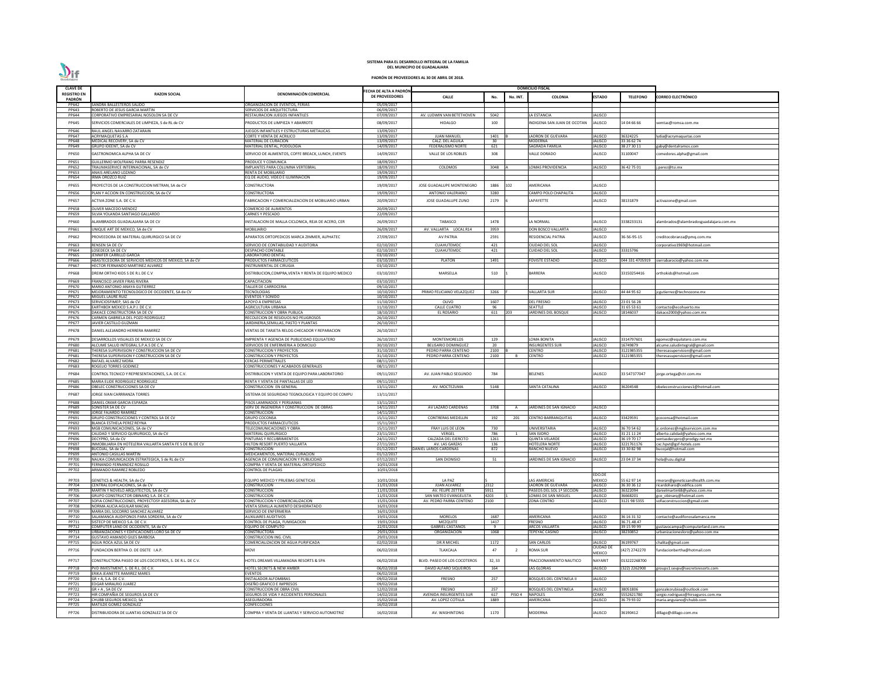**SISTEMA PARA EL DESARROLLO INTEGRAL DE LA FAMILIA**
**DEL MUNICIPIO DE GUADALAJARA**

**PADRÓN DE PROVEEDORES AL 30 DE ABRIL DE 2018.**

| CLAVE DE REGISTRO EN PADRÓN | RAZON SOCIAL | DENOMINACIÓN COMERCIAL | FECHA DE ALTA A PADRÓN DE PROVEEDORES | DOMICILIO FISCAL | | | | | | CORREO ELECTRÓNICO |
|---|---|---|---|---|---|---|---|---|---|---|
| | | | | CALLE | No. | No. INT. | COLONIA | ESTADO | TELEFONO | |
| PP642 | SANDRA BALLESTEROS SALIDO | ORGANIZACIÓN DE EVENTOS, FERIAS | 05/09/2017 | | | | | | | |
| PP643 | ROBERTO DE JESUS GARCIA MARTIN | SERVICIOS DE ARQUITECTURA | 06/09/2017 | | | | | | | |
| PP644 | CORPORATIVO EMPRESARIAL NOSOLON SA DE CV | RESTAURACION JUEGOS INFANTILES | 07/09/2017 | AV. LUDWIN VAN BETETHOVEN | 5042 | | LA ESTANCIA | JALISCO | | |
| PP645 | SERVICIOS COMERCIALES DE LIMPIEZA, S de RL de CV | PRODUCTOS DE LIMPIEZA Y ABARROTE | 08/09/2017 | HIDALGO | 100 | | INDIGENA SAN JUAN DE OCOTAN | JALISCO | 14 04 66 66 | ventas@romsa.com.mx |
| PP646 | RAUL ANGEL NAVARRO ZATARAIN | JUEGOS INFANTILES Y ESTRUCTURAS METALICAS | 13/09/2017 | | | | | | | |
| PP647 | ACRYMAQUETAS S.A | CORTE Y VENTA DE ACRILICO | 13/09/2017 | JUAN MANUEL | 1401 | B | LADRON DE GUEVARA | JALISCO | 36324225 | lydia@acrymaquetas.com |
| PP648 | MEDICAL RECOVERY, SA de CV | MATERIAL DE CURACION | 13/09/2017 | CALZ. DEL AGUILA | 30 | | MODERNA | JALISCO | 33 36 62 74 | |
| PP649 | GRUPO IDEENT, SA de CV | MATERIAL DENTAL, PODOLOGIA | 14/09/2017 | FEDERALISMO NORTE | 621 | | SAGRADA FAMILIA | JALISCO | 38 27 30 11 | gaby@dentalramos.com |
| PP650 | GASTRONOMICA ALPHA SA DE CV | SERVICIO DE ALIMENTOS, COFFE BREACK, LUNCH, EVENTS | 14/09/2017 | VALLE DE LOS ROBLES | 308 | | VALLE DORADO | JALISCO | 31100047 | comedores.alpha@gmail.com |
| PP651 | GUILLERMO WOLFRANG PARRA RESENDIZ | PRODUCE Y COMUNICA | 18/09/2017 | | | | | | | |
| PP652 | TRAUMASERVICE INTERNACIONAL, SA de CV | IMPLANTES PARA COLUMNA VERTEBRAL | 18/09/2017 | COLOMOS | 3048 | A | LOMAS PROVIDENCIA | JALISCO | 36 42 75 01 | j.perez@tsi.mx |
| PP653 | ANAIS ARELANO LOZANO | RENTA DE MOBILIARIO | 19/09/2017 | | | | | | | |
| PP654 | IRMA OROZCO RUIZ | EQ DE AUDIO, VIDEO E ILUMINACION | 19/09/2017 | | | | | | | |
| PP655 | PROYECTOS DE LA CONSTRUCCION METRAN, SA de CV | CONSTRUCTORA | 19/09/2017 | JOSE GUADALUPE MONTENEGRO | 1886 | 102 | AMERICANA | JALISCO | | |
| PP656 | PLAN Y ACCION EN CONSTRUCCION, SA de CV | CONSTRUCTORA | 19/09/2017 | ANTONIO VALERIANO | 3280 | | CAMPO POLO CHAPALITA | JALISCO | | |
| PP657 | ACTIVA ZONE S.A. DE C.V. | FABRICACION Y COMERCIALIZACION DE MOBILIARIO URBAN | 20/09/2017 | JOSE GUADALUPE ZUNO | 2179 | 6 | LAPAYETTE | JALISCO | 38131879 | activazone@gmail.com |
| PP658 | OLIVER MACEDO MENDEZ | COMERCIO DE ALIMENTOS | 20/09/2017 | | | | | | | |
| PP659 | SILVIA YOLANDA SANTIAGO GALLARDO | CARNES Y PESCADO | 22/09/2017 | | | | | | | |
| PP660 | ALAMBRADOS GUADALAJARA SA DE CV | INSTALACION DE MALLA CICLONICA, REJA DE ACERO, CER | 26/09/2017 | TABASCO | 1478 | | LA NORMAL | JALISCO | 3338233131 | alambrados@alambradosguadalajara.com.mx |
| PP661 | UNIQUE ART DE MEXICO, SA de CV | MOBILIARIO | 26/09/2017 | AV. VALLARTA LOCAL R14 | 3959 | | DON BOSCO VALLARTA | JALISCO | | |
| PP662 | PROVEEDORA DE MATERIAL QUIRURGICO SA DE CV | APARATOS ORTOPEDICOS MARCA ZIMMER, ALPHATEC | 27/09/2017 | AV PATRIA | 2591 | | RESIDENCIAL PATRIA | JALISCO | 36-56-95-15 | creditocobranza@pmq.com.mx |
| PP663 | RENSEN SA DE CV | SERVICIO DE CONTABILIDAD Y AUDITORIA | 02/10/2017 | CUAHUTEMOC | 421 | | CIUDAD DEL SOL | JALISCO | | corporativo1969@hotmail.com |
| PP664 | LOSEDECK SA DE CV | DESPACHO CONTABLE | 02/10/2017 | CUAHUTEMOC | 421 | | CUIDAD DEL SOL | JALISCO | 33315796 | |
| PP665 | JENNIFER CARRILLO GARCIA | LABORATORIO DENTAL | 03/10/2017 | | | | | | | |
| PP666 | ABASTECEDORA DE SERVICIOS MEDICOS DE MEXICO, SA de CV | PRODUCTOS FARMACEUTICOS | 03/10/2017 | PLATON | 1491 | | FOVISTE ESTADIO | JALISCO | 044 331 4705919 | sierrabarocio@yahoo.com.mx |
| PP667 | HECTOR FERNANDO MARTINEZ ALVAREZ | INSTRUMENTAL DE CIRUGIA | 03/10/2017 | | | | | | | |
| PP668 | DREIM ORTHO KIDS S DE R.L DE C.V | DISTRIBUCION,COMPRA,VENTA Y RENTA DE EQUIPO MEDICO | 03/10/2017 | MARSELLA | 510 | 1 | BARRERA | JALISCO | 33150254416 | orthokids@hotmail.com |
| PP669 | FRANCISCO JAVIER FRIAS RIVERA | CAPACITACION | 03/10/2017 | | | | | | | |
| PP670 | MARIO ANTONIO ANAYA GUTIERREZ | TALLER DE CARROCERIA | 09/10/2017 | | | | | | | |
| PP671 | MEJORAMIENTO TECNOLOGICO DE OCCIDENTE, SA de CV | TECNOLOGIAS | 10/10/2017 | PRIMO FELICIANO VELAZQUEZ | 3266 | F | VALLARTA SUR | JALISCO | 44 44 95 62 | jcgutierrez@technozone.mx |
| PP672 | MIGUEL LAURE RUIZ | EVENTOS Y SONIDO | 10/10/2017 | | | | | | | |
| PP673 | SERVICIOSFIMEP, SAS de CV | APOYO A EMPRESAS | 11/10/2017 | OLIVO | 1607 | | DEL FRESNO | JALISCO | 23 01 56 28 | |
| PP674 | EARTHBOX MEXICO S.A.P.I. DE C.V. | AGRICULTURA URBANA | 11/10/2017 | CALLE CUATRO | 96 | | SEATTLE | JALISCO | 31 65 53 61 | contacto@ecohuerto.mx |
| PP675 | DAKACE CONSTRUCTORA SA DE CV | CONSTRUCCION Y OBRA PUBLICA | 18/10/2017 | EL ROSARIO | 611 | 203 | JARDINES DEL BOSQUE | JALISCO | 18146037 | dakace2000@yahoo.com.mx |
| PP676 | CARMEN GABRIELA DEL POZO RODRIGUEZ | RECOLECION DE RESIDUOS NO PELIGROSOS | 26/10/2017 | | | | | | | |
| PP677 | JAVIER CASTILLO GUZMAN | JARDINERIA,SEMILLAS, PASTO Y PLANTAS | 26/10/2017 | | | | | | | |
| PP678 | DANIEL ALEJANDRO HERRERA RAMIREZ | VENTAS DE TARJETA RELOG CHECADOR Y REPARACION | 26/10/2017 | | | | | | | |
| PP679 | DESARROLLOS VISUALES DE MEXICO SA DE CV | IMPRENTA Y AGENCIA DE PUBLICIDAD EQUILATERO | 26/10/2017 | MONTEMORELOS | 129 | | LOMA BONITA | JALISCO | 3314797601 | egomez@equilatero.com.mx |
| PP680 | ALCUME SALUD INTEGRAL S.P.A.S DE C.V. | SERVICIOS DE ENFERMERIA A DOMICILIO | 30/10/2017 | BELISARIO DOMINGUEZ | 20 | | INSURGENTES SUR | JALISCO | 16749879 | alcume.saludintegral@gmail.com |
| PP681 | THERESA SUPERVISION Y CONSTRUCCION SA DE CV | CONSTRUCCION Y PROYECTOS | 31/10/2017 | PEDRO PARRA CENTENO | 2100 | B | CENTRO | JALISCO | 3121985355 | theresasupervision@gmail.com |
| PP681 | THERESA SUPERVISION Y CONSTRUCCION SA DE CV | CONSTRUCCION Y PROYECTOS | 31/10/2017 | PEDRO PARRA CENTENO | 2100 | B | CENTRO | JALISCO | 3121985355 | theresasupervision@gmail.com |
| PP682 | RAFAEL ALVAREZ MORA | CERCAS PERIMETRALES | 08/11/2017 | | | | | | | |
| PP683 | ROGELIO TORRES GODINEZ | CONSTRUCCIONES Y ACABADOS GENERALES | 08/11/2017 | | | | | | | |
| PP684 | CONTROL TECNICO Y REPRESENTACIONES, S.A. DE C.V. | DISTRIBUCION Y VENTA DE EQUIPO PARA LABORATORIO | 09/11/2017 | AV. JUAN PABLO SEGUNDO | 784 | | BELENES | JALISCO | 33 547377047 | jorge.ortega@ctr.com.mx |
| PP685 | MARIA ELIDE RODRIGUEZ RODRIGUEZ | RENTA Y VENTA DE PANTALLAS DE LED | 09/11/2017 | | | | | | | |
| PP686 | OBELEC CONSTRUCCIONES SA DE CV | CONSTRUCCION EN GENERAL | 13/11/2017 | AV. MOCTEZUMA | 5148 | | SANTA CATALINA | JALISCO | 36204548 | obeleconstrucciones1@hotmail.com |
| PP687 | JORGE IVAN CARRRANZA TORRES | SISTEMA DE SEGURIDAD TEGNOLOGICA Y EQUIPO DE COMPU | 13/11/2017 | | | | | | | |
| PP688 | DANIEL OMAR GARCIA ESPARZA | PISOS LAMINADOS Y PERSIANAS | 13/11/2017 | | | | | | | |
| PP689 | SONISTER SA DE CV | SERV DE INGENIERIA Y CONSTRUCCION DE OBRAS | 14/11/2017 | AV LAZARO CARDENAS | 3708 | A | JARDINES DE SAN IGNACIO | JALISCO | | |
| PP690 | JORGE FAJARDO RAMIREZ | CONSTRUCCION | 14/11/2017 | | | | | | | |
| PP691 | GRUPO CONSTRUCCIONES Y CONTROL SA DE CV | GRUPO COCONSA | 15/11/2017 | CONTRERAS MEDELLIN | 192 | 201 | CENTRO BARRANQUITAS | JALISCO | 33429591 | gcoconsa@hotmail.com |
| PP692 | BLANCA ESTHELA PEREZ REYNA | PRODUCTOS FARMACEUTICOS | 15/11/2017 | | | | | | | |
| PP693 | MGB COMUNICACIONES, SA de CV | TELECOMUNICACIONES Y OBRA | 15/11/2017 | FRAY LUIS DE LEON | 730 | | UNIVERSITARIA | JALISCO | 36 70 54 62 | jc.ordonez@mgbservicom.com.mx |
| PP695 | CALIDAD Y SERVICIO QUIRURGICO, SA de CV | MATERIAL QUIRURGICO | 23/11/2017 | VERGEL | 786 | 1 | SAN ISIDRO | JALISCO | 31 21 11 24 | alberto.calidad@yahoo.com.mx |
| PP696 | DECYPRO, SA de CV | PINTURAS Y RECUBRIMIENTOS | 24/11/2017 | CALZADA DEL EJERCITO | 1261 | | QUINTA VELARDE | JALISCO | 36 19 70 17 | ventasdecypro@prodigy.net.mx |
| PP697 | INMOBILIARIA EN HOTELERIA VALLARTA SANTA FE S DE RL DE CV | HILTON RESORT PUERTO VALLARTA | 27/11/2017 | AV. LAS GARZAS | 136 | | HOTELERA NORTE | JALISCO | 3221761176 | cxc.hpvt@gsf-hotels.com |
| PP698 | BUCOJAL, SA de CV | CONSTRUCCION | 01/12/2017 | DANIEL LARIOS CARDENAS | 872 | | RANCHO NUEVO | JALISCO | 33 30 82 98 | bucojal@hotmail.com |
| PP699 | ANTONIO CASILLAS MARTIN | MEDICAMENTOS, MATERIAL CURACION | 01/12/2017 | | | | | | | |
| PP700 | NAUKA COMUNICACION ESTRATEGICA, S de RL de CV | AGENCIA DE COMUNICACION Y PUBLICIDAD | 07/12/2017 | SAN DIONISIO | 51 | | JARDINES DE SAN IGNACIO | JALISCO | 23 04 37 34 | hola@uzu.digital |
| PP701 | FERNANDO FERNANDEZ ROSILLO | COMPRA Y VENTA DE MATERIAL ORTOPEDICO | 10/01/2018 | | | | | | | |
| PP702 | ARMANDO RAMIREZ ROBLEDO | CONTROL DE PLAGAS | 10/01/2018 | | | | | | | |
| PP703 | GENETICS & HEALTH, SA de CV | EQUIPO MEDICO Y PRUEBAS GENETICAS | 10/01/2018 | LA PAZ | 5 | | LAS AMERICAS | EDO.DE MEXICO | 55 62 97 14 | rmoran@geneticsandhealth.com.mx |
| PP704 | CENTRAL EDIFICACIONES, SA de CV | CONSTRUCCION | 11/01/2018 | JUAN ALVAREZ | 2312 | | LADRON DE GUEVARA | JALISCO | 36 30 36 12 | ricardoharo@cedifica.com |
| PP705 | MARTIN Y NOVELO ARQUITECTOS, SA de CV | CONSTRUCCION | 11/01/2018 | AV. FELIPE ZETTER | 5911 | | PASEOS DEL SOL 1ª SECCIÓN | JALISCO | 36322094 | danielmartin68@yahoo.com.mx |
| PP706 | GRUPO CONSTRUCTOR OBINARQ S.A. DE C.V. | CONSTRUCCION | 11/01/2018 | SAN MATEO EVANGELISTA | 4203 | 1 | LOMAS DE SAN MIGUEL | JALISCO | 36668201 | gco_obinarq@hotmail.com |
| PP707 | SOFIA CONSTRUCCIONES, PROYECTOSY ASESORIA, SA de CV | CONSTRUCCION Y COMERCIALIZACION | 15/01/2018 | AV. PEDRO PARRA CENTENO | 2100 | | ZONA CENTRO | JALISCO | 3121 98 5355 | sofiaconstruccion@gmail.com |
| PP708 | NORMA ALICIA AGUILAR MACIAS | VENTA SEMILLA ALIMENTO DESHIDRATADO | 16/01/2018 | | | | | | | |
| PP709 | MARIA DEL SOCORRO SANCHEZ ALVAREZ | SERVICIO DE ENFERMERIA | 16/01/2018 | | | | | | | |
| PP710 | SALAMANCA AUDIFONOS PARA SORDERA, SA de CV | AUXILIARES AUDITIVOS | 19/01/2018 | MORELOS | 1687 | | AMERICANA | JALISCO | 36 16 31 32 | contacto@audifonosalamanca.mx |
| PP711 | SISTECP DE MEXICO S.A. DE C.V. | CONTROL DE PLAGA, FUMIGACION | 19/01/2018 | MEZQUITE | 1417 | | FRESNO | JALISCO | 36.71.48.47 | |
| PP712 | COMPUTER LAND DE OCCIDENTE, SA de CV | EQUIPO DE COMPUTO | 22/01/2018 | GABRIEL CASTAÑOS | 9 | | ARCOS VALLARTA | JALISCO | 39 15 99 99 | gustavocampa@computerland.com.mx |
| PP713 | URBANIZACIONES Y EDIFICACIONES LORO SA DE CV | CONSTRUCTORA | 29/01/2018 | ORGANIZACION | 1068 | | TEPEYAC CASINO | JALISCO | 38230852 | urbanizacionesloro@yahoo.com.mx |
| PP714 | GUSTAVO AMANDO GILES BARBOSA | CONSTRUCCION ING. CIVIL | 29/01/2018 | | | | | | | |
| PP715 | AGUA ROCA AZUL SA DE CV | COMERCIALIZACION DE AGUA PURIFICADA | 02/02/2018 | DR.R MICHEL | 1172 | | SAN CARLOS | JALISCO | 36199767 | chalita@gmail.com |
| PP716 | FUNDACION BERTHA O. DE OSETE I.A.P. | MOVI | 06/02/2018 | TLAXCALA | 47 | 2 | ROMA SUR | CIUDAD DE MEXICO | (427) 2742270 | fundacionbertha@hotmail.com |
| PP717 | CONSTRUCTORA PASEO DE LOS COCOTEROS, S. DE R.L. DE C.V. | HOTEL DREAMS VILLAMAGNA RESORTS & SPA | 06/02/2018 | BLVD. PASEO DE LOS COCOTEROS | 32, 33 | | FRACCIONAMIENTO NAUTICO | NAYARIT | 013222268700 | |
| PP718 | PVD INVESTMENT, S. DE R.L. DE C.V. | HOTEL SECRETS & NEW AMBER | 06/02/2018 | DAVID ALFARO SIQUEIROS | 164 | | LAS GLORIAS | JALISCO | (322) 2262900 | groups1.sevpv@secretsresorts.com |
| PP719 | ERIKA JEANETTE RAMIREZ MARES | EVENTOS | 06/02/2018 | | | | | | | |
| PP720 | GR + A, S.A. DE C.V. | INSTALADOR ALFOMBRAS | 09/02/2018 | FRESNO | 257 | | BOSQUES DEL CENTINELA II | JALISCO | | |
| PP721 | EDGAR MIRALRIO JUAREZ | DISEÑO GRAFICO E IMPRESOS | 09/02/2018 | | | | | | | |
| PP722 | GR + A , SA DE CV | CONSTRUCCION DE OBRA CIVIL | 12/02/2018 | FRESNO | 257 | | BOSQUES DEL CENTINELA | JALISCO | 38051806 | gonzalezrubioa@outlook.com |
| PP723 | HIR COMPAÑIA DE SEGUROS SA DE CV | SEGUROS DE VIDA Y ACCIDENTES PERSONALES | 14/02/2018 | AVENIDA INSURGENTES SUR | 617 | PISO 4 | NAPOLES | CDMX | 5552621780 | sergio.rodriguez@hirseguros.com.mx |
| PP724 | CHUBB SEGUROS MEXICO, SA | ASEGURADORA | 15/02/2018 | AV. LOPEZ COTILLA | 1889 | | AMERICANA | JALISCO | 36 79 93 02 | maria.anguiano@chubb.com |
| PP725 | MATILDE GOMEZ GONZALEZ | CONFECCIONES | 16/02/2018 | | | | | | | |
| PP726 | DISTRIBUIDORA DE LLANTAS GONZALEZ SA DE CV | COMPRA Y VENTA DE LLANTAS Y SERVICIO AUTOMOTRIZ | 16/02/2018 | AV. WASHINTONG | 1170 | | MODERNA | JALISCO | 36190412 | dillago@dillago.com.mx |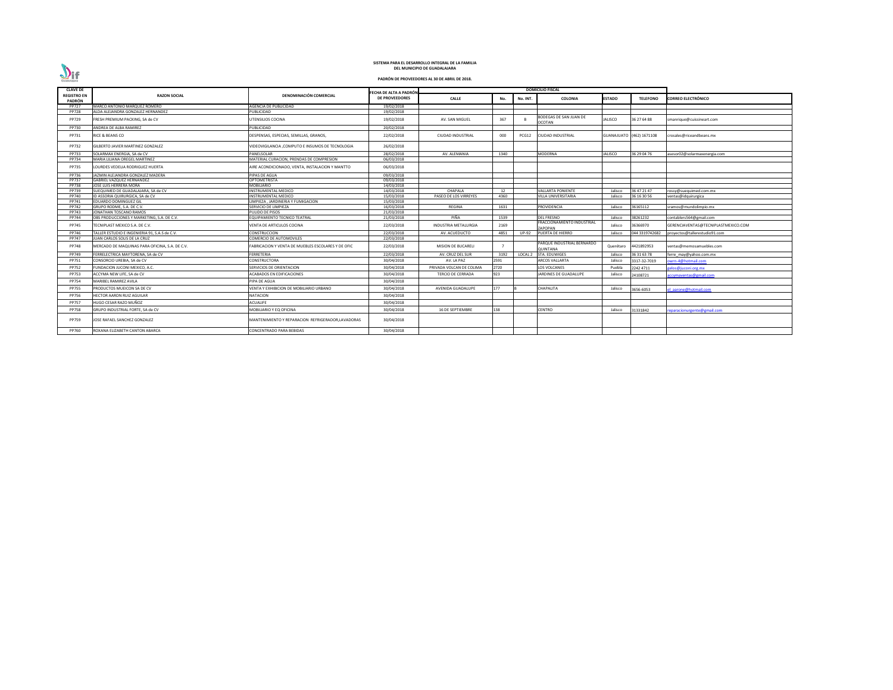**SISTEMA PARA EL DESARROLLO INTEGRAL DE LA FAMILIA**
**DEL MUNICIPIO DE GUADALAJARA**

**PADRÓN DE PROVEEDORES AL 30 DE ABRIL DE 2018.**

| CLAVE DE REGISTRO EN PADRÓN | RAZON SOCIAL | DENOMINACIÓN COMERCIAL | FECHA DE ALTA A PADRÓN DE PROVEEDORES | DOMICILIO FISCAL | | | | | | | |
|---|---|---|---|---|---|---|---|---|---|---|---|
| | | | | CALLE | No. | No. INT. | COLONIA | ESTADO | TELEFONO | CORREO ELECTRÓNICO |
| PP727 | MARCO ANTONIO MARQUEZ ROMERO | AGENCIA DE PUBLICIDAD | 19/02/2018 | | | | | | | |
| PP728 | ALDA ALEJANDRA GONZALEZ HERNANDEZ | PUBLICIDAD | 19/02/2018 | | | | | | | |
| PP729 | FRESH PREMIUM PACKING, SA de CV | UTENSILIOS COCINA | 19/02/2018 | AV. SAN MIGUEL | 367 | B | BODEGAS DE SAN JUAN DE OCOTAN | JALISCO | 36 27 64 88 | smanrique@cuissineart.com |
| PP730 | ANDREA DE ALBA RAMIREZ | PUBLICIDAD | 20/02/2018 | | | | | | | |
| PP731 | RICE & BEANS CO | DESPENSAS, ESPECIAS, SEMILLAS, GRANOS, | 22/02/2018 | CIUDAD INDUSTRIAL | 000 | PCG12 | CIUDAD INDUSTRIAL | GUANAJUATO | (462) 1671108 | crosales@riceandbeans.mx |
| PP732 | GILBERTO JAVIER MARTINEZ GONZALEZ | VIDEOVIGILANCIA ,COMPUTO E INSUMOS DE TECNOLOGIA | 26/02/2018 | | | | | | | |
| PP733 | SOLARMAX ENERGIA, SA de CV | PANELSOLAR | 28/02/2018 | AV. ALEMANIA | 1340 | | MODERNA | JALISCO | 36 29 04 76 | asesor02@solarmaxenergia.com |
| PP734 | MARIA LILIANA OREGEL MARTINEZ | MATERIAL CURACION, PRENDAS DE COMPRESION | 06/03/2018 | | | | | | | |
| PP735 | LOURDES VEDELIA RODRIGUEZ HUERTA | AIRE ACONDICIONADO, VENTA, INSTALACION Y MANTTO | 06/03/2018 | | | | | | | |
| PP736 | JAZMIN ALEJANDRA GONZALEZ MADERA | PIPAS DE AGUA | 09/03/2018 | | | | | | | |
| PP737 | GABRIEL VAZQUEZ HERNANDEZ | OPTOMETRISTA | 09/03/2018 | | | | | | | |
| PP738 | JOSE LUIS HERRERA MORA | MOBILIARIO | 14/03/2018 | | | | | | | |
| PP739 | SUEQUIMED DE GUADALAJARA, SA de CV | INSTRUMENTAL MEDICO | 14/03/2018 | CHAPALA | 12 | | VALLARTA PONIENTE | Jalisco | 36 47 21 47 | rossy@suequimed.com.mx |
| PP740 | ID ASSORIA QUIRURGICA, SA de CV | INSTRUMENTAL MEDICO | 15/03/2018 | PASEO DE LOS VIRREYES | 4360 | | VILLA UNIVERSITARIA | Jalisco | 36 16 30 56 | ventas@idquirurgica |
| PP741 | EDUARDO DOMINGUEZ GIL | LIMPIEZA , JARDINERIA Y FUMIGACION | 15/03/2018 | | | | | | | |
| PP742 | GRUPO RODME, S.A. DE C.V. | SERVICIO DE LIMPIEZA | 16/03/2018 | REGINA | 1631 | | PROVIDENCIA | Jalisco | 36165112 | sramos@mundolimpio.mx |
| PP743 | JONATHAN TOSCANO RAMOS | PULIDO DE PISOS | 21/03/2018 | | | | | | | |
| PP744 | OBS PRODUCCIONES Y MARKETING, S.A. DE C.V. | EQUIPAMIENTO TECNICO TEATRAL | 21/03/2018 | PIÑA | 1539 | | DEL FRESNO | Jalisco | 38261232 | contablers564@gmail.com |
| PP745 | TECNIPLAST MEXICO S.A. DE C.V. | VENTA DE ARTICULOS COCINA | 22/03/2018 | INDUSTRIA METALURGIA | 2169 | | FRACCIONAMIENTO INDUSTRIAL ZAPOPAN | Jalisco | 36366970 | GERENCIAVENTAS@TECNIPLASTMEXICO.COM |
| PP746 | TALLER ESTUDIO E INGENIERIA 91, S.A.S de C.V. | CONSTRUCCION | 22/03/2018 | AV. ACUEDUCTO | 4851 | UP-92 | PUERTA DE HIERRO | Jalisco | 044 3319742682 | proyectos@tallerestudio91.com |
| PP747 | JUAN CARLOS SOLIS DE LA CRUZ | COMERCIO DE AUTOMOVILES | 22/03/2018 | | | | | | | |
| PP748 | MERCADO DE MAQUINAS PARA OFICINA, S.A. DE C.V. | FABRICACION Y VENTA DE MUEBLES ESCOLARES Y DE OFIC | 22/03/2018 | MISION DE BUCARELI | 7 | | PARQUE INDUSTRIAL BERNARDO QUINTANA | Querétaro | 4421892953 | ventas@memosamuebles.com |
| PP749 | FERRELECTRICA MAYTORENA, SA de CV | FERRETERIA | 22/03/2018 | AV. CRUZ DEL SUR | 3192 | LOCAL 2 | STA. EDUWIGES | Jalisco | 36 31 63 78 | ferre_may@yahoo.com.mx |
| PP751 | CONSORCIO UREBIA, SA de CV | CONSTRUCTORA | 30/04/2018 | AV. LA PAZ | 2591 | | ARCOS VALLARTA | Jalisco | 3317-32-7019 | owrn-4@hotmail.com |
| PP752 | FUNDACION JUCONI MEXICO, A.C. | SERVICIOS DE ORIENTACION | 30/04/2018 | PRIVADA VOLCAN DE COLIMA | 2720 | | LOS VOLCANES | Puebla | 2242 4711 | gelos@juconi.org.mx |
| PP753 | ACCYMA NEW LIFE, SA de CV | ACABADOS EN EDIFICACIONES | 30/04/2018 | TERCIO DE CERRADA | 923 | | JARDINES DE GUADALUPE | Jalisco | 24108721 | accymaventas@gmail.com |
| PP754 | MARIBEL RAMIREZ AVILA | PIPA DE AGUA | 30/04/2018 | | | | | | | |
| PP755 | PRODUCTOS MUEICON SA DE CV | VENTA Y EXHIBICION DE MOBILIARIO URBANO | 30/04/2018 | AVENIDA GUADALUPE | 177 | B | CHAPALITA | Jalisco | 3656-6053 | el_aarone@hotmail.com |
| PP756 | HECTOR AARON RUIZ AGUILAR | NATACION | 30/04/2018 | | | | | | | |
| PP757 | HUGO CESAR RAZO MUÑOZ | ACUAJFE | 30/04/2018 | | | | | | | |
| PP758 | GRUPO INDUSTRIAL FORTE, SA de CV | MOBILIARIO Y EQ OFICINA | 30/04/2018 | 16 DE SEPTIEMBRE | 138 | | CENTRO | Jalisco | 31331842 | reparacionurgente@gmail.com |
| PP759 | JOSE RAFAEL SANCHEZ GONZALEZ | MANTENIMIENTO Y REPARACION REFRIGERADOR,LAVADORAS | 30/04/2018 | | | | | | | |
| PP760 | ROXANA ELIZABETH CANTON ABARCA | CONCENTRADO PARA BEBIDAS | 30/04/2018 | | | | | | | |